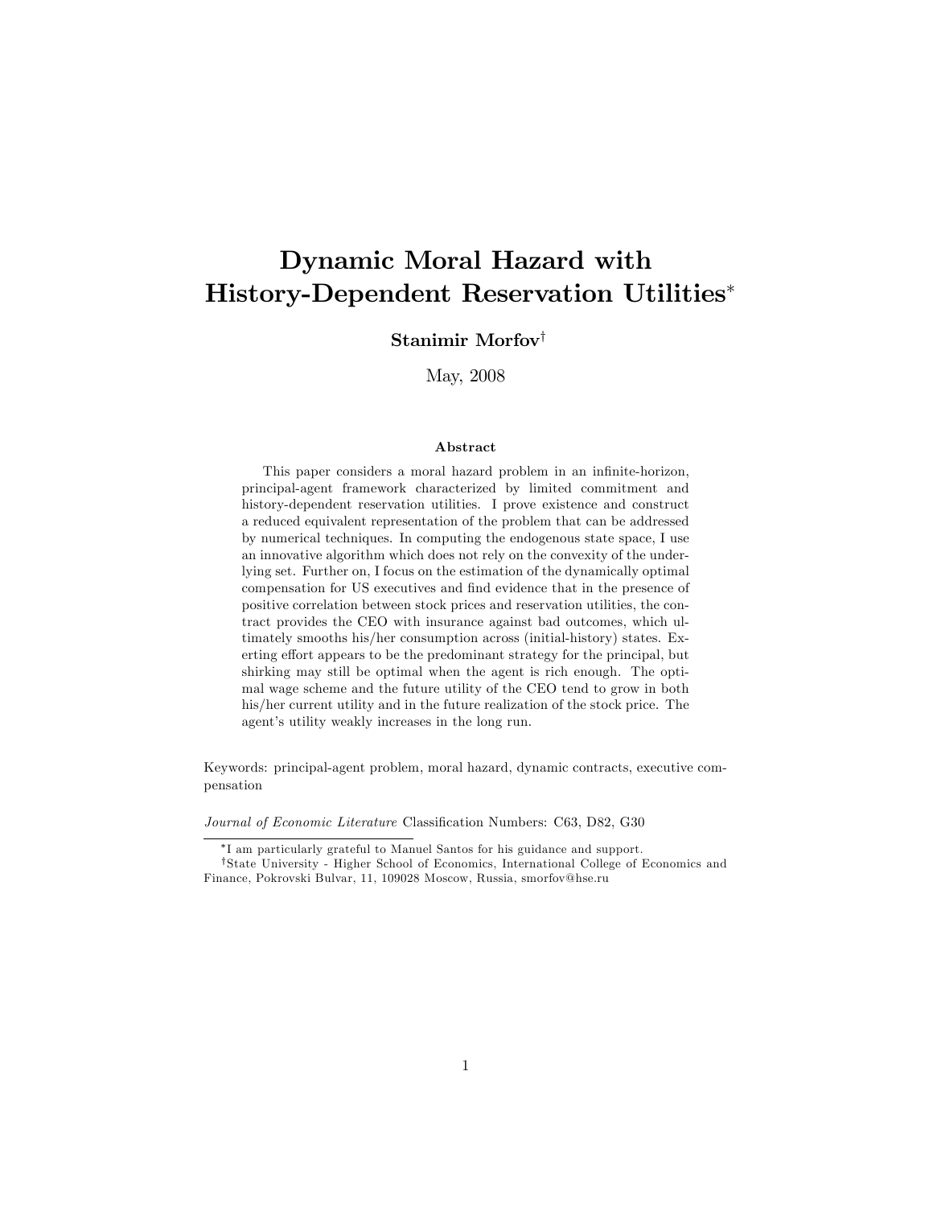# Dynamic Moral Hazard with History-Dependent Reservation Utilities*

**Stanimir Morfov**[†]

May, 2008

### Abstract

This paper considers a moral hazard problem in an infinite-horizon, principal-agent framework characterized by limited commitment and history-dependent reservation utilities. I prove existence and construct a reduced equivalent representation of the problem that can be addressed by numerical techniques. In computing the endogenous state space, I use an innovative algorithm which does not rely on the convexity of the underlying set. Further on, I focus on the estimation of the dynamically optimal compensation for US executives and find evidence that in the presence of positive correlation between stock prices and reservation utilities, the contract provides the CEO with insurance against bad outcomes, which ultimately smooths his/her consumption across (initial-history) states. Exerting effort appears to be the predominant strategy for the principal, but shirking may still be optimal when the agent is rich enough. The optimal wage scheme and the future utility of the CEO tend to grow in both his/her current utility and in the future realization of the stock price. The agent's utility weakly increases in the long run.

Keywords: principal-agent problem, moral hazard, dynamic contracts, executive compensation

*Journal of Economic Literature* Classification Numbers: C63, D82, G30

---

*I am particularly grateful to Manuel Santos for his guidance and support.

[†]State University - Higher School of Economics, International College of Economics and Finance, Pokrovski Bulvar, 11, 109028 Moscow, Russia, smorfov@hse.ru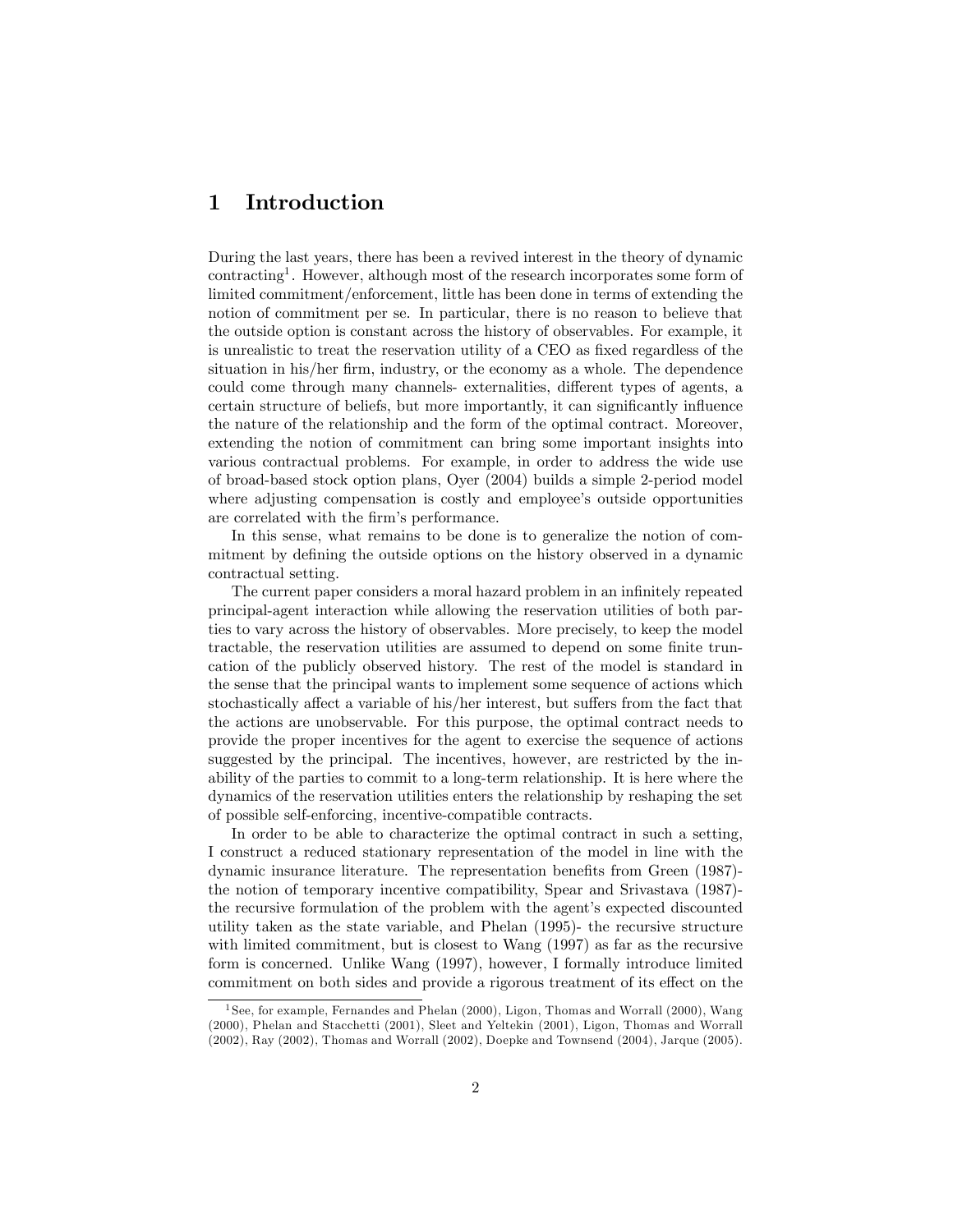# 1 Introduction

During the last years, there has been a revived interest in the theory of dynamic contracting[1]. However, although most of the research incorporates some form of limited commitment/enforcement, little has been done in terms of extending the notion of commitment per se. In particular, there is no reason to believe that the outside option is constant across the history of observables. For example, it is unrealistic to treat the reservation utility of a CEO as fixed regardless of the situation in his/her firm, industry, or the economy as a whole. The dependence could come through many channels- externalities, different types of agents, a certain structure of beliefs, but more importantly, it can significantly influence the nature of the relationship and the form of the optimal contract. Moreover, extending the notion of commitment can bring some important insights into various contractual problems. For example, in order to address the wide use of broad-based stock option plans, Oyer (2004) builds a simple 2-period model where adjusting compensation is costly and employee's outside opportunities are correlated with the firm's performance.

In this sense, what remains to be done is to generalize the notion of commitment by defining the outside options on the history observed in a dynamic contractual setting.

The current paper considers a moral hazard problem in an infinitely repeated principal-agent interaction while allowing the reservation utilities of both parties to vary across the history of observables. More precisely, to keep the model tractable, the reservation utilities are assumed to depend on some finite truncation of the publicly observed history. The rest of the model is standard in the sense that the principal wants to implement some sequence of actions which stochastically affect a variable of his/her interest, but suffers from the fact that the actions are unobservable. For this purpose, the optimal contract needs to provide the proper incentives for the agent to exercise the sequence of actions suggested by the principal. The incentives, however, are restricted by the inability of the parties to commit to a long-term relationship. It is here where the dynamics of the reservation utilities enters the relationship by reshaping the set of possible self-enforcing, incentive-compatible contracts.

In order to be able to characterize the optimal contract in such a setting, I construct a reduced stationary representation of the model in line with the dynamic insurance literature. The representation benefits from Green (1987)- the notion of temporary incentive compatibility, Spear and Srivastava (1987)- the recursive formulation of the problem with the agent's expected discounted utility taken as the state variable, and Phelan (1995)- the recursive structure with limited commitment, but is closest to Wang (1997) as far as the recursive form is concerned. Unlike Wang (1997), however, I formally introduce limited commitment on both sides and provide a rigorous treatment of its effect on the

[1] See, for example, Fernandes and Phelan (2000), Ligon, Thomas and Worrall (2000), Wang (2000), Phelan and Stacchetti (2001), Sleet and Yeltekin (2001), Ligon, Thomas and Worrall (2002), Ray (2002), Thomas and Worrall (2002), Doepke and Townsend (2004), Jarque (2005).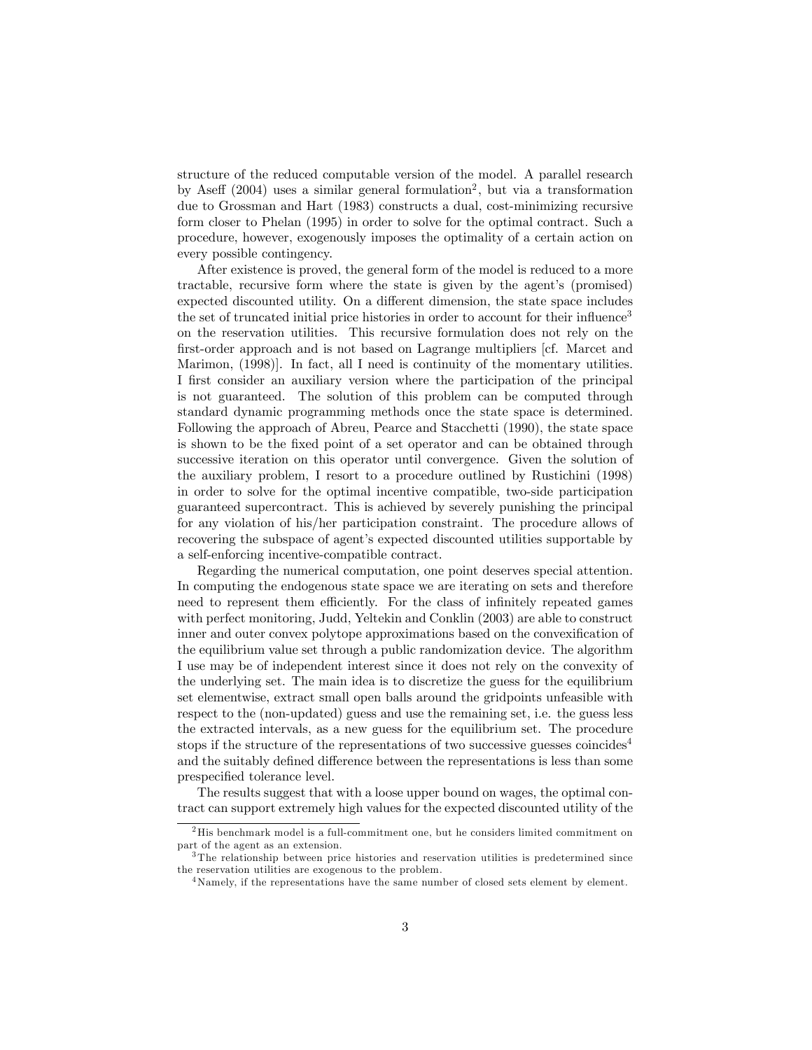structure of the reduced computable version of the model. A parallel research by Aseff (2004) uses a similar general formulation[2], but via a transformation due to Grossman and Hart (1983) constructs a dual, cost-minimizing recursive form closer to Phelan (1995) in order to solve for the optimal contract. Such a procedure, however, exogenously imposes the optimality of a certain action on every possible contingency.

After existence is proved, the general form of the model is reduced to a more tractable, recursive form where the state is given by the agent's (promised) expected discounted utility. On a different dimension, the state space includes the set of truncated initial price histories in order to account for their influence[3] on the reservation utilities. This recursive formulation does not rely on the first-order approach and is not based on Lagrange multipliers [cf. Marcet and Marimon, (1998)]. In fact, all I need is continuity of the momentary utilities. I first consider an auxiliary version where the participation of the principal is not guaranteed. The solution of this problem can be computed through standard dynamic programming methods once the state space is determined. Following the approach of Abreu, Pearce and Stacchetti (1990), the state space is shown to be the fixed point of a set operator and can be obtained through successive iteration on this operator until convergence. Given the solution of the auxiliary problem, I resort to a procedure outlined by Rustichini (1998) in order to solve for the optimal incentive compatible, two-side participation guaranteed supercontract. This is achieved by severely punishing the principal for any violation of his/her participation constraint. The procedure allows of recovering the subspace of agent's expected discounted utilities supportable by a self-enforcing incentive-compatible contract.

Regarding the numerical computation, one point deserves special attention. In computing the endogenous state space we are iterating on sets and therefore need to represent them efficiently. For the class of infinitely repeated games with perfect monitoring, Judd, Yeltekin and Conklin (2003) are able to construct inner and outer convex polytope approximations based on the convexification of the equilibrium value set through a public randomization device. The algorithm I use may be of independent interest since it does not rely on the convexity of the underlying set. The main idea is to discretize the guess for the equilibrium set elementwise, extract small open balls around the gridpoints unfeasible with respect to the (non-updated) guess and use the remaining set, i.e. the guess less the extracted intervals, as a new guess for the equilibrium set. The procedure stops if the structure of the representations of two successive guesses coincides[4] and the suitably defined difference between the representations is less than some prespecified tolerance level.

The results suggest that with a loose upper bound on wages, the optimal contract can support extremely high values for the expected discounted utility of the

---

[2] His benchmark model is a full-commitment one, but he considers limited commitment on part of the agent as an extension.

[3] The relationship between price histories and reservation utilities is predetermined since the reservation utilities are exogenous to the problem.

[4] Namely, if the representations have the same number of closed sets element by element.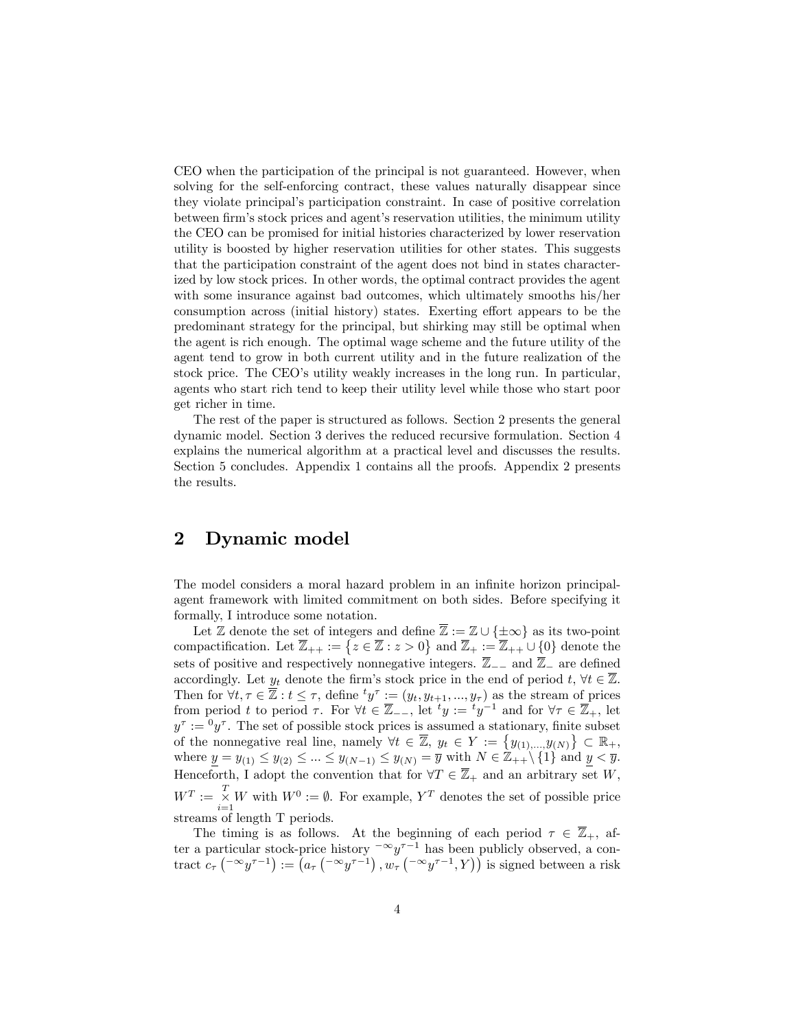CEO when the participation of the principal is not guaranteed. However, when solving for the self-enforcing contract, these values naturally disappear since they violate principal's participation constraint. In case of positive correlation between firm's stock prices and agent's reservation utilities, the minimum utility the CEO can be promised for initial histories characterized by lower reservation utility is boosted by higher reservation utilities for other states. This suggests that the participation constraint of the agent does not bind in states characterized by low stock prices. In other words, the optimal contract provides the agent with some insurance against bad outcomes, which ultimately smooths his/her consumption across (initial history) states. Exerting effort appears to be the predominant strategy for the principal, but shirking may still be optimal when the agent is rich enough. The optimal wage scheme and the future utility of the agent tend to grow in both current utility and in the future realization of the stock price. The CEO's utility weakly increases in the long run. In particular, agents who start rich tend to keep their utility level while those who start poor get richer in time.

The rest of the paper is structured as follows. Section 2 presents the general dynamic model. Section 3 derives the reduced recursive formulation. Section 4 explains the numerical algorithm at a practical level and discusses the results. Section 5 concludes. Appendix 1 contains all the proofs. Appendix 2 presents the results.

# 2 Dynamic model

The model considers a moral hazard problem in an infinite horizon principal-agent framework with limited commitment on both sides. Before specifying it formally, I introduce some notation.

Let $\mathbb{Z}$ denote the set of integers and define $\overline{\mathbb{Z}} := \mathbb{Z} \cup \{\pm\infty\}$ as its two-point compactification. Let $\overline{\mathbb{Z}}_{++} := \{z \in \overline{\mathbb{Z}} : z > 0\}$ and $\overline{\mathbb{Z}}_{+} := \overline{\mathbb{Z}}_{++} \cup \{0\}$ denote the sets of positive and respectively nonnegative integers. $\overline{\mathbb{Z}}_{--}$ and $\overline{\mathbb{Z}}_{-}$ are defined accordingly. Let $y_t$ denote the firm's stock price in the end of period $t$, $\forall t \in \overline{\mathbb{Z}}$. Then for $\forall t, \tau \in \overline{\mathbb{Z}} : t \leq \tau$, define ${}^{t}y^{\tau} := (y_t, y_{t+1}, ..., y_\tau)$ as the stream of prices from period $t$ to period $\tau$. For $\forall t \in \overline{\mathbb{Z}}_{--}$, let ${}^{t}y := {}^{t}y^{-1}$ and for $\forall \tau \in \overline{\mathbb{Z}}_{+}$, let $y^{\tau} := {}^{0}y^{\tau}$. The set of possible stock prices is assumed a stationary, finite subset of the nonnegative real line, namely $\forall t \in \overline{\mathbb{Z}}$, $y_t \in Y := \{y_{(1),...,}y_{(N)}\} \subset \mathbb{R}_{+}$, where $\underline{y} = y_{(1)} \leq y_{(2)} \leq ... \leq y_{(N-1)} \leq y_{(N)} = \overline{y}$ with $N \in \mathbb{Z}_{++} \setminus \{1\}$ and $\underline{y} < \overline{y}$. Henceforth, I adopt the convention that for $\forall T \in \overline{\mathbb{Z}}_{+}$ and an arbitrary set $W$, $W^T := \underset{i=1}{\overset{T}{\times}} W$ with $W^0 := \emptyset$. For example, $Y^T$ denotes the set of possible price streams of length T periods.

The timing is as follows. At the beginning of each period $\tau \in \overline{\mathbb{Z}}_{+}$, after a particular stock-price history ${}^{-\infty}y^{\tau-1}$ has been publicly observed, a contract $c_\tau\left({}^{-\infty}y^{\tau-1}\right) := \left(a_\tau\left({}^{-\infty}y^{\tau-1}\right), w_\tau\left({}^{-\infty}y^{\tau-1}, Y\right)\right)$ is signed between a risk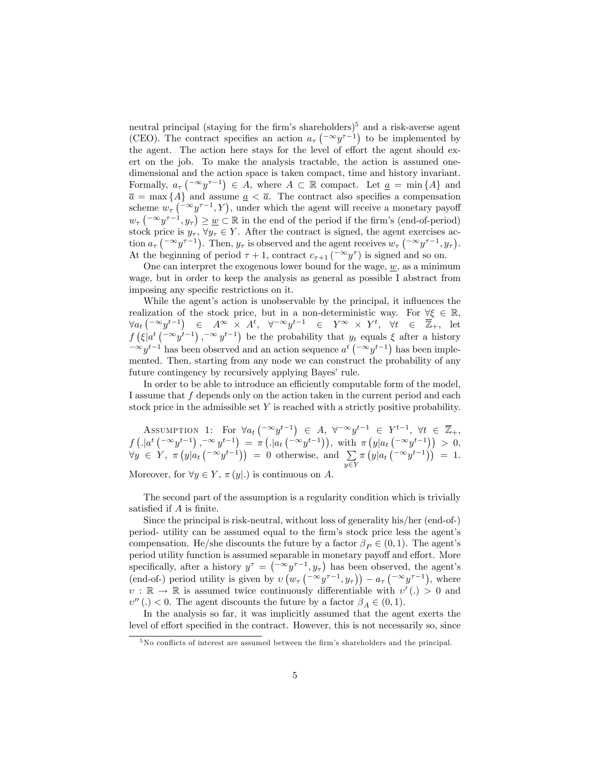neutral principal (staying for the firm's shareholders)[5] and a risk-averse agent (CEO). The contract specifies an action $a_\tau\left({}^{-\infty}y^{\tau-1}\right)$ to be implemented by the agent. The action here stays for the level of effort the agent should exert on the job. To make the analysis tractable, the action is assumed one-dimensional and the action space is taken compact, time and history invariant. Formally, $a_\tau\left({}^{-\infty}y^{\tau-1}\right) \in A$, where $A \subset \mathbb{R}$ compact. Let $\underline{a} = \min\{A\}$ and $\overline{a} = \max\{A\}$ and assume $\underline{a} < \overline{a}$. The contract also specifies a compensation scheme $w_\tau\left({}^{-\infty}y^{\tau-1}, Y\right)$, under which the agent will receive a monetary payoff $w_\tau\left({}^{-\infty}y^{\tau-1}, y_\tau\right) \geq \underline{w} \subset \mathbb{R}$ in the end of the period if the firm's (end-of-period) stock price is $y_\tau$, $\forall y_\tau \in Y$. After the contract is signed, the agent exercises action $a_\tau\left({}^{-\infty}y^{\tau-1}\right)$. Then, $y_\tau$ is observed and the agent receives $w_\tau\left({}^{-\infty}y^{\tau-1}, y_\tau\right)$. At the beginning of period $\tau+1$, contract $c_{\tau+1}\left({}^{-\infty}y^{\tau}\right)$ is signed and so on.

One can interpret the exogenous lower bound for the wage, $\underline{w}$, as a minimum wage, but in order to keep the analysis as general as possible I abstract from imposing any specific restrictions on it.

While the agent's action is unobservable by the principal, it influences the realization of the stock price, but in a non-deterministic way. For $\forall \xi \in \mathbb{R}$, $\forall a_t\left({}^{-\infty}y^{t-1}\right) \in A^\infty \times A^t$, $\forall {}^{-\infty}y^{t-1} \in Y^\infty \times Y^t$, $\forall t \in \overline{\mathbb{Z}}_+$, let $f\left(\xi | a^t\left({}^{-\infty}y^{t-1}\right), {}^{-\infty}y^{t-1}\right)$ be the probability that $y_t$ equals $\xi$ after a history ${}^{-\infty}y^{t-1}$ has been observed and an action sequence $a^t\left({}^{-\infty}y^{t-1}\right)$ has been implemented. Then, starting from any node we can construct the probability of any future contingency by recursively applying Bayes' rule.

In order to be able to introduce an efficiently computable form of the model, I assume that $f$ depends only on the action taken in the current period and each stock price in the admissible set $Y$ is reached with a strictly positive probability.

Assumption 1: For $\forall a_t\left({}^{-\infty}y^{t-1}\right) \in A$, $\forall {}^{-\infty}y^{t-1} \in Y^{t-1}$, $\forall t \in \overline{\mathbb{Z}}_+$, $f\left(.|a^t\left({}^{-\infty}y^{t-1}\right), {}^{-\infty}y^{t-1}\right) = \pi\left(.|a_t\left({}^{-\infty}y^{t-1}\right)\right)$, with $\pi\left(y|a_t\left({}^{-\infty}y^{t-1}\right)\right) > 0$, $\forall y \in Y$, $\pi\left(y|a_t\left({}^{-\infty}y^{t-1}\right)\right) = 0$ otherwise, and $\sum_{y \in Y} \pi\left(y|a_t\left({}^{-\infty}y^{t-1}\right)\right) = 1$. Moreover, for $\forall y \in Y$, $\pi(y|.)$ is continuous on $A$.

The second part of the assumption is a regularity condition which is trivially satisfied if $A$ is finite.

Since the principal is risk-neutral, without loss of generality his/her (end-of-) period- utility can be assumed equal to the firm's stock price less the agent's compensation. He/she discounts the future by a factor $\beta_P \in (0,1)$. The agent's period utility function is assumed separable in monetary payoff and effort. More specifically, after a history $y^\tau = \left({}^{-\infty}y^{\tau-1}, y_\tau\right)$ has been observed, the agent's (end-of-) period utility is given by $\upsilon\left(w_\tau\left({}^{-\infty}y^{\tau-1}, y_\tau\right)\right) - a_\tau\left({}^{-\infty}y^{\tau-1}\right)$, where $\upsilon : \mathbb{R} \to \mathbb{R}$ is assumed twice continuously differentiable with $\upsilon'(.) > 0$ and $\upsilon''(.) < 0$. The agent discounts the future by a factor $\beta_A \in (0,1)$.

In the analysis so far, it was implicitly assumed that the agent exerts the level of effort specified in the contract. However, this is not necessarily so, since

[5] No conflicts of interest are assumed between the firm's shareholders and the principal.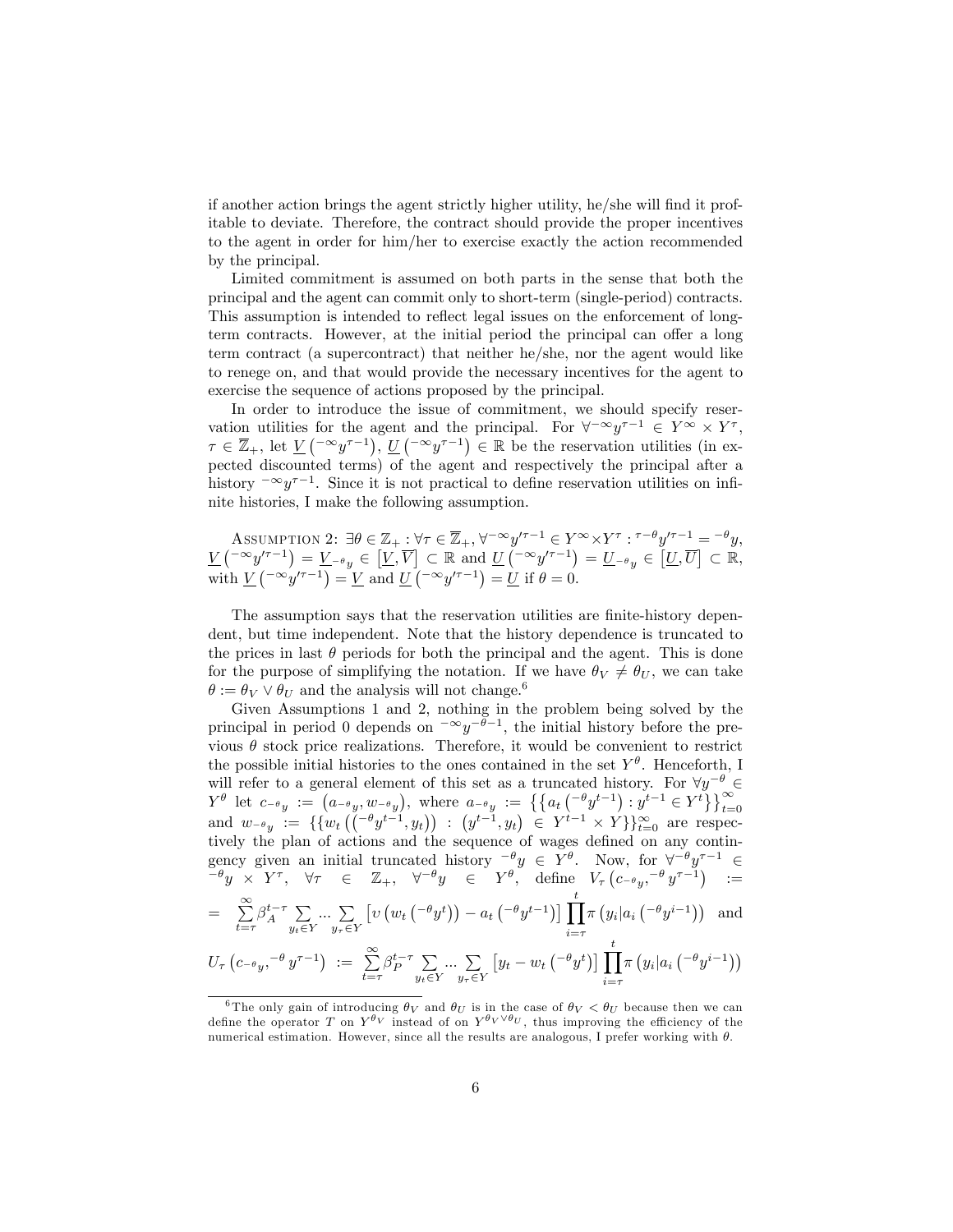if another action brings the agent strictly higher utility, he/she will find it profitable to deviate. Therefore, the contract should provide the proper incentives to the agent in order for him/her to exercise exactly the action recommended by the principal.

Limited commitment is assumed on both parts in the sense that both the principal and the agent can commit only to short-term (single-period) contracts. This assumption is intended to reflect legal issues on the enforcement of long-term contracts. However, at the initial period the principal can offer a long term contract (a supercontract) that neither he/she, nor the agent would like to renege on, and that would provide the necessary incentives for the agent to exercise the sequence of actions proposed by the principal.

In order to introduce the issue of commitment, we should specify reservation utilities for the agent and the principal. For $\forall^{-\infty}y^{\tau-1} \in Y^{\infty} \times Y^{\tau}$, $\tau \in \overline{\mathbb{Z}}_{+}$, let $\underline{V}\left({}^{-\infty}y^{\tau-1}\right)$, $\underline{U}\left({}^{-\infty}y^{\tau-1}\right) \in \mathbb{R}$ be the reservation utilities (in expected discounted terms) of the agent and respectively the principal after a history ${}^{-\infty}y^{\tau-1}$. Since it is not practical to define reservation utilities on infinite histories, I make the following assumption.

Assumption 2: $\exists \theta \in \mathbb{Z}_{+} : \forall \tau \in \overline{\mathbb{Z}}_{+}, \forall^{-\infty}y'^{\tau-1} \in Y^{\infty} \times Y^{\tau} : {}^{\tau-\theta}y'^{\tau-1} = {}^{-\theta}y$, $\underline{V}\left({}^{-\infty}y'^{\tau-1}\right) = \underline{V}_{-\theta_{y}} \in \left[\underline{V}, \overline{V}\right] \subset \mathbb{R}$ and $\underline{U}\left({}^{-\infty}y'^{\tau-1}\right) = \underline{U}_{-\theta_{y}} \in \left[\underline{U}, \overline{U}\right] \subset \mathbb{R}$, with $\underline{V}\left({}^{-\infty}y'^{\tau-1}\right) = \underline{V}$ and $\underline{U}\left({}^{-\infty}y'^{\tau-1}\right) = \underline{U}$ if $\theta = 0$.

The assumption says that the reservation utilities are finite-history dependent, but time independent. Note that the history dependence is truncated to the prices in last $\theta$ periods for both the principal and the agent. This is done for the purpose of simplifying the notation. If we have $\theta_V \neq \theta_U$, we can take $\theta := \theta_V \vee \theta_U$ and the analysis will not change.[6]

Given Assumptions 1 and 2, nothing in the problem being solved by the principal in period 0 depends on ${}^{-\infty}y^{-\theta-1}$, the initial history before the previous $\theta$ stock price realizations. Therefore, it would be convenient to restrict the possible initial histories to the ones contained in the set $Y^{\theta}$. Henceforth, I will refer to a general element of this set as a truncated history. For $\forall y^{-\theta} \in Y^{\theta}$ let $c_{-\theta_{y}} := \left(a_{-\theta_{y}}, w_{-\theta_{y}}\right)$, where $a_{-\theta_{y}} := \left\{\left\{a_t\left({}^{-\theta}y^{t-1}\right) : y^{t-1} \in Y^{t}\right\}\right\}_{t=0}^{\infty}$ and $w_{-\theta_{y}} := \left\{\left\{w_t\left(\left({}^{-\theta}y^{t-1}, y_t\right)\right) : \left(y^{t-1}, y_t\right) \in Y^{t-1} \times Y\right\}\right\}_{t=0}^{\infty}$ are respectively the plan of actions and the sequence of wages defined on any contingency given an initial truncated history ${}^{-\theta}y \in Y^{\theta}$. Now, for $\forall^{-\theta}y^{\tau-1} \in {}^{-\theta}y \times Y^{\tau}$, $\forall \tau \in \mathbb{Z}_{+}$, $\forall^{-\theta}y \in Y^{\theta}$, define $V_{\tau}\left(c_{-\theta_{y}}, {}^{-\theta}y^{\tau-1}\right) :=$

$$= \sum_{t=\tau}^{\infty} \beta_A^{t-\tau} \sum_{y_t \in Y} \cdots \sum_{y_\tau \in Y} \left[\upsilon\left(w_t\left({}^{-\theta}y^{t}\right)\right) - a_t\left({}^{-\theta}y^{t-1}\right)\right] \prod_{i=\tau}^{t} \pi\left(y_i | a_i\left({}^{-\theta}y^{i-1}\right)\right) \quad \text{and}$$

$$U_{\tau}\left(c_{-\theta_{y}}, {}^{-\theta}y^{\tau-1}\right) := \sum_{t=\tau}^{\infty} \beta_P^{t-\tau} \sum_{y_t \in Y} \cdots \sum_{y_\tau \in Y} \left[y_t - w_t\left({}^{-\theta}y^{t}\right)\right] \prod_{i=\tau}^{t} \pi\left(y_i | a_i\left({}^{-\theta}y^{i-1}\right)\right)$$

[6] The only gain of introducing $\theta_V$ and $\theta_U$ is in the case of $\theta_V < \theta_U$ because then we can define the operator $T$ on $Y^{\theta_V}$ instead of on $Y^{\theta_V \vee \theta_U}$, thus improving the efficiency of the numerical estimation. However, since all the results are analogous, I prefer working with $\theta$.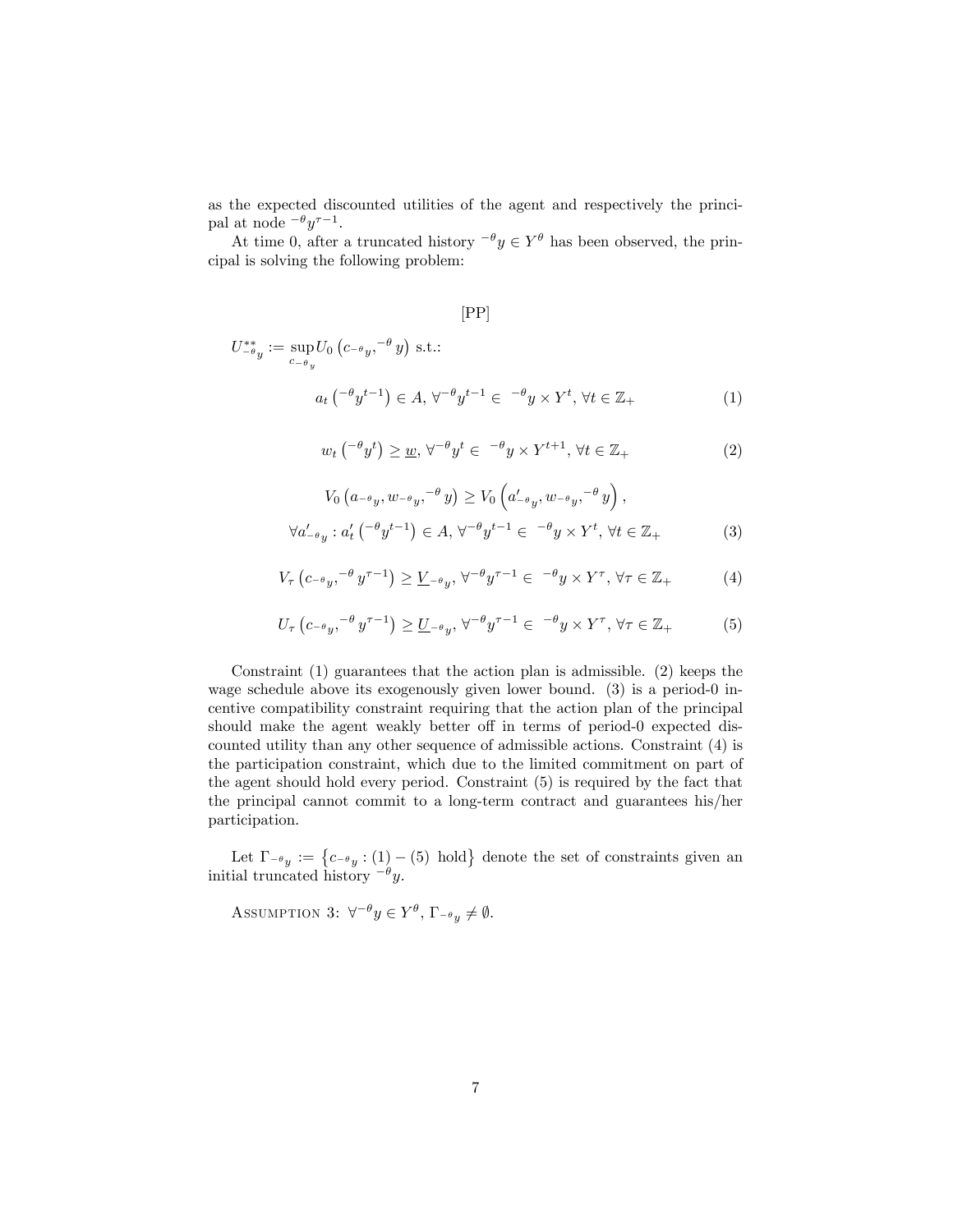as the expected discounted utilities of the agent and respectively the principal at node ${}^{-\theta}y^{\tau-1}$.

At time 0, after a truncated history ${}^{-\theta}y \in Y^{\theta}$ has been observed, the principal is solving the following problem:

[PP]

$$U^{**}_{-\theta y} := \sup_{c_{-\theta y}} U_0\left(c_{-\theta y}, {}^{-\theta}y\right) \text{ s.t.:}$$

$$a_t\left({}^{-\theta}y^{t-1}\right) \in A,\ \forall {}^{-\theta}y^{t-1} \in {}^{-\theta}y \times Y^{t},\ \forall t \in \mathbb{Z}_+ \tag{1}$$

$$w_t\left({}^{-\theta}y^{t}\right) \geq \underline{w},\ \forall {}^{-\theta}y^{t} \in {}^{-\theta}y \times Y^{t+1},\ \forall t \in \mathbb{Z}_+ \tag{2}$$

$$V_0\left(a_{-\theta y}, w_{-\theta y}, {}^{-\theta}y\right) \geq V_0\left(a'_{-\theta y}, w_{-\theta y}, {}^{-\theta}y\right),$$
$$\forall a'_{-\theta y} : a'_t\left({}^{-\theta}y^{t-1}\right) \in A,\ \forall {}^{-\theta}y^{t-1} \in {}^{-\theta}y \times Y^{t},\ \forall t \in \mathbb{Z}_+ \tag{3}$$

$$V_\tau\left(c_{-\theta y}, {}^{-\theta}y^{\tau-1}\right) \geq \underline{V}_{-\theta y},\ \forall {}^{-\theta}y^{\tau-1} \in {}^{-\theta}y \times Y^{\tau},\ \forall \tau \in \mathbb{Z}_+ \tag{4}$$

$$U_\tau\left(c_{-\theta y}, {}^{-\theta}y^{\tau-1}\right) \geq \underline{U}_{-\theta y},\ \forall {}^{-\theta}y^{\tau-1} \in {}^{-\theta}y \times Y^{\tau},\ \forall \tau \in \mathbb{Z}_+ \tag{5}$$

Constraint (1) guarantees that the action plan is admissible. (2) keeps the wage schedule above its exogenously given lower bound. (3) is a period-0 incentive compatibility constraint requiring that the action plan of the principal should make the agent weakly better off in terms of period-0 expected discounted utility than any other sequence of admissible actions. Constraint (4) is the participation constraint, which due to the limited commitment on part of the agent should hold every period. Constraint (5) is required by the fact that the principal cannot commit to a long-term contract and guarantees his/her participation.

Let $\Gamma_{-\theta y} := \left\{c_{-\theta y} : (1) - (5) \text{ hold}\right\}$ denote the set of constraints given an initial truncated history ${}^{-\theta}y$.

Assumption 3: $\forall {}^{-\theta}y \in Y^{\theta}$, $\Gamma_{-\theta y} \neq \emptyset$.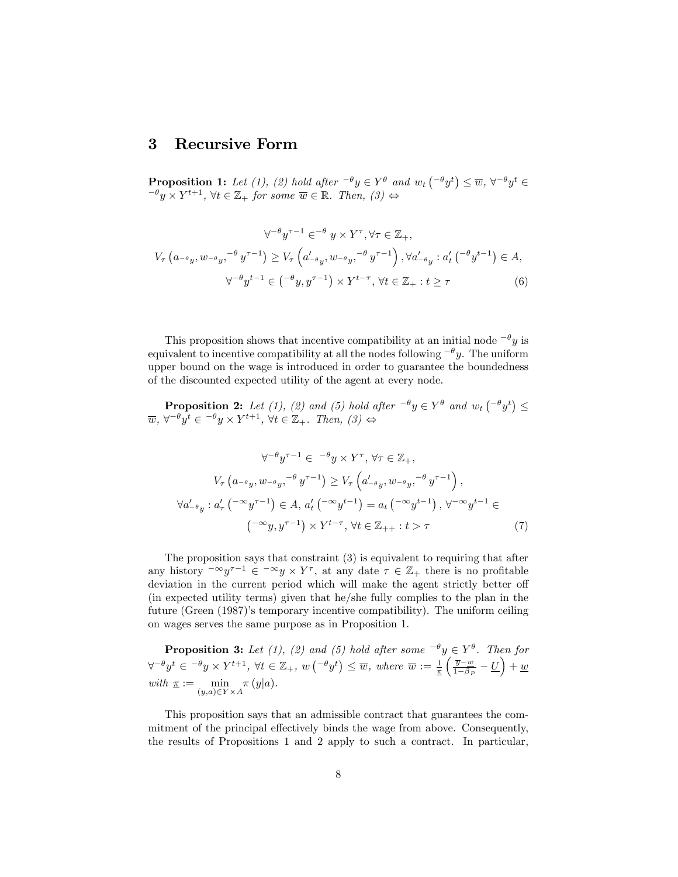## 3 Recursive Form

**Proposition 1:** *Let (1), (2) hold after ${}^{-\theta}y \in Y^{\theta}$ and $w_t\left({}^{-\theta}y^t\right) \leq \overline{w}$, $\forall {}^{-\theta}y^t \in {}^{-\theta}y \times Y^{t+1}$, $\forall t \in \mathbb{Z}_+$ for some $\overline{w} \in \mathbb{R}$. Then, (3) $\Leftrightarrow$*

$$
\begin{aligned}
&\forall {}^{-\theta}y^{\tau-1} \in {}^{-\theta}y \times Y^{\tau}, \forall \tau \in \mathbb{Z}_+, \\
&V_{\tau}\left(a_{-\theta_y}, w_{-\theta_y}, {}^{-\theta}y^{\tau-1}\right) \geq V_{\tau}\left(a'_{-\theta_y}, w_{-\theta_y}, {}^{-\theta}y^{\tau-1}\right), \forall a'_{-\theta_y} : a'_t\left({}^{-\theta}y^{t-1}\right) \in A, \\
&\forall {}^{-\theta}y^{t-1} \in \left({}^{-\theta}y, y^{\tau-1}\right) \times Y^{t-\tau}, \forall t \in \mathbb{Z}_+ : t \geq \tau
\end{aligned}
\tag{6}
$$

This proposition shows that incentive compatibility at an initial node ${}^{-\theta}y$ is equivalent to incentive compatibility at all the nodes following ${}^{-\theta}y$. The uniform upper bound on the wage is introduced in order to guarantee the boundedness of the discounted expected utility of the agent at every node.

**Proposition 2:** *Let (1), (2) and (5) hold after ${}^{-\theta}y \in Y^{\theta}$ and $w_t\left({}^{-\theta}y^t\right) \leq \overline{w}$, $\forall {}^{-\theta}y^t \in {}^{-\theta}y \times Y^{t+1}$, $\forall t \in \mathbb{Z}_+$. Then, (3) $\Leftrightarrow$*

$$
\begin{aligned}
&\forall {}^{-\theta}y^{\tau-1} \in {}^{-\theta}y \times Y^{\tau}, \forall \tau \in \mathbb{Z}_+, \\
&V_{\tau}\left(a_{-\theta_y}, w_{-\theta_y}, {}^{-\theta}y^{\tau-1}\right) \geq V_{\tau}\left(a'_{-\theta_y}, w_{-\theta_y}, {}^{-\theta}y^{\tau-1}\right), \\
&\forall a'_{-\theta_y} : a'_{\tau}\left({}^{-\infty}y^{\tau-1}\right) \in A, \; a'_t\left({}^{-\infty}y^{t-1}\right) = a_t\left({}^{-\infty}y^{t-1}\right), \forall {}^{-\infty}y^{t-1} \in \\
&\left({}^{-\infty}y, y^{\tau-1}\right) \times Y^{t-\tau}, \forall t \in \mathbb{Z}_{++} : t > \tau
\end{aligned}
\tag{7}
$$

The proposition says that constraint (3) is equivalent to requiring that after any history ${}^{-\infty}y^{\tau-1} \in {}^{-\infty}y \times Y^{\tau}$, at any date $\tau \in \mathbb{Z}_+$ there is no profitable deviation in the current period which will make the agent strictly better off (in expected utility terms) given that he/she fully complies to the plan in the future (Green (1987)'s temporary incentive compatibility). The uniform ceiling on wages serves the same purpose as in Proposition 1.

**Proposition 3:** *Let (1), (2) and (5) hold after some ${}^{-\theta}y \in Y^{\theta}$. Then for $\forall {}^{-\theta}y^t \in {}^{-\theta}y \times Y^{t+1}$, $\forall t \in \mathbb{Z}_+$, $w\left({}^{-\theta}y^t\right) \leq \overline{w}$, where $\overline{w} := \frac{1}{\underline{\pi}}\left(\frac{\overline{y}-\underline{w}}{1-\beta_P} - \underline{U}\right) + \underline{w}$ with $\underline{\pi} := \min\limits_{(y,a) \in Y \times A} \pi\left(y|a\right)$.*

This proposition says that an admissible contract that guarantees the commitment of the principal effectively binds the wage from above. Consequently, the results of Propositions 1 and 2 apply to such a contract. In particular,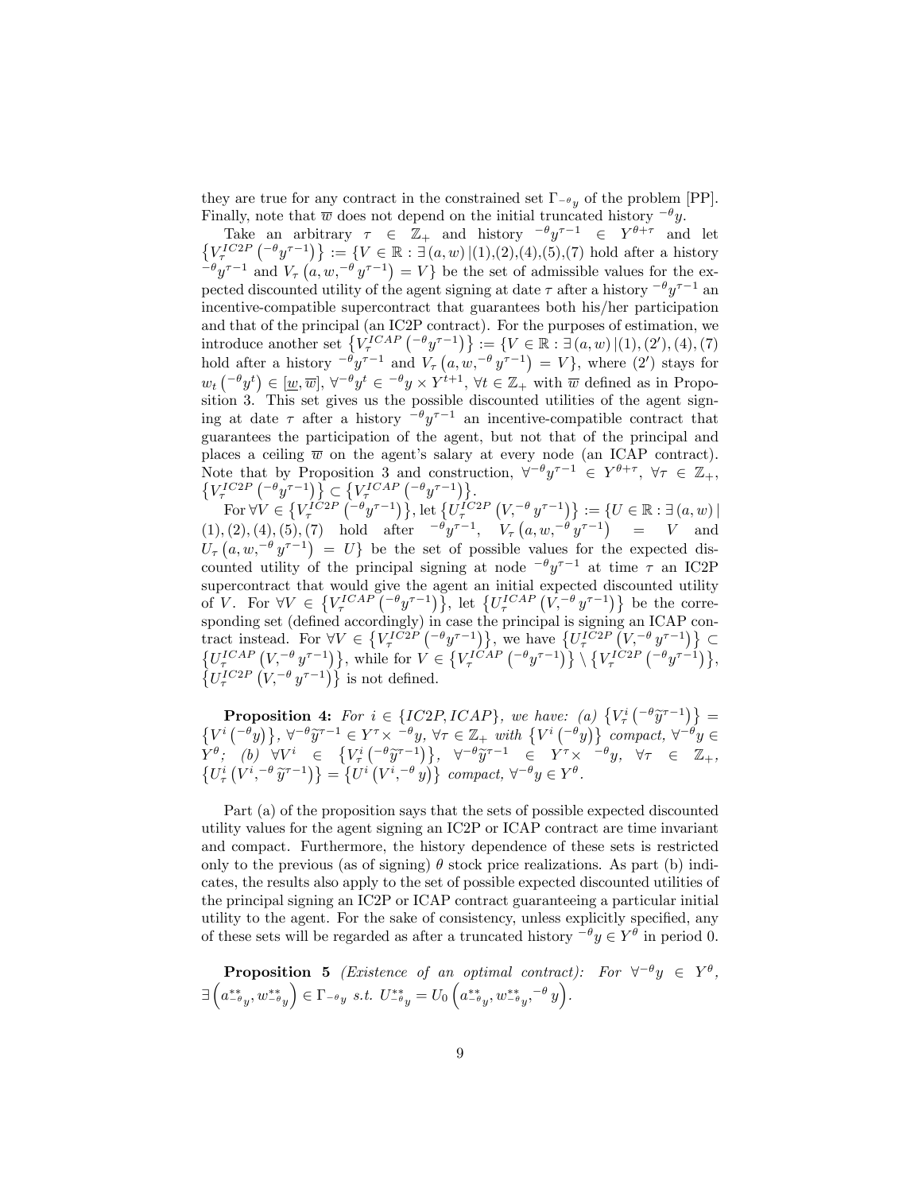they are true for any contract in the constrained set $\Gamma_{-\theta y}$ of the problem [PP]. Finally, note that $\overline{w}$ does not depend on the initial truncated history ${}^{-\theta}y$.

Take an arbitrary $\tau \in \mathbb{Z}_+$ and history ${}^{-\theta}y^{\tau-1} \in Y^{\theta+\tau}$ and let $\left\{V_\tau^{IC2P}\left({}^{-\theta}y^{\tau-1}\right)\right\} := \{V \in \mathbb{R} : \exists\,(a,w)\,|(1),(2),(4),(5),(7)$ hold after a history ${}^{-\theta}y^{\tau-1}$ and $V_\tau\left(a,w,{}^{-\theta}y^{\tau-1}\right) = V\}$ be the set of admissible values for the expected discounted utility of the agent signing at date $\tau$ after a history ${}^{-\theta}y^{\tau-1}$ an incentive-compatible supercontract that guarantees both his/her participation and that of the principal (an IC2P contract). For the purposes of estimation, we introduce another set $\left\{V_\tau^{ICAP}\left({}^{-\theta}y^{\tau-1}\right)\right\} := \{V \in \mathbb{R} : \exists\,(a,w)\,|(1),(2'),(4),(7)$ hold after a history ${}^{-\theta}y^{\tau-1}$ and $V_\tau\left(a,w,{}^{-\theta}y^{\tau-1}\right) = V\}$, where $(2')$ stays for $w_t\left({}^{-\theta}y^t\right) \in [\underline{w},\overline{w}]$, $\forall {}^{-\theta}y^t \in {}^{-\theta}y \times Y^{t+1}$, $\forall t \in \mathbb{Z}_+$ with $\overline{w}$ defined as in Proposition 3. This set gives us the possible discounted utilities of the agent signing at date $\tau$ after a history ${}^{-\theta}y^{\tau-1}$ an incentive-compatible contract that guarantees the participation of the agent, but not that of the principal and places a ceiling $\overline{w}$ on the agent's salary at every node (an ICAP contract). Note that by Proposition 3 and construction, $\forall {}^{-\theta}y^{\tau-1} \in Y^{\theta+\tau}$, $\forall \tau \in \mathbb{Z}_+$, $\left\{V_\tau^{IC2P}\left({}^{-\theta}y^{\tau-1}\right)\right\} \subset \left\{V_\tau^{ICAP}\left({}^{-\theta}y^{\tau-1}\right)\right\}$.

For $\forall V \in \left\{V_\tau^{IC2P}\left({}^{-\theta}y^{\tau-1}\right)\right\}$, let $\left\{U_\tau^{IC2P}\left(V,{}^{-\theta}y^{\tau-1}\right)\right\} := \{U \in \mathbb{R} : \exists\,(a,w)\,|$ $(1),(2),(4),(5),(7)$ hold after ${}^{-\theta}y^{\tau-1}$, $V_\tau\left(a,w,{}^{-\theta}y^{\tau-1}\right) = V$ and $U_\tau\left(a,w,{}^{-\theta}y^{\tau-1}\right) = U\}$ be the set of possible values for the expected discounted utility of the principal signing at node ${}^{-\theta}y^{\tau-1}$ at time $\tau$ an IC2P supercontract that would give the agent an initial expected discounted utility of $V$. For $\forall V \in \left\{V_\tau^{ICAP}\left({}^{-\theta}y^{\tau-1}\right)\right\}$, let $\left\{U_\tau^{ICAP}\left(V,{}^{-\theta}y^{\tau-1}\right)\right\}$ be the corresponding set (defined accordingly) in case the principal is signing an ICAP contract instead. For $\forall V \in \left\{V_\tau^{IC2P}\left({}^{-\theta}y^{\tau-1}\right)\right\}$, we have $\left\{U_\tau^{IC2P}\left(V,{}^{-\theta}y^{\tau-1}\right)\right\} \subset \left\{U_\tau^{ICAP}\left(V,{}^{-\theta}y^{\tau-1}\right)\right\}$, while for $V \in \left\{V_\tau^{ICAP}\left({}^{-\theta}y^{\tau-1}\right)\right\} \setminus \left\{V_\tau^{IC2P}\left({}^{-\theta}y^{\tau-1}\right)\right\}$, $\left\{U_\tau^{IC2P}\left(V,{}^{-\theta}y^{\tau-1}\right)\right\}$ is not defined.

**Proposition 4:** *For $i \in \{IC2P, ICAP\}$, we have: (a) $\left\{V_\tau^i\left({}^{-\theta}\widetilde{y}^{\tau-1}\right)\right\} = \left\{V^i\left({}^{-\theta}y\right)\right\}$, $\forall {}^{-\theta}\widetilde{y}^{\tau-1} \in Y^\tau \times {}^{-\theta}y$, $\forall \tau \in \mathbb{Z}_+$ with $\left\{V^i\left({}^{-\theta}y\right)\right\}$ compact, $\forall {}^{-\theta}y \in Y^\theta$; (b) $\forall V^i \in \left\{V_\tau^i\left({}^{-\theta}\widetilde{y}^{\tau-1}\right)\right\}$, $\forall {}^{-\theta}\widetilde{y}^{\tau-1} \in Y^\tau \times {}^{-\theta}y$, $\forall \tau \in \mathbb{Z}_+$, $\left\{U_\tau^i\left(V^i,{}^{-\theta}\widetilde{y}^{\tau-1}\right)\right\} = \left\{U^i\left(V^i,{}^{-\theta}y\right)\right\}$ compact, $\forall {}^{-\theta}y \in Y^\theta$.*

Part (a) of the proposition says that the sets of possible expected discounted utility values for the agent signing an IC2P or ICAP contract are time invariant and compact. Furthermore, the history dependence of these sets is restricted only to the previous (as of signing) $\theta$ stock price realizations. As part (b) indicates, the results also apply to the set of possible expected discounted utilities of the principal signing an IC2P or ICAP contract guaranteeing a particular initial utility to the agent. For the sake of consistency, unless explicitly specified, any of these sets will be regarded as after a truncated history ${}^{-\theta}y \in Y^\theta$ in period 0.

**Proposition 5** *(Existence of an optimal contract): For $\forall {}^{-\theta}y \in Y^\theta$, $\exists \left(a^{**}_{-\theta y}, w^{**}_{-\theta y}\right) \in \Gamma_{-\theta y}$ s.t. $U^{**}_{-\theta y} = U_0\left(a^{**}_{-\theta y}, w^{**}_{-\theta y}, {}^{-\theta}y\right)$.*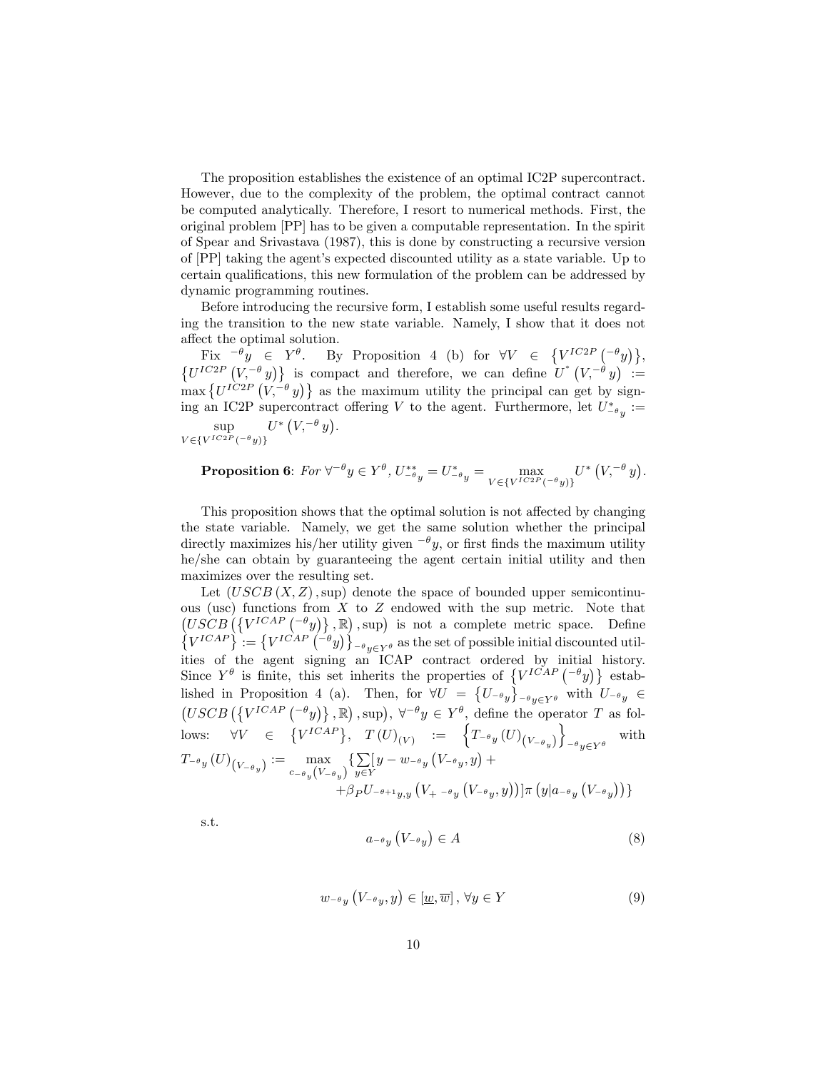The proposition establishes the existence of an optimal IC2P supercontract. However, due to the complexity of the problem, the optimal contract cannot be computed analytically. Therefore, I resort to numerical methods. First, the original problem [PP] has to be given a computable representation. In the spirit of Spear and Srivastava (1987), this is done by constructing a recursive version of [PP] taking the agent's expected discounted utility as a state variable. Up to certain qualifications, this new formulation of the problem can be addressed by dynamic programming routines.

Before introducing the recursive form, I establish some useful results regarding the transition to the new state variable. Namely, I show that it does not affect the optimal solution.

Fix ${}^{-\theta}y \in Y^{\theta}$. By Proposition 4 (b) for $\forall V \in \left\{V^{IC2P}\left({}^{-\theta}y\right)\right\}$, $\left\{U^{IC2P}\left(V, {}^{-\theta}y\right)\right\}$ is compact and therefore, we can define $U^{*}\left(V, {}^{-\theta}y\right) := \max\left\{U^{IC2P}\left(V, {}^{-\theta}y\right)\right\}$ as the maximum utility the principal can get by signing an IC2P supercontract offering $V$ to the agent. Furthermore, let $U^{*}_{{}^{-\theta}y} := \sup\limits_{V \in \left\{V^{IC2P}\left({}^{-\theta}y\right)\right\}} U^{*}\left(V, {}^{-\theta}y\right)$.

**Proposition 6**: *For* $\forall {}^{-\theta}y \in Y^{\theta}$, $U^{**}_{{}^{-\theta}y} = U^{*}_{{}^{-\theta}y} = \max\limits_{V \in \left\{V^{IC2P}\left({}^{-\theta}y\right)\right\}} U^{*}\left(V, {}^{-\theta}y\right)$.

This proposition shows that the optimal solution is not affected by changing the state variable. Namely, we get the same solution whether the principal directly maximizes his/her utility given ${}^{-\theta}y$, or first finds the maximum utility he/she can obtain by guaranteeing the agent certain initial utility and then maximizes over the resulting set.

Let $\left(USCB\left(X, Z\right), \sup\right)$ denote the space of bounded upper semicontinuous (usc) functions from $X$ to $Z$ endowed with the sup metric. Note that $\left(USCB\left(\left\{V^{ICAP}\left({}^{-\theta}y\right)\right\}, \mathbb{R}\right), \sup\right)$ is not a complete metric space. Define $\left\{V^{ICAP}\right\} := \left\{V^{ICAP}\left({}^{-\theta}y\right)\right\}_{{}^{-\theta}y \in Y^{\theta}}$ as the set of possible initial discounted utilities of the agent signing an ICAP contract ordered by initial history. Since $Y^{\theta}$ is finite, this set inherits the properties of $\left\{V^{ICAP}\left({}^{-\theta}y\right)\right\}$ established in Proposition 4 (a). Then, for $\forall U = \left\{U_{{}^{-\theta}y}\right\}_{{}^{-\theta}y \in Y^{\theta}}$ with $U_{{}^{-\theta}y} \in \left(USCB\left(\left\{V^{ICAP}\left({}^{-\theta}y\right)\right\}, \mathbb{R}\right), \sup\right)$, $\forall {}^{-\theta}y \in Y^{\theta}$, define the operator $T$ as follows: $\forall V \in \left\{V^{ICAP}\right\}$, $T\left(U\right)_{(V)} := \left\{T_{{}^{-\theta}y}\left(U\right)_{\left(V_{{}^{-\theta}y}\right)}\right\}_{{}^{-\theta}y \in Y^{\theta}}$ with

$$T_{{}^{-\theta}y}\left(U\right)_{\left(V_{{}^{-\theta}y}\right)} := \max_{c_{{}^{-\theta}y}\left(V_{{}^{-\theta}y}\right)} \Big\{\sum_{y \in Y}\big[y - w_{{}^{-\theta}y}\left(V_{{}^{-\theta}y}, y\right) + \beta_P U_{{}^{-\theta+1}y, y}\left(V_{+\ {}^{-\theta}y}\left(V_{{}^{-\theta}y}, y\right)\right)\big]\pi\left(y | a_{{}^{-\theta}y}\left(V_{{}^{-\theta}y}\right)\right)\Big\}$$

s.t.

$$a_{{}^{-\theta}y}\left(V_{{}^{-\theta}y}\right) \in A \tag{8}$$

$$w_{{}^{-\theta}y}\left(V_{{}^{-\theta}y}, y\right) \in \left[\underline{w}, \overline{w}\right], \forall y \in Y \tag{9}$$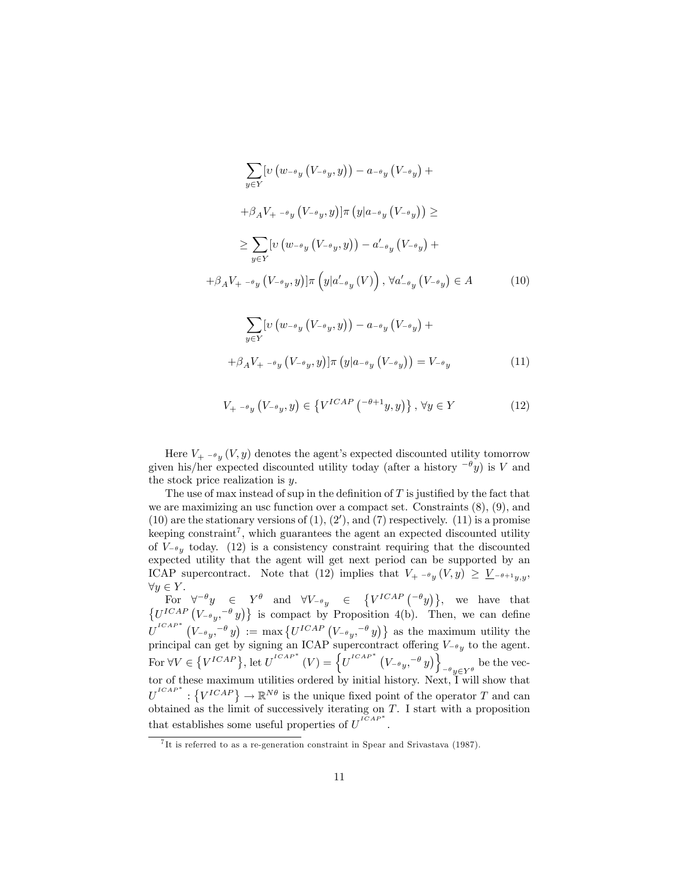$$\sum_{y\in Y}[\upsilon\left(w_{-\theta_y}\left(V_{-\theta_y},y\right)\right)-a_{-\theta_y}\left(V_{-\theta_y}\right)+$$

$$+\beta_A V_{+\ {}^{-\theta}y}\left(V_{-\theta_y},y\right)]\pi\left(y|a_{-\theta_y}\left(V_{-\theta_y}\right)\right)\geq$$

$$\geq\sum_{y\in Y}[\upsilon\left(w_{-\theta_y}\left(V_{-\theta_y},y\right)\right)-a'_{-\theta_y}\left(V_{-\theta_y}\right)+$$

$$+\beta_A V_{+\ {}^{-\theta}y}\left(V_{-\theta_y},y\right)]\pi\left(y|a'_{-\theta_y}\left(V\right)\right),\ \forall a'_{-\theta_y}\left(V_{-\theta_y}\right)\in A \tag{10}$$

$$\sum_{y\in Y}[\upsilon\left(w_{-\theta_y}\left(V_{-\theta_y},y\right)\right)-a_{-\theta_y}\left(V_{-\theta_y}\right)+$$

$$+\beta_A V_{+\ {}^{-\theta}y}\left(V_{-\theta_y},y\right)]\pi\left(y|a_{-\theta_y}\left(V_{-\theta_y}\right)\right)=V_{-\theta_y} \tag{11}$$

$$V_{+\ {}^{-\theta}y}\left(V_{-\theta_y},y\right)\in\left\{V^{ICAP}\left({}^{-\theta+1}y,y\right)\right\},\ \forall y\in Y \tag{12}$$

Here $V_{+\ {}^{-\theta}y}\left(V,y\right)$ denotes the agent's expected discounted utility tomorrow given his/her expected discounted utility today (after a history ${}^{-\theta}y$) is $V$ and the stock price realization is $y$.

The use of max instead of sup in the definition of $T$ is justified by the fact that we are maximizing an usc function over a compact set. Constraints (8), (9), and (10) are the stationary versions of (1), (2′), and (7) respectively. (11) is a promise keeping constraint[7], which guarantees the agent an expected discounted utility of $V_{-\theta_y}$ today. (12) is a consistency constraint requiring that the discounted expected utility that the agent will get next period can be supported by an ICAP supercontract. Note that (12) implies that $V_{+\ {}^{-\theta}y}\left(V,y\right)\geq\underline{V}_{-\theta+1_{y},y}$, $\forall y\in Y$.

For $\forall{}^{-\theta}y\in Y^{\theta}$ and $\forall V_{-\theta_y}\in\left\{V^{ICAP}\left({}^{-\theta}y\right)\right\}$, we have that $\left\{U^{ICAP}\left(V_{-\theta_y},{}^{-\theta}y\right)\right\}$ is compact by Proposition 4(b). Then, we can define $U^{ICAP^*}\left(V_{-\theta_y},{}^{-\theta}y\right):=\max\left\{U^{ICAP}\left(V_{-\theta_y},{}^{-\theta}y\right)\right\}$ as the maximum utility the principal can get by signing an ICAP supercontract offering $V_{-\theta_y}$ to the agent. For $\forall V\in\left\{V^{ICAP}\right\}$, let $U^{ICAP^*}\left(V\right)=\left\{U^{ICAP^*}\left(V_{-\theta_y},{}^{-\theta}y\right)\right\}_{{}^{-\theta}y\in Y^{\theta}}$ be the vector of these maximum utilities ordered by initial history. Next, I will show that $U^{ICAP^*}:\left\{V^{ICAP}\right\}\rightarrow\mathbb{R}^{N\theta}$ is the unique fixed point of the operator $T$ and can obtained as the limit of successively iterating on $T$. I start with a proposition that establishes some useful properties of $U^{ICAP^*}$.

[7] It is referred to as a re-generation constraint in Spear and Srivastava (1987).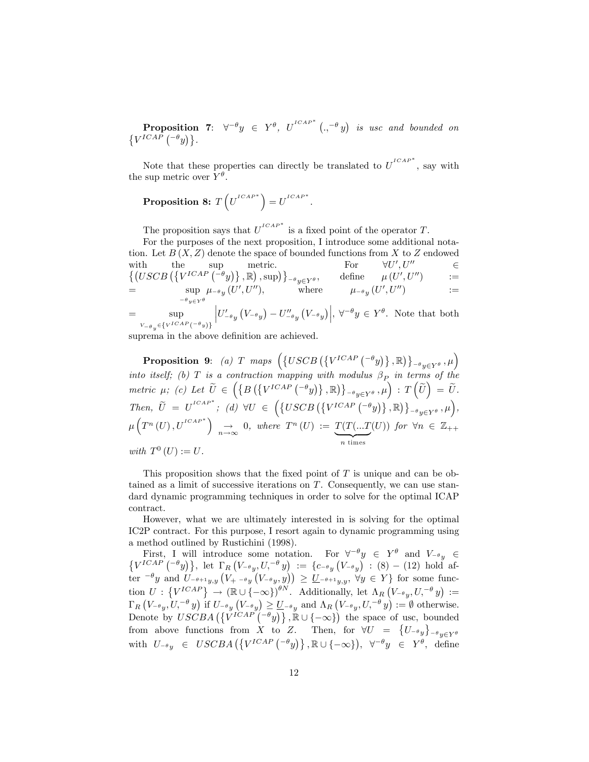**Proposition 7**: $\forall^{-\theta}y \in Y^{\theta}$, $U^{ICAP^*}(., {}^{-\theta}y)$ *is usc and bounded on* $\{V^{ICAP}({}^{-\theta}y)\}$.

Note that these properties can directly be translated to $U^{ICAP^*}$, say with the sup metric over $Y^{\theta}$.

**Proposition 8:** $T\left(U^{ICAP^*}\right) = U^{ICAP^*}$.

The proposition says that $U^{ICAP^*}$ is a fixed point of the operator $T$.

For the purposes of the next proposition, I introduce some additional notation. Let $B(X,Z)$ denote the space of bounded functions from $X$ to $Z$ endowed with the sup metric. For $\forall U', U'' \in \left\{\left(USCB\left(\{V^{ICAP}({}^{-\theta}y)\}, \mathbb{R}\right), \sup\right)\right\}_{-\theta y \in Y^{\theta}}$, define $\mu(U', U'') := = \sup_{-\theta y \in Y^{\theta}} \mu_{-\theta y}(U', U'')$, where $\mu_{-\theta y}(U', U'') := = \sup_{V_{-\theta y} \in \{V^{ICAP}({}^{-\theta}y)\}} \left| U'_{-\theta y}(V_{-\theta y}) - U''_{-\theta y}(V_{-\theta y}) \right|$, $\forall^{-\theta}y \in Y^{\theta}$. Note that both suprema in the above definition are achieved.

**Proposition 9**: *(a)* $T$ *maps* $\left(\left\{USCB\left(\{V^{ICAP}({}^{-\theta}y)\}, \mathbb{R}\right)\right\}_{-\theta y \in Y^{\theta}}, \mu\right)$ *into itself; (b)* $T$ *is a contraction mapping with modulus* $\beta_P$ *in terms of the metric* $\mu$*; (c) Let* $\widetilde{U} \in \left(\left\{B\left(\{V^{ICAP}({}^{-\theta}y)\}, \mathbb{R}\right)\right\}_{-\theta y \in Y^{\theta}}, \mu\right) : T\left(\widetilde{U}\right) = \widetilde{U}$. *Then,* $\widetilde{U} = U^{ICAP^*}$*; (d)* $\forall U \in \left(\left\{USCB\left(\{V^{ICAP}({}^{-\theta}y)\}, \mathbb{R}\right)\right\}_{-\theta y \in Y^{\theta}}, \mu\right)$, $\mu\left(T^n(U), U^{ICAP^*}\right) \underset{n \to \infty}{\to} 0$*, where* $T^n(U) := \underbrace{T(T(...T}_{n \text{ times}}(U))$ *for* $\forall n \in \mathbb{Z}_{++}$ *with* $T^0(U) := U$.

This proposition shows that the fixed point of $T$ is unique and can be obtained as a limit of successive iterations on $T$. Consequently, we can use standard dynamic programming techniques in order to solve for the optimal ICAP contract.

However, what we are ultimately interested in is solving for the optimal IC2P contract. For this purpose, I resort again to dynamic programming using a method outlined by Rustichini (1998).

First, I will introduce some notation. For $\forall^{-\theta}y \in Y^{\theta}$ and $V_{-\theta y} \in \{V^{ICAP}({}^{-\theta}y)\}$, let $\Gamma_R(V_{-\theta y}, U, {}^{-\theta}y) := \{c_{-\theta y}(V_{-\theta y}) : (8) - (12)$ hold after ${}^{-\theta}y$ and $U_{-\theta+1 y, y}\left(V_{+\,-\theta y}(V_{-\theta y}, y)\right) \geq \underline{U}_{-\theta+1 y, y}, \forall y \in Y\}$ for some function $U : \{V^{ICAP}\} \to (\mathbb{R} \cup \{-\infty\})^{\theta N}$. Additionally, let $\Lambda_R(V_{-\theta y}, U, {}^{-\theta}y) := \Gamma_R(V_{-\theta y}, U, {}^{-\theta}y)$ if $U_{-\theta y}(V_{-\theta y}) \geq \underline{U}_{-\theta y}$ and $\Lambda_R(V_{-\theta y}, U, {}^{-\theta}y) := \emptyset$ otherwise. Denote by $USCBA\left(\{V^{ICAP}({}^{-\theta}y)\}, \mathbb{R} \cup \{-\infty\}\right)$ the space of usc, bounded from above functions from $X$ to $Z$. Then, for $\forall U = \{U_{-\theta y}\}_{-\theta y \in Y^{\theta}}$ with $U_{-\theta y} \in USCBA\left(\{V^{ICAP}({}^{-\theta}y)\}, \mathbb{R} \cup \{-\infty\}\right)$, $\forall^{-\theta}y \in Y^{\theta}$, define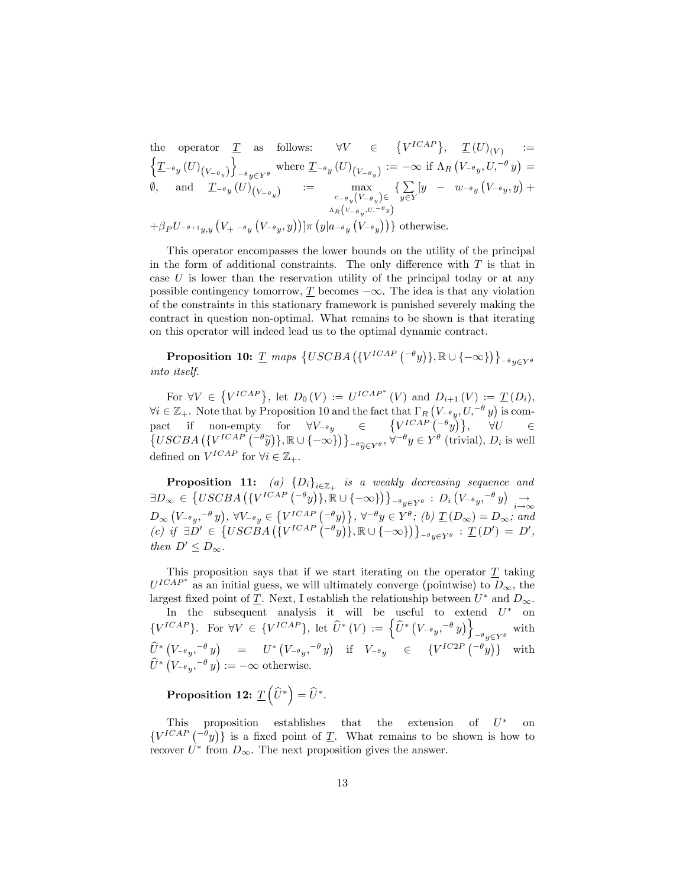the operator $\underline{T}$ as follows: $\forall V \in \{V^{ICAP}\}$, $\underline{T}(U)_{(V)} := \left\{\underline{T}_{^{-\theta}y}(U)_{(V_{^{-\theta}y})}\right\}_{^{-\theta}y\in Y^{\theta}}$ where $\underline{T}_{^{-\theta}y}(U)_{(V_{^{-\theta}y})} := -\infty$ if $\Lambda_R(V_{^{-\theta}y}, U, ^{-\theta}y) = \emptyset$, and $\underline{T}_{^{-\theta}y}(U)_{(V_{^{-\theta}y})} := \max_{\substack{c_{^{-\theta}y}(V_{^{-\theta}y})\in \\ \Lambda_R(V_{^{-\theta}y}, U, ^{-\theta}y)}} \{\sum_{y\in Y}[y - w_{^{-\theta}y}(V_{^{-\theta}y}, y) + +\beta_P U_{^{-\theta+1}y,y}(V_{+\ ^{-\theta}y}(V_{^{-\theta}y}, y))]\pi(y|a_{^{-\theta}y}(V_{^{-\theta}y}))\}$ otherwise.

This operator encompasses the lower bounds on the utility of the principal in the form of additional constraints. The only difference with $T$ is that in case $U$ is lower than the reservation utility of the principal today or at any possible contingency tomorrow, $\underline{T}$ becomes $-\infty$. The idea is that any violation of the constraints in this stationary framework is punished severely making the contract in question non-optimal. What remains to be shown is that iterating on this operator will indeed lead us to the optimal dynamic contract.

**Proposition 10:** *$\underline{T}$ maps $\left\{USCBA\left(\{V^{ICAP}(^{-\theta}y)\}, \mathbb{R}\cup\{-\infty\}\right)\right\}_{^{-\theta}y\in Y^{\theta}}$ into itself.*

For $\forall V \in \{V^{ICAP}\}$, let $D_0(V) := U^{ICAP^*}(V)$ and $D_{i+1}(V) := \underline{T}(D_i)$, $\forall i \in \mathbb{Z}_+$. Note that by Proposition 10 and the fact that $\Gamma_R(V_{^{-\theta}y}, U, ^{-\theta}y)$ is compact if non-empty for $\forall V_{^{-\theta}y} \in \{V^{ICAP}(^{-\theta}y)\}$, $\forall U \in \left\{USCBA\left(\{V^{ICAP}(^{-\theta}\widetilde{y})\}, \mathbb{R}\cup\{-\infty\}\right)\right\}_{^{-\theta}\widetilde{y}\in Y^{\theta}}$, $\forall^{-\theta}y \in Y^{\theta}$ (trivial), $D_i$ is well defined on $V^{ICAP}$ for $\forall i \in \mathbb{Z}_+$.

**Proposition 11:** *(a) $\{D_i\}_{i\in\mathbb{Z}_+}$ is a weakly decreasing sequence and $\exists D_\infty \in \left\{USCBA\left(\{V^{ICAP}(^{-\theta}y)\}, \mathbb{R}\cup\{-\infty\}\right)\right\}_{^{-\theta}y\in Y^{\theta}} : D_i(V_{^{-\theta}y}, ^{-\theta}y) \underset{i\to\infty}{\to} D_\infty(V_{^{-\theta}y}, ^{-\theta}y)$, $\forall V_{^{-\theta}y} \in \{V^{ICAP}(^{-\theta}y)\}$, $\forall^{-\theta}y \in Y^{\theta}$; (b) $\underline{T}(D_\infty) = D_\infty$; and (c) if $\exists D' \in \left\{USCBA\left(\{V^{ICAP}(^{-\theta}y)\}, \mathbb{R}\cup\{-\infty\}\right)\right\}_{^{-\theta}y\in Y^{\theta}} : \underline{T}(D') = D'$, then $D' \leq D_\infty$.*

This proposition says that if we start iterating on the operator $\underline{T}$ taking $U^{ICAP^*}$ as an initial guess, we will ultimately converge (pointwise) to $D_\infty$, the largest fixed point of $\underline{T}$. Next, I establish the relationship between $U^*$ and $D_\infty$.

In the subsequent analysis it will be useful to extend $U^*$ on $\{V^{ICAP}\}$. For $\forall V \in \{V^{ICAP}\}$, let $\widehat{U}^*(V) := \left\{\widehat{U}^*(V_{^{-\theta}y}, ^{-\theta}y)\right\}_{^{-\theta}y\in Y^{\theta}}$ with $\widehat{U}^*(V_{^{-\theta}y}, ^{-\theta}y) = U^*(V_{^{-\theta}y}, ^{-\theta}y)$ if $V_{^{-\theta}y} \in \{V^{IC2P}(^{-\theta}y)\}$ with $\widehat{U}^*(V_{^{-\theta}y}, ^{-\theta}y) := -\infty$ otherwise.

**Proposition 12:** $\underline{T}\left(\widehat{U}^*\right) = \widehat{U}^*$.

This proposition establishes that the extension of $U^*$ on $\{V^{ICAP}(^{-\theta}y)\}$ is a fixed point of $\underline{T}$. What remains to be shown is how to recover $U^*$ from $D_\infty$. The next proposition gives the answer.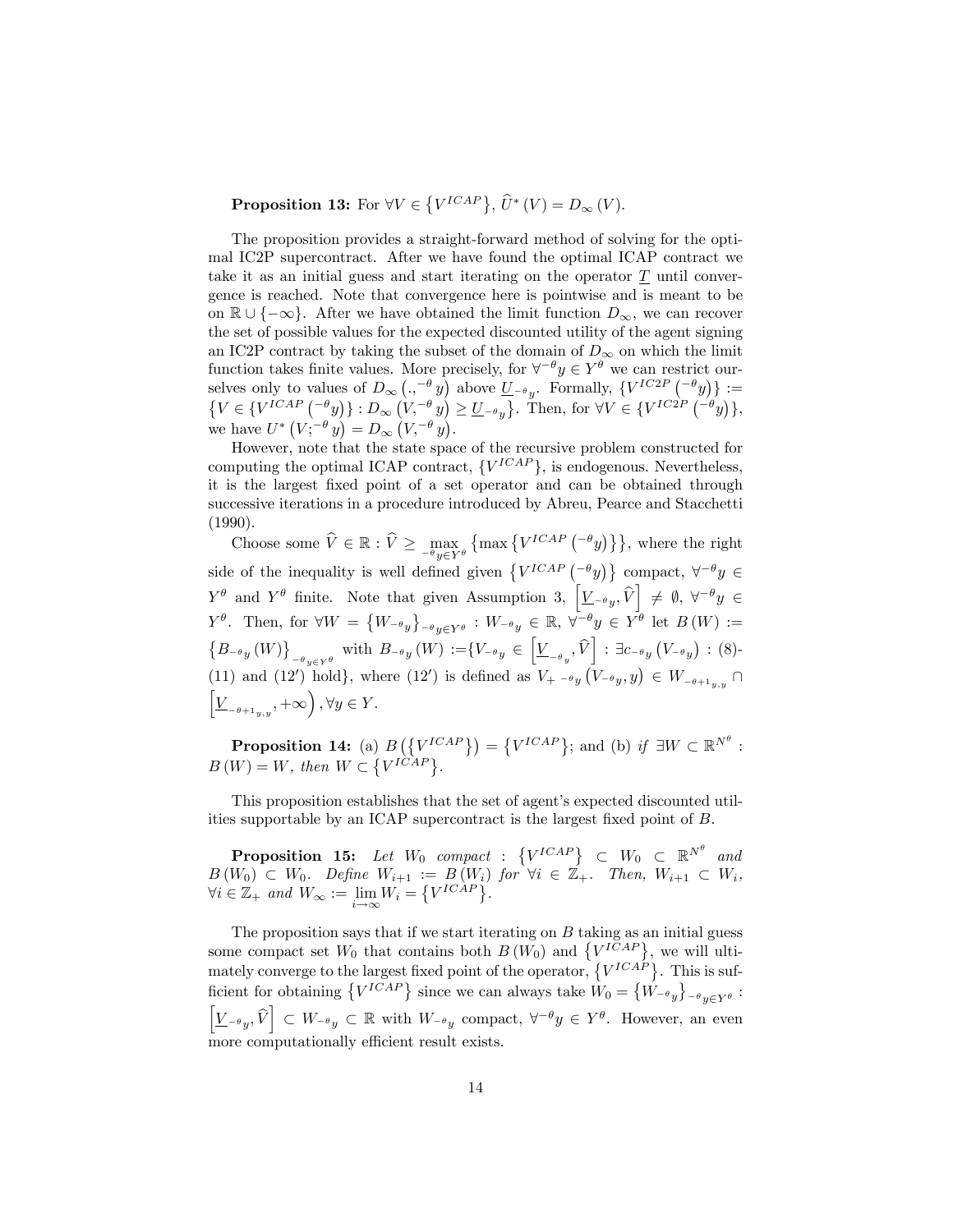**Proposition 13:** For $\forall V \in \{V^{ICAP}\}$, $\widehat{U}^*(V) = D_\infty(V)$.

The proposition provides a straight-forward method of solving for the optimal IC2P supercontract. After we have found the optimal ICAP contract we take it as an initial guess and start iterating on the operator $\underline{T}$ until convergence is reached. Note that convergence here is pointwise and is meant to be on $\mathbb{R} \cup \{-\infty\}$. After we have obtained the limit function $D_\infty$, we can recover the set of possible values for the expected discounted utility of the agent signing an IC2P contract by taking the subset of the domain of $D_\infty$ on which the limit function takes finite values. More precisely, for $\forall^{-\theta}y \in Y^\theta$ we can restrict ourselves only to values of $D_\infty(.,^{-\theta}y)$ above $\underline{U}_{-\theta y}$. Formally, $\{V^{IC2P}(^{-\theta}y)\} := \{V \in \{V^{ICAP}(^{-\theta}y)\} : D_\infty(V,^{-\theta}y) \geq \underline{U}_{-\theta y}\}$. Then, for $\forall V \in \{V^{IC2P}(^{-\theta}y)\}$, we have $U^*(V;^{-\theta}y) = D_\infty(V,^{-\theta}y)$.

However, note that the state space of the recursive problem constructed for computing the optimal ICAP contract, $\{V^{ICAP}\}$, is endogenous. Nevertheless, it is the largest fixed point of a set operator and can be obtained through successive iterations in a procedure introduced by Abreu, Pearce and Stacchetti (1990).

Choose some $\widehat{V} \in \mathbb{R} : \widehat{V} \geq \max_{-\theta y \in Y^\theta} \{\max \{V^{ICAP}(^{-\theta}y)\}\}$, where the right side of the inequality is well defined given $\{V^{ICAP}(^{-\theta}y)\}$ compact, $\forall^{-\theta}y \in Y^\theta$ and $Y^\theta$ finite. Note that given Assumption 3, $\left[\underline{V}_{-\theta y}, \widehat{V}\right] \neq \emptyset$, $\forall^{-\theta}y \in Y^\theta$. Then, for $\forall W = \{W_{-\theta y}\}_{-\theta y \in Y^\theta} : W_{-\theta y} \in \mathbb{R}$, $\forall^{-\theta}y \in Y^\theta$ let $B(W) := \{B_{-\theta y}(W)\}_{-\theta y \in Y^\theta}$ with $B_{-\theta y}(W) := \{V_{-\theta y} \in \left[\underline{V}_{-\theta y}, \widehat{V}\right] : \exists c_{-\theta y}(V_{-\theta y}) :$ (8)-(11) and (12′) hold$\}$, where (12′) is defined as $V_{+\,-\theta y}(V_{-\theta y}, y) \in W_{-\theta+1_{y,y}} \cap \left[\underline{V}_{-\theta+1_{y,y}}, +\infty\right)$, $\forall y \in Y$.

**Proposition 14:** (a) $B(\{V^{ICAP}\}) = \{V^{ICAP}\}$; and (b) *if* $\exists W \subset \mathbb{R}^{N^\theta}$ : $B(W) = W$*, then* $W \subset \{V^{ICAP}\}$.

This proposition establishes that the set of agent's expected discounted utilities supportable by an ICAP supercontract is the largest fixed point of $B$.

**Proposition 15:** *Let* $W_0$ *compact* : $\{V^{ICAP}\} \subset W_0 \subset \mathbb{R}^{N^\theta}$ *and* $B(W_0) \subset W_0$. *Define* $W_{i+1} := B(W_i)$ *for* $\forall i \in \mathbb{Z}_+$. *Then,* $W_{i+1} \subset W_i$, $\forall i \in \mathbb{Z}_+$ *and* $W_\infty := \lim_{i\to\infty} W_i = \{V^{ICAP}\}$.

The proposition says that if we start iterating on $B$ taking as an initial guess some compact set $W_0$ that contains both $B(W_0)$ and $\{V^{ICAP}\}$, we will ultimately converge to the largest fixed point of the operator, $\{V^{ICAP}\}$. This is sufficient for obtaining $\{V^{ICAP}\}$ since we can always take $W_0 = \{W_{-\theta y}\}_{-\theta y \in Y^\theta}$ : $\left[\underline{V}_{-\theta y}, \widehat{V}\right] \subset W_{-\theta y} \subset \mathbb{R}$ with $W_{-\theta y}$ compact, $\forall^{-\theta}y \in Y^\theta$. However, an even more computationally efficient result exists.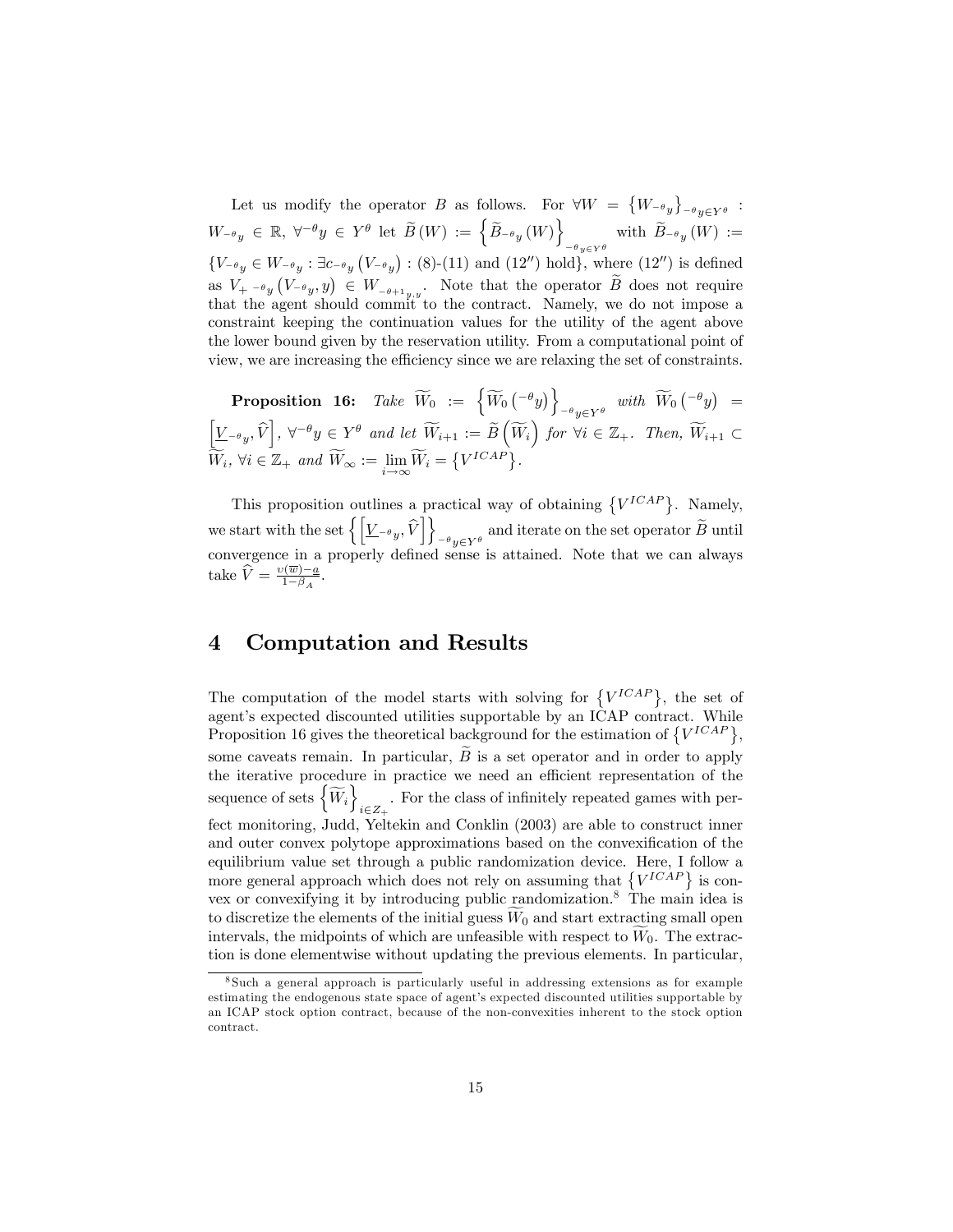Let us modify the operator $B$ as follows. For $\forall W = \left\{W_{^{-\theta}y}\right\}_{^{-\theta}y \in Y^{\theta}}$ : $W_{^{-\theta}y} \in \mathbb{R}$, $\forall^{-\theta}y \in Y^{\theta}$ let $\widetilde{B}(W) := \left\{\widetilde{B}_{^{-\theta}y}(W)\right\}_{^{-\theta}y \in Y^{\theta}}$ with $\widetilde{B}_{^{-\theta}y}(W) := \left\{V_{^{-\theta}y} \in W_{^{-\theta}y} : \exists c_{^{-\theta}y}\left(V_{^{-\theta}y}\right) : \text{(8)-(11) and } (12'') \text{ hold}\right\}$, where $(12'')$ is defined as $V_{+\ ^{-\theta}y}\left(V_{^{-\theta}y}, y\right) \in W_{^{-\theta+1}y,y}$. Note that the operator $\widetilde{B}$ does not require that the agent should commit to the contract. Namely, we do not impose a constraint keeping the continuation values for the utility of the agent above the lower bound given by the reservation utility. From a computational point of view, we are increasing the efficiency since we are relaxing the set of constraints.

**Proposition 16:** *Take* $\widetilde{W}_0 := \left\{\widetilde{W}_0\left(^{-\theta}y\right)\right\}_{^{-\theta}y \in Y^{\theta}}$ *with* $\widetilde{W}_0\left(^{-\theta}y\right) = \left[\underline{V}_{^{-\theta}y}, \widehat{V}\right]$, $\forall^{-\theta}y \in Y^{\theta}$ *and let* $\widetilde{W}_{i+1} := \widetilde{B}\left(\widetilde{W}_i\right)$ *for* $\forall i \in \mathbb{Z}_+$. *Then,* $\widetilde{W}_{i+1} \subset \widetilde{W}_i$, $\forall i \in \mathbb{Z}_+$ *and* $\widetilde{W}_{\infty} := \lim_{i \to \infty} \widetilde{W}_i = \left\{V^{ICAP}\right\}$.

This proposition outlines a practical way of obtaining $\left\{V^{ICAP}\right\}$. Namely, we start with the set $\left\{\left[\underline{V}_{^{-\theta}y}, \widehat{V}\right]\right\}_{^{-\theta}y \in Y^{\theta}}$ and iterate on the set operator $\widetilde{B}$ until convergence in a properly defined sense is attained. Note that we can always take $\widehat{V} = \frac{\upsilon(\overline{w}) - a}{1 - \beta_A}$.

# 4 Computation and Results

The computation of the model starts with solving for $\left\{V^{ICAP}\right\}$, the set of agent's expected discounted utilities supportable by an ICAP contract. While Proposition 16 gives the theoretical background for the estimation of $\left\{V^{ICAP}\right\}$, some caveats remain. In particular, $\widetilde{B}$ is a set operator and in order to apply the iterative procedure in practice we need an efficient representation of the sequence of sets $\left\{\widetilde{W}_i\right\}_{i \in Z_+}$. For the class of infinitely repeated games with perfect monitoring, Judd, Yeltekin and Conklin (2003) are able to construct inner and outer convex polytope approximations based on the convexification of the equilibrium value set through a public randomization device. Here, I follow a more general approach which does not rely on assuming that $\left\{V^{ICAP}\right\}$ is convex or convexifying it by introducing public randomization.[8] The main idea is to discretize the elements of the initial guess $\widetilde{W}_0$ and start extracting small open intervals, the midpoints of which are unfeasible with respect to $\widetilde{W}_0$. The extraction is done elementwise without updating the previous elements. In particular,

[8] Such a general approach is particularly useful in addressing extensions as for example estimating the endogenous state space of agent's expected discounted utilities supportable by an ICAP stock option contract, because of the non-convexities inherent to the stock option contract.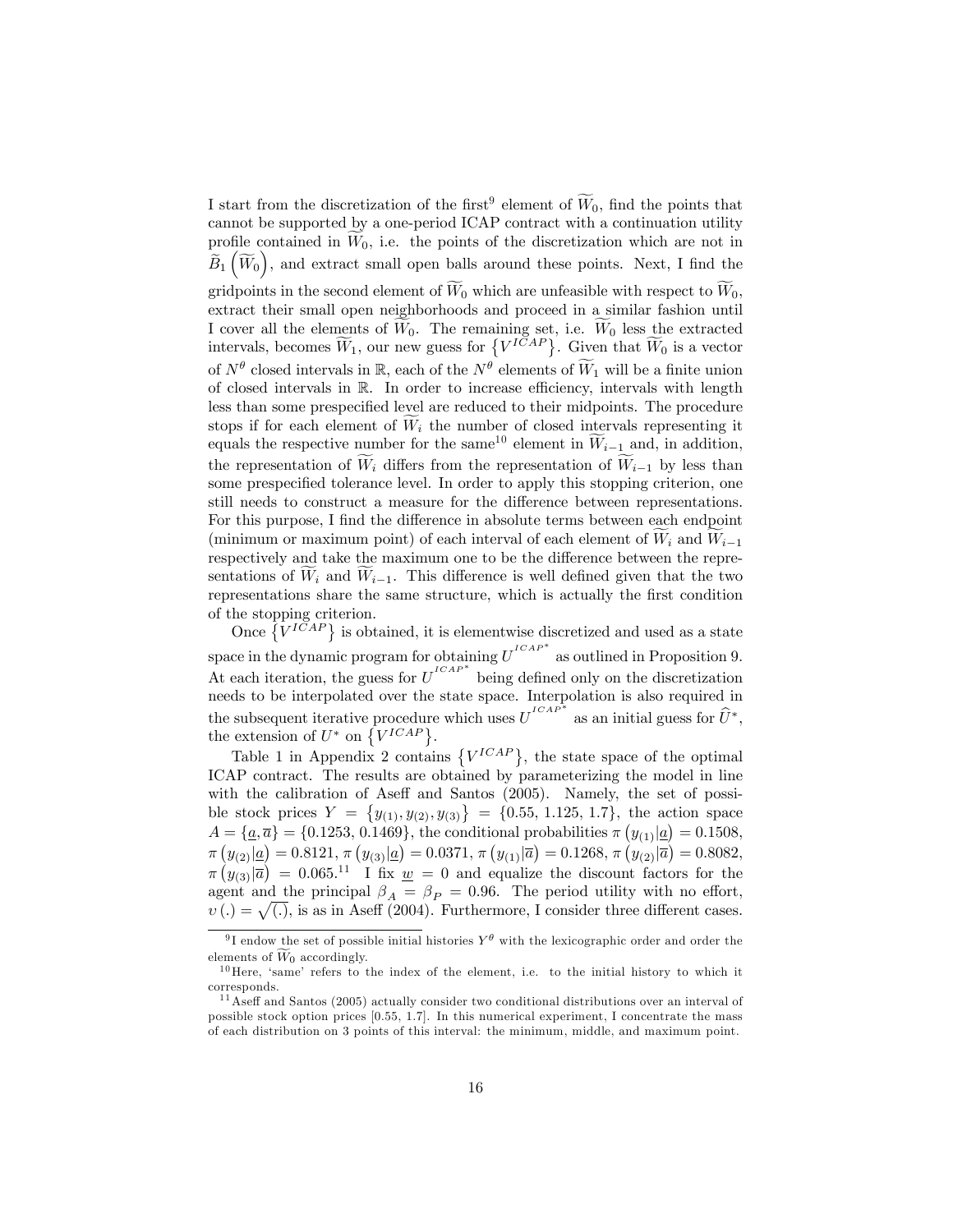I start from the discretization of the first[9] element of $\widetilde{W}_0$, find the points that cannot be supported by a one-period ICAP contract with a continuation utility profile contained in $\widetilde{W}_0$, i.e. the points of the discretization which are not in $\widetilde{B}_1\left(\widetilde{W}_0\right)$, and extract small open balls around these points. Next, I find the gridpoints in the second element of $\widetilde{W}_0$ which are unfeasible with respect to $\widetilde{W}_0$, extract their small open neighborhoods and proceed in a similar fashion until I cover all the elements of $\widetilde{W}_0$. The remaining set, i.e. $\widetilde{W}_0$ less the extracted intervals, becomes $\widetilde{W}_1$, our new guess for $\left\{V^{ICAP}\right\}$. Given that $\widetilde{W}_0$ is a vector of $N^{\theta}$ closed intervals in $\mathbb{R}$, each of the $N^{\theta}$ elements of $\widetilde{W}_1$ will be a finite union of closed intervals in $\mathbb{R}$. In order to increase efficiency, intervals with length less than some prespecified level are reduced to their midpoints. The procedure stops if for each element of $\widetilde{W}_i$ the number of closed intervals representing it equals the respective number for the same[10] element in $\widetilde{W}_{i-1}$ and, in addition, the representation of $\widetilde{W}_i$ differs from the representation of $\widetilde{W}_{i-1}$ by less than some prespecified tolerance level. In order to apply this stopping criterion, one still needs to construct a measure for the difference between representations. For this purpose, I find the difference in absolute terms between each endpoint (minimum or maximum point) of each interval of each element of $\widetilde{W}_i$ and $\widetilde{W}_{i-1}$ respectively and take the maximum one to be the difference between the representations of $\widetilde{W}_i$ and $\widetilde{W}_{i-1}$. This difference is well defined given that the two representations share the same structure, which is actually the first condition of the stopping criterion.

Once $\left\{V^{ICAP}\right\}$ is obtained, it is elementwise discretized and used as a state space in the dynamic program for obtaining $U^{ICAP^*}$ as outlined in Proposition 9. At each iteration, the guess for $U^{ICAP^*}$ being defined only on the discretization needs to be interpolated over the state space. Interpolation is also required in the subsequent iterative procedure which uses $U^{ICAP^*}$ as an initial guess for $\widehat{U}^*$, the extension of $U^*$ on $\left\{V^{ICAP}\right\}$.

Table 1 in Appendix 2 contains $\left\{V^{ICAP}\right\}$, the state space of the optimal ICAP contract. The results are obtained by parameterizing the model in line with the calibration of Aseff and Santos (2005). Namely, the set of possible stock prices $Y = \left\{y_{(1)}, y_{(2)}, y_{(3)}\right\} = \{0.55, 1.125, 1.7\}$, the action space $A = \{\underline{a}, \overline{a}\} = \{0.1253, 0.1469\}$, the conditional probabilities $\pi\left(y_{(1)}|\underline{a}\right) = 0.1508$, $\pi\left(y_{(2)}|\underline{a}\right) = 0.8121$, $\pi\left(y_{(3)}|\underline{a}\right) = 0.0371$, $\pi\left(y_{(1)}|\overline{a}\right) = 0.1268$, $\pi\left(y_{(2)}|\overline{a}\right) = 0.8082$, $\pi\left(y_{(3)}|\overline{a}\right) = 0.065$.[11] I fix $\underline{w} = 0$ and equalize the discount factors for the agent and the principal $\beta_A = \beta_P = 0.96$. The period utility with no effort, $\upsilon(.) = \sqrt{(.)}$, is as in Aseff (2004). Furthermore, I consider three different cases.

---

[9] I endow the set of possible initial histories $Y^{\theta}$ with the lexicographic order and order the elements of $\widetilde{W}_0$ accordingly.

[10] Here, 'same' refers to the index of the element, i.e. to the initial history to which it corresponds.

[11] Aseff and Santos (2005) actually consider two conditional distributions over an interval of possible stock option prices [0.55, 1.7]. In this numerical experiment, I concentrate the mass of each distribution on 3 points of this interval: the minimum, middle, and maximum point.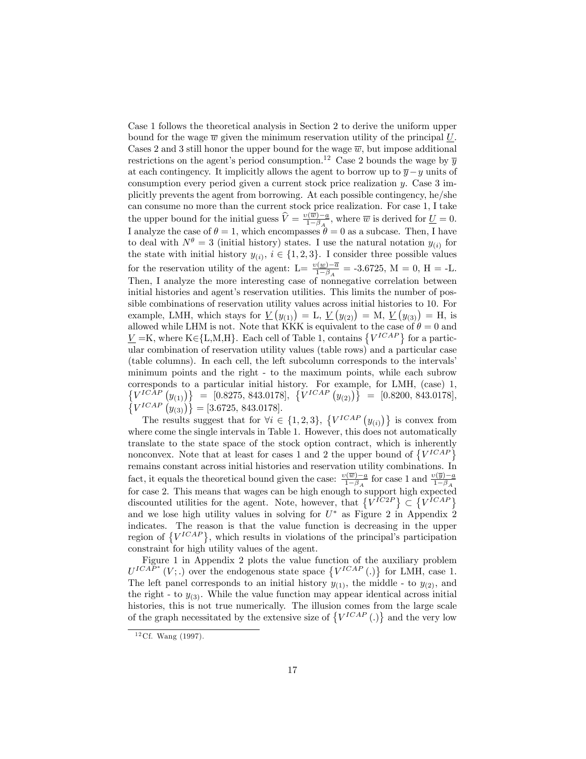Case 1 follows the theoretical analysis in Section 2 to derive the uniform upper bound for the wage $\overline{w}$ given the minimum reservation utility of the principal $\underline{U}$. Cases 2 and 3 still honor the upper bound for the wage $\overline{w}$, but impose additional restrictions on the agent's period consumption.[12] Case 2 bounds the wage by $\overline{y}$ at each contingency. It implicitly allows the agent to borrow up to $\overline{y}-y$ units of consumption every period given a current stock price realization $y$. Case 3 implicitly prevents the agent from borrowing. At each possible contingency, he/she can consume no more than the current stock price realization. For case 1, I take the upper bound for the initial guess $\widehat{V}=\frac{\upsilon(\overline{w})-a}{1-\beta_A}$, where $\overline{w}$ is derived for $\underline{U}=0$. I analyze the case of $\theta=1$, which encompasses $\theta=0$ as a subcase. Then, I have to deal with $N^{\theta}=3$ (initial history) states. I use the natural notation $y_{(i)}$ for the state with initial history $y_{(i)}$, $i\in\{1,2,3\}$. I consider three possible values for the reservation utility of the agent: L$=\frac{\upsilon(\underline{w})-\overline{a}}{1-\beta_A}$ = -3.6725, M = 0, H = -L. Then, I analyze the more interesting case of nonnegative correlation between initial histories and agent's reservation utilities. This limits the number of possible combinations of reservation utility values across initial histories to 10. For example, LMH, which stays for $\underline{V}\left(y_{(1)}\right)$ = L, $\underline{V}\left(y_{(2)}\right)$ = M, $\underline{V}\left(y_{(3)}\right)$ = H, is allowed while LHM is not. Note that KKK is equivalent to the case of $\theta=0$ and $\underline{V}$ =K, where K$\in${L,M,H}. Each cell of Table 1, contains $\left\{V^{ICAP}\right\}$ for a particular combination of reservation utility values (table rows) and a particular case (table columns). In each cell, the left subcolumn corresponds to the intervals' minimum points and the right - to the maximum points, while each subrow corresponds to a particular initial history. For example, for LMH, (case) 1, $\left\{V^{ICAP}\left(y_{(1)}\right)\right\}$ = [0.8275, 843.0178], $\left\{V^{ICAP}\left(y_{(2)}\right)\right\}$ = [0.8200, 843.0178], $\left\{V^{ICAP}\left(y_{(3)}\right)\right\}$ = [3.6725, 843.0178].

The results suggest that for $\forall i\in\{1,2,3\}$, $\left\{V^{ICAP}\left(y_{(i)}\right)\right\}$ is convex from where come the single intervals in Table 1. However, this does not automatically translate to the state space of the stock option contract, which is inherently nonconvex. Note that at least for cases 1 and 2 the upper bound of $\left\{V^{ICAP}\right\}$ remains constant across initial histories and reservation utility combinations. In fact, it equals the theoretical bound given the case: $\frac{\upsilon(\overline{w})-a}{1-\beta_A}$ for case 1 and $\frac{\upsilon(\overline{y})-a}{1-\beta_A}$ for case 2. This means that wages can be high enough to support high expected discounted utilities for the agent. Note, however, that $\left\{V^{IC2P}\right\}\subset\left\{V^{ICAP}\right\}$ and we lose high utility values in solving for $U^{*}$ as Figure 2 in Appendix 2 indicates. The reason is that the value function is decreasing in the upper region of $\left\{V^{ICAP}\right\}$, which results in violations of the principal's participation constraint for high utility values of the agent.

Figure 1 in Appendix 2 plots the value function of the auxiliary problem $U^{ICAP^{*}}(V;.)$ over the endogenous state space $\left\{V^{ICAP}(.)\right\}$ for LMH, case 1. The left panel corresponds to an initial history $y_{(1)}$, the middle - to $y_{(2)}$, and the right - to $y_{(3)}$. While the value function may appear identical across initial histories, this is not true numerically. The illusion comes from the large scale of the graph necessitated by the extensive size of $\left\{V^{ICAP}(.)\right\}$ and the very low

[12] Cf. Wang (1997).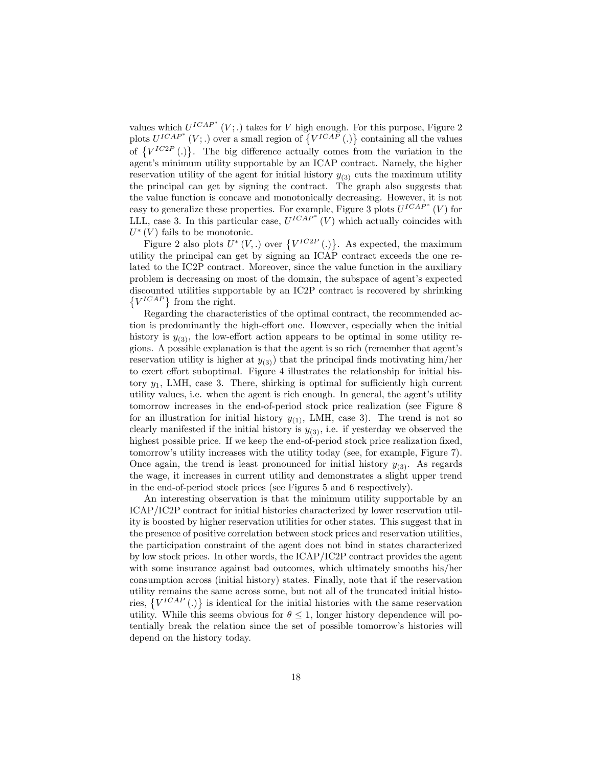values which $U^{ICAP^*}(V;.)$ takes for $V$ high enough. For this purpose, Figure 2 plots $U^{ICAP^*}(V;.)$ over a small region of $\{V^{ICAP}(.)\}$ containing all the values of $\{V^{IC2P}(.)\}$. The big difference actually comes from the variation in the agent's minimum utility supportable by an ICAP contract. Namely, the higher reservation utility of the agent for initial history $y_{(3)}$ cuts the maximum utility the principal can get by signing the contract. The graph also suggests that the value function is concave and monotonically decreasing. However, it is not easy to generalize these properties. For example, Figure 3 plots $U^{ICAP^*}(V)$ for LLL, case 3. In this particular case, $U^{ICAP^*}(V)$ which actually coincides with $U^*(V)$ fails to be monotonic.

Figure 2 also plots $U^*(V,.)$ over $\{V^{IC2P}(.)\}$. As expected, the maximum utility the principal can get by signing an ICAP contract exceeds the one related to the IC2P contract. Moreover, since the value function in the auxiliary problem is decreasing on most of the domain, the subspace of agent's expected discounted utilities supportable by an IC2P contract is recovered by shrinking $\{V^{ICAP}\}$ from the right.

Regarding the characteristics of the optimal contract, the recommended action is predominantly the high-effort one. However, especially when the initial history is $y_{(3)}$, the low-effort action appears to be optimal in some utility regions. A possible explanation is that the agent is so rich (remember that agent's reservation utility is higher at $y_{(3)}$) that the principal finds motivating him/her to exert effort suboptimal. Figure 4 illustrates the relationship for initial history $y_1$, LMH, case 3. There, shirking is optimal for sufficiently high current utility values, i.e. when the agent is rich enough. In general, the agent's utility tomorrow increases in the end-of-period stock price realization (see Figure 8 for an illustration for initial history $y_{(1)}$, LMH, case 3). The trend is not so clearly manifested if the initial history is $y_{(3)}$, i.e. if yesterday we observed the highest possible price. If we keep the end-of-period stock price realization fixed, tomorrow's utility increases with the utility today (see, for example, Figure 7). Once again, the trend is least pronounced for initial history $y_{(3)}$. As regards the wage, it increases in current utility and demonstrates a slight upper trend in the end-of-period stock prices (see Figures 5 and 6 respectively).

An interesting observation is that the minimum utility supportable by an ICAP/IC2P contract for initial histories characterized by lower reservation utility is boosted by higher reservation utilities for other states. This suggest that in the presence of positive correlation between stock prices and reservation utilities, the participation constraint of the agent does not bind in states characterized by low stock prices. In other words, the ICAP/IC2P contract provides the agent with some insurance against bad outcomes, which ultimately smooths his/her consumption across (initial history) states. Finally, note that if the reservation utility remains the same across some, but not all of the truncated initial histories, $\{V^{ICAP}(.)\}$ is identical for the initial histories with the same reservation utility. While this seems obvious for $\theta \leq 1$, longer history dependence will potentially break the relation since the set of possible tomorrow's histories will depend on the history today.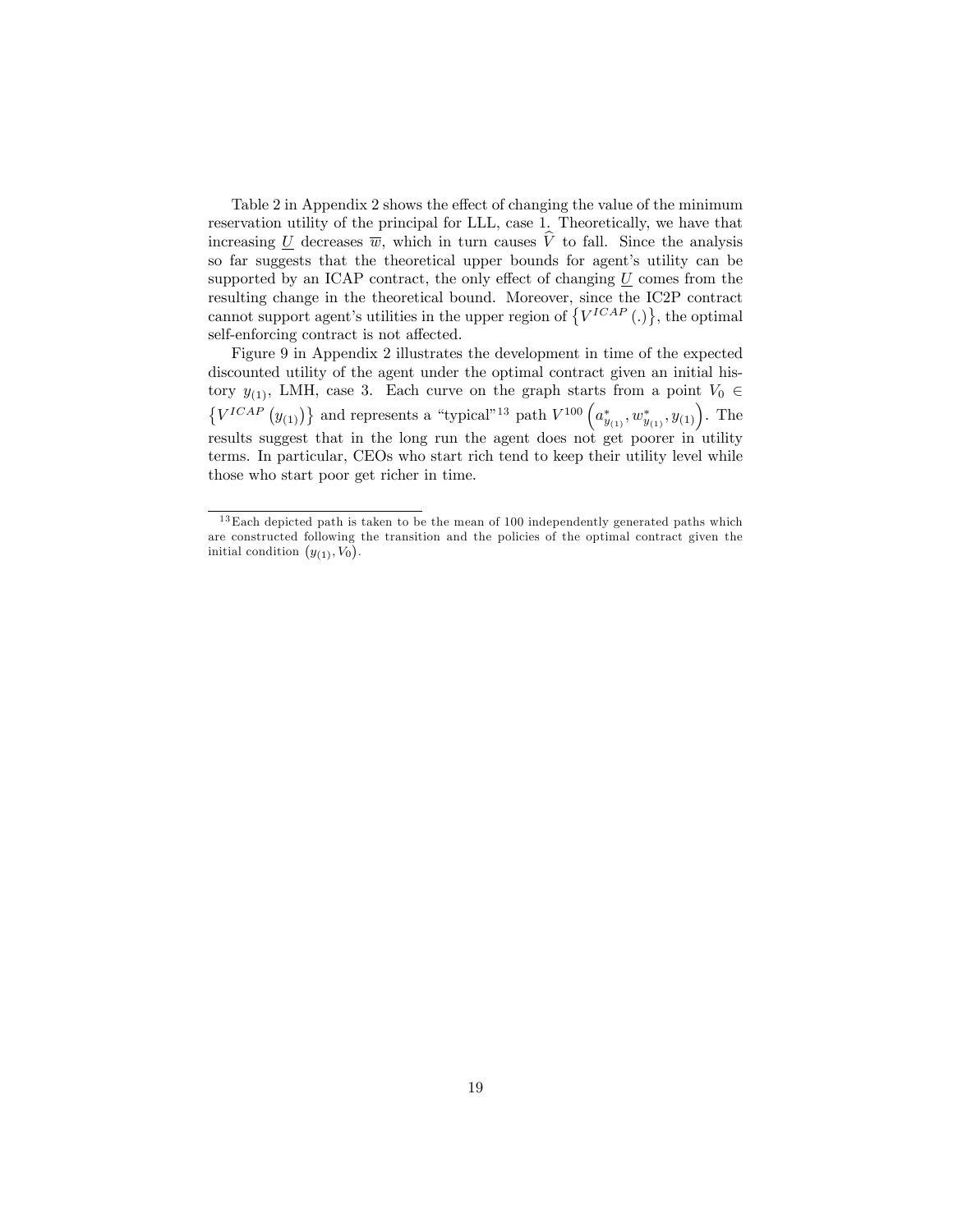Table 2 in Appendix 2 shows the effect of changing the value of the minimum reservation utility of the principal for LLL, case 1. Theoretically, we have that increasing $\underline{U}$ decreases $\overline{w}$, which in turn causes $\widehat{V}$ to fall. Since the analysis so far suggests that the theoretical upper bounds for agent's utility can be supported by an ICAP contract, the only effect of changing $\underline{U}$ comes from the resulting change in the theoretical bound. Moreover, since the IC2P contract cannot support agent's utilities in the upper region of $\{V^{ICAP}(.)\}$, the optimal self-enforcing contract is not affected.

Figure 9 in Appendix 2 illustrates the development in time of the expected discounted utility of the agent under the optimal contract given an initial history $y_{(1)}$, LMH, case 3. Each curve on the graph starts from a point $V_0 \in \{V^{ICAP}(y_{(1)})\}$ and represents a "typical"[13] path $V^{100}\left(a^*_{y_{(1)}}, w^*_{y_{(1)}}, y_{(1)}\right)$. The results suggest that in the long run the agent does not get poorer in utility terms. In particular, CEOs who start rich tend to keep their utility level while those who start poor get richer in time.

[13] Each depicted path is taken to be the mean of 100 independently generated paths which are constructed following the transition and the policies of the optimal contract given the initial condition $(y_{(1)}, V_0)$.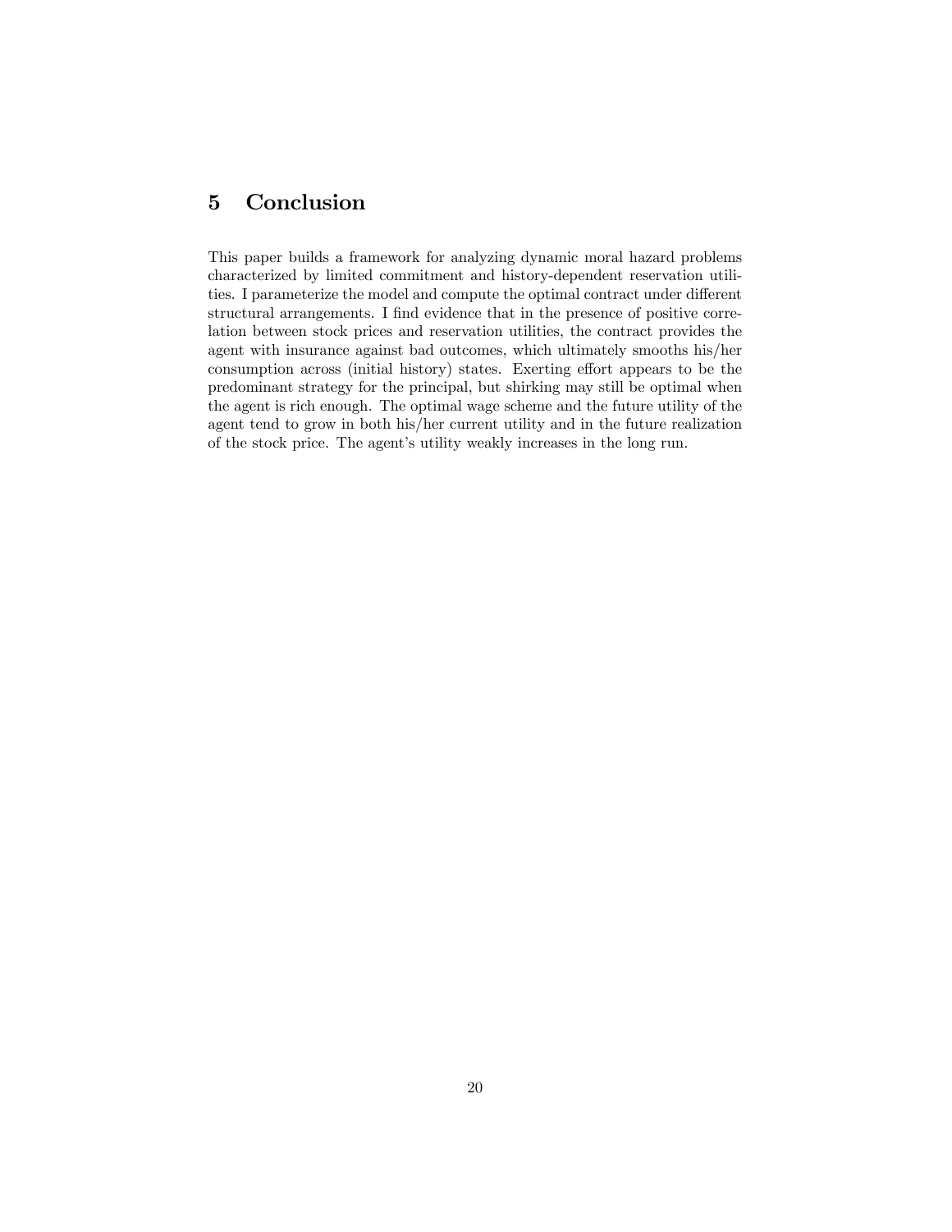# 5 Conclusion

This paper builds a framework for analyzing dynamic moral hazard problems characterized by limited commitment and history-dependent reservation utilities. I parameterize the model and compute the optimal contract under different structural arrangements. I find evidence that in the presence of positive correlation between stock prices and reservation utilities, the contract provides the agent with insurance against bad outcomes, which ultimately smooths his/her consumption across (initial history) states. Exerting effort appears to be the predominant strategy for the principal, but shirking may still be optimal when the agent is rich enough. The optimal wage scheme and the future utility of the agent tend to grow in both his/her current utility and in the future realization of the stock price. The agent's utility weakly increases in the long run.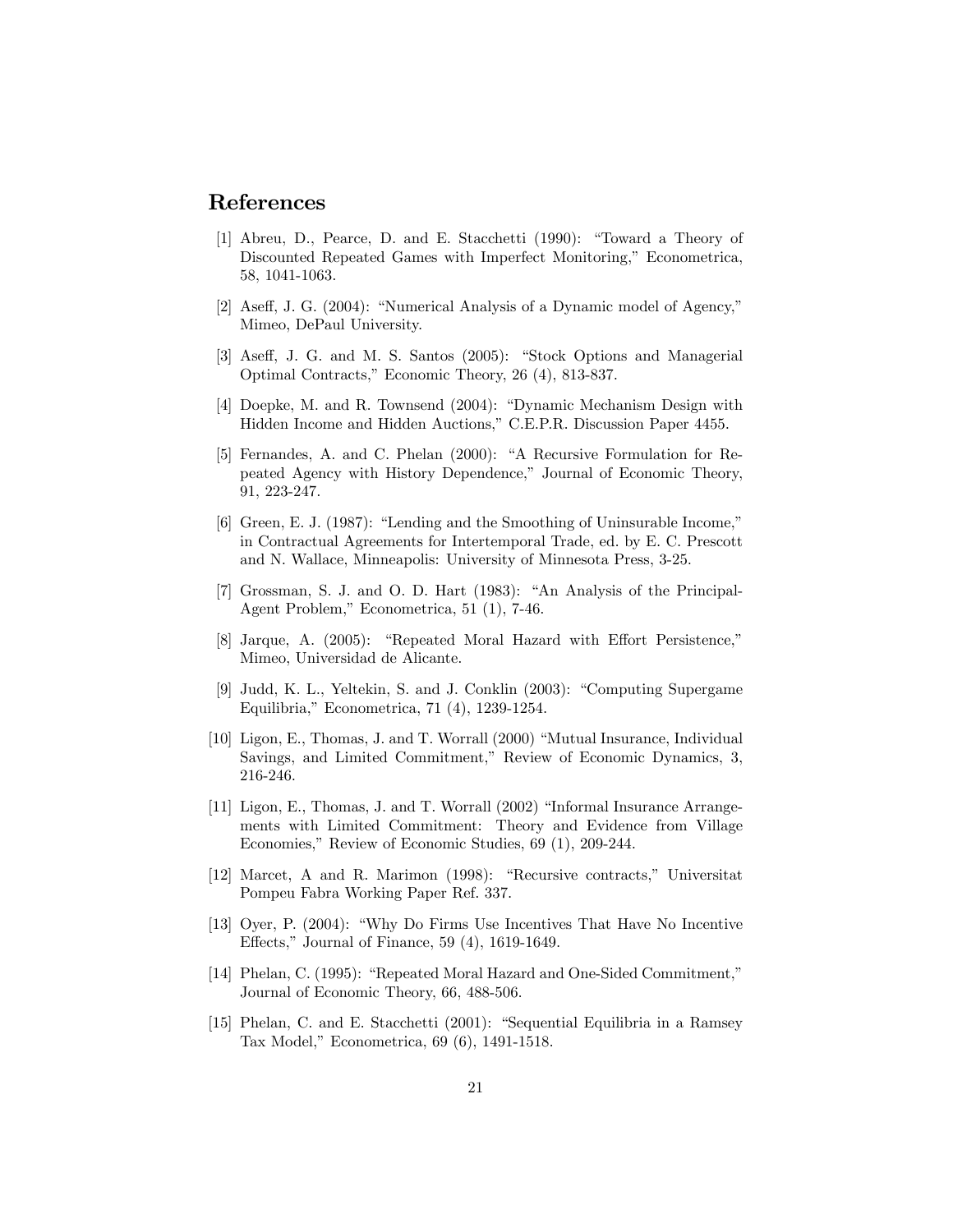## References

[1] Abreu, D., Pearce, D. and E. Stacchetti (1990): "Toward a Theory of Discounted Repeated Games with Imperfect Monitoring," Econometrica, 58, 1041-1063.

[2] Aseff, J. G. (2004): "Numerical Analysis of a Dynamic model of Agency," Mimeo, DePaul University.

[3] Aseff, J. G. and M. S. Santos (2005): "Stock Options and Managerial Optimal Contracts," Economic Theory, 26 (4), 813-837.

[4] Doepke, M. and R. Townsend (2004): "Dynamic Mechanism Design with Hidden Income and Hidden Auctions," C.E.P.R. Discussion Paper 4455.

[5] Fernandes, A. and C. Phelan (2000): "A Recursive Formulation for Repeated Agency with History Dependence," Journal of Economic Theory, 91, 223-247.

[6] Green, E. J. (1987): "Lending and the Smoothing of Uninsurable Income," in Contractual Agreements for Intertemporal Trade, ed. by E. C. Prescott and N. Wallace, Minneapolis: University of Minnesota Press, 3-25.

[7] Grossman, S. J. and O. D. Hart (1983): "An Analysis of the Principal-Agent Problem," Econometrica, 51 (1), 7-46.

[8] Jarque, A. (2005): "Repeated Moral Hazard with Effort Persistence," Mimeo, Universidad de Alicante.

[9] Judd, K. L., Yeltekin, S. and J. Conklin (2003): "Computing Supergame Equilibria," Econometrica, 71 (4), 1239-1254.

[10] Ligon, E., Thomas, J. and T. Worrall (2000) "Mutual Insurance, Individual Savings, and Limited Commitment," Review of Economic Dynamics, 3, 216-246.

[11] Ligon, E., Thomas, J. and T. Worrall (2002) "Informal Insurance Arrangements with Limited Commitment: Theory and Evidence from Village Economies," Review of Economic Studies, 69 (1), 209-244.

[12] Marcet, A and R. Marimon (1998): "Recursive contracts," Universitat Pompeu Fabra Working Paper Ref. 337.

[13] Oyer, P. (2004): "Why Do Firms Use Incentives That Have No Incentive Effects," Journal of Finance, 59 (4), 1619-1649.

[14] Phelan, C. (1995): "Repeated Moral Hazard and One-Sided Commitment," Journal of Economic Theory, 66, 488-506.

[15] Phelan, C. and E. Stacchetti (2001): "Sequential Equilibria in a Ramsey Tax Model," Econometrica, 69 (6), 1491-1518.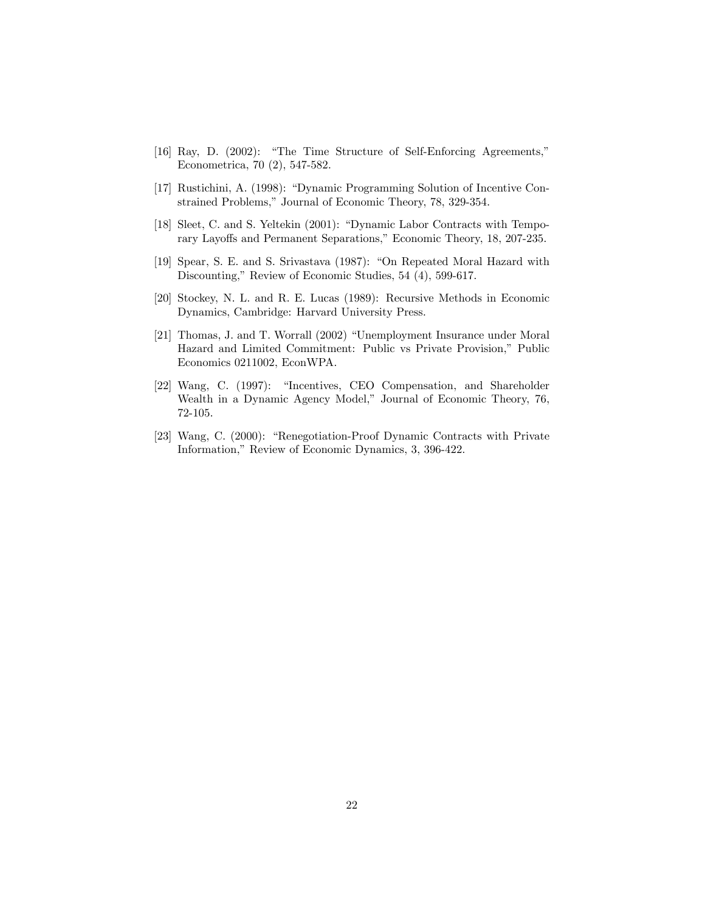[16] Ray, D. (2002): "The Time Structure of Self-Enforcing Agreements," Econometrica, 70 (2), 547-582.

[17] Rustichini, A. (1998): "Dynamic Programming Solution of Incentive Constrained Problems," Journal of Economic Theory, 78, 329-354.

[18] Sleet, C. and S. Yeltekin (2001): "Dynamic Labor Contracts with Temporary Layoffs and Permanent Separations," Economic Theory, 18, 207-235.

[19] Spear, S. E. and S. Srivastava (1987): "On Repeated Moral Hazard with Discounting," Review of Economic Studies, 54 (4), 599-617.

[20] Stockey, N. L. and R. E. Lucas (1989): Recursive Methods in Economic Dynamics, Cambridge: Harvard University Press.

[21] Thomas, J. and T. Worrall (2002) "Unemployment Insurance under Moral Hazard and Limited Commitment: Public vs Private Provision," Public Economics 0211002, EconWPA.

[22] Wang, C. (1997): "Incentives, CEO Compensation, and Shareholder Wealth in a Dynamic Agency Model," Journal of Economic Theory, 76, 72-105.

[23] Wang, C. (2000): "Renegotiation-Proof Dynamic Contracts with Private Information," Review of Economic Dynamics, 3, 396-422.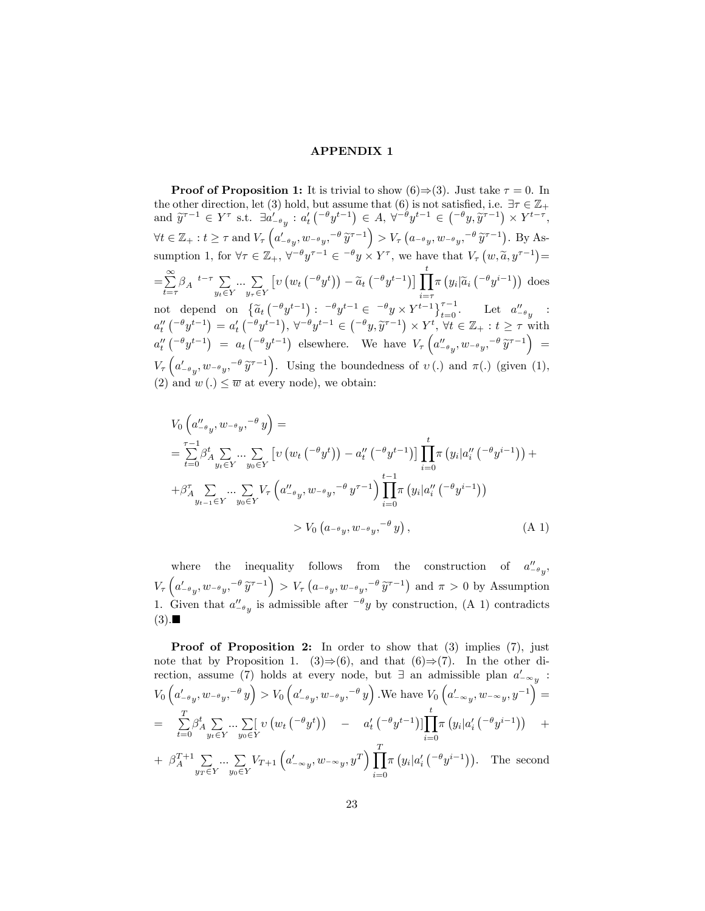# APPENDIX 1

**Proof of Proposition 1:** It is trivial to show (6)⇒(3). Just take $\tau = 0$. In the other direction, let (3) hold, but assume that (6) is not satisfied, i.e. $\exists \tau \in \mathbb{Z}_+$ and $\widetilde{y}^{\tau-1} \in Y^\tau$ s.t. $\exists a'_{-\theta_y} : a'_t\left(^{-\theta}y^{t-1}\right) \in A$, $\forall^{-\theta}y^{t-1} \in \left(^{-\theta}y, \widetilde{y}^{\tau-1}\right) \times Y^{t-\tau}$, $\forall t \in \mathbb{Z}_+ : t \geq \tau$ and $V_\tau\left(a'_{-\theta_y}, w_{-\theta_y}, ^{-\theta}\widetilde{y}^{\tau-1}\right) > V_\tau\left(a_{-\theta_y}, w_{-\theta_y}, ^{-\theta}\widetilde{y}^{\tau-1}\right)$. By Assumption 1, for $\forall \tau \in \mathbb{Z}_+$, $\forall^{-\theta}y^{\tau-1} \in {}^{-\theta}y \times Y^\tau$, we have that $V_\tau\left(w, \widetilde{a}, y^{\tau-1}\right) =$ $= \sum_{t=\tau}^{\infty} \beta_A^{\ t-\tau} \sum_{y_t \in Y} ... \sum_{y_\tau \in Y} \left[\upsilon\left(w_t\left(^{-\theta}y^t\right)\right) - \widetilde{a}_t\left(^{-\theta}y^{t-1}\right)\right] \prod_{i=\tau}^{t} \pi\left(y_i | \widetilde{a}_i\left(^{-\theta}y^{i-1}\right)\right)$ does not depend on $\left\{\widetilde{a}_t\left(^{-\theta}y^{t-1}\right) : {}^{-\theta}y^{t-1} \in {}^{-\theta}y \times Y^{t-1}\right\}_{t=0}^{\tau-1}$. Let $a''_{-\theta_y}$ : $a''_t\left(^{-\theta}y^{t-1}\right) = a'_t\left(^{-\theta}y^{t-1}\right)$, $\forall^{-\theta}y^{t-1} \in \left(^{-\theta}y, \widetilde{y}^{\tau-1}\right) \times Y^t$, $\forall t \in \mathbb{Z}_+ : t \geq \tau$ with $a''_t\left(^{-\theta}y^{t-1}\right) = a_t\left(^{-\theta}y^{t-1}\right)$ elsewhere. We have $V_\tau\left(a''_{-\theta_y}, w_{-\theta_y}, ^{-\theta}\widetilde{y}^{\tau-1}\right) = V_\tau\left(a'_{-\theta_y}, w_{-\theta_y}, ^{-\theta}\widetilde{y}^{\tau-1}\right)$. Using the boundedness of $\upsilon(.)$ and $\pi(.)$ (given (1), (2) and $w(.) \leq \overline{w}$ at every node), we obtain:

$$
\begin{aligned}
&V_0\left(a''_{-\theta_y}, w_{-\theta_y}, ^{-\theta}y\right) = \\
&= \sum_{t=0}^{\tau-1} \beta_A^t \sum_{y_t \in Y} ... \sum_{y_0 \in Y} \left[\upsilon\left(w_t\left(^{-\theta}y^t\right)\right) - a''_t\left(^{-\theta}y^{t-1}\right)\right] \prod_{i=0}^{t} \pi\left(y_i | a''_i\left(^{-\theta}y^{i-1}\right)\right) + \\
&+ \beta_A^\tau \sum_{y_{t-1} \in Y} ... \sum_{y_0 \in Y} V_\tau\left(a''_{-\theta_y}, w_{-\theta_y}, ^{-\theta}y^{\tau-1}\right) \prod_{i=0}^{t-1} \pi\left(y_i | a''_i\left(^{-\theta}y^{i-1}\right)\right) \\
&\qquad\qquad > V_0\left(a_{-\theta_y}, w_{-\theta_y}, ^{-\theta}y\right), \qquad\qquad \text{(A 1)}
\end{aligned}
$$

where the inequality follows from the construction of $a''_{-\theta_y}$, $V_\tau\left(a'_{-\theta_y}, w_{-\theta_y}, ^{-\theta}\widetilde{y}^{\tau-1}\right) > V_\tau\left(a_{-\theta_y}, w_{-\theta_y}, ^{-\theta}\widetilde{y}^{\tau-1}\right)$ and $\pi > 0$ by Assumption 1. Given that $a''_{-\theta_y}$ is admissible after $^{-\theta}y$ by construction, (A 1) contradicts (3).■

**Proof of Proposition 2:** In order to show that (3) implies (7), just note that by Proposition 1. (3)⇒(6), and that (6)⇒(7). In the other direction, assume (7) holds at every node, but $\exists$ an admissible plan $a'_{-\infty_y}$ : $V_0\left(a'_{-\theta_y}, w_{-\theta_y}, ^{-\theta}y\right) > V_0\left(a'_{-\theta_y}, w_{-\theta_y}, ^{-\theta}y\right)$ .We have $V_0\left(a'_{-\infty_y}, w_{-\infty_y}, y^{-1}\right) =$ $= \sum_{t=0}^{T} \beta_A^t \sum_{y_t \in Y} ... \sum_{y_0 \in Y} [\upsilon\left(w_t\left(^{-\theta}y^t\right)\right) - a'_t\left(^{-\theta}y^{t-1}\right)] \prod_{i=0}^{t} \pi\left(y_i | a'_i\left(^{-\theta}y^{i-1}\right)\right) +$ $+ \beta_A^{T+1} \sum_{y_T \in Y} ... \sum_{y_0 \in Y} V_{T+1}\left(a'_{-\infty_y}, w_{-\infty_y}, y^T\right) \prod_{i=0}^{T} \pi\left(y_i | a'_i\left(^{-\theta}y^{i-1}\right)\right)$. The second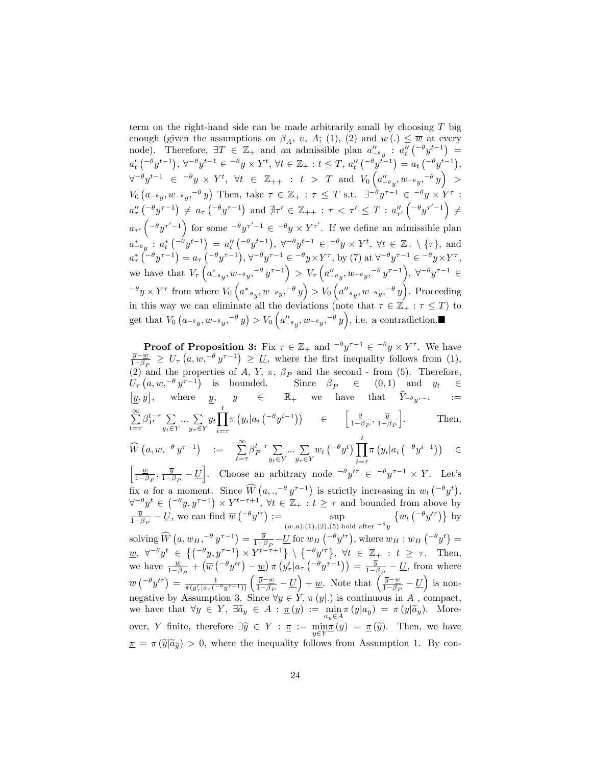term on the right-hand side can be made arbitrarily small by choosing $T$ big enough (given the assumptions on $\beta_A$, $\upsilon$, $A$; (1), (2) and $w(.) \leq \overline{w}$ at every node). Therefore, $\exists T \in \mathbb{Z}_+$ and an admissible plan $a''_{-\theta_y}$ : $a''_t\left({}^{-\theta}y^{t-1}\right) = a'_t\left({}^{-\theta}y^{t-1}\right)$, $\forall {}^{-\theta}y^{t-1} \in {}^{-\theta}y \times Y^t$, $\forall t \in \mathbb{Z}_+ : t \leq T$, $a''_t\left({}^{-\theta}y^{t-1}\right) = a_t\left({}^{-\theta}y^{t-1}\right)$, $\forall {}^{-\theta}y^{t-1} \in {}^{-\theta}y \times Y^t$, $\forall t \in \mathbb{Z}_{++} : t > T$ and $V_0\left(a''_{-\theta_y}, w_{-\theta_y}, {}^{-\theta}y\right) > V_0\left(a_{-\theta_y}, w_{-\theta_y}, {}^{-\theta}y\right)$ Then, take $\tau \in \mathbb{Z}_+ : \tau \leq T$ s.t. $\exists {}^{-\theta}y^{\tau-1} \in {}^{-\theta}y \times Y^\tau$ : $a''_\tau\left({}^{-\theta}y^{\tau-1}\right) \neq a_\tau\left({}^{-\theta}y^{\tau-1}\right)$ and $\nexists \tau' \in \mathbb{Z}_{++} : \tau < \tau' \leq T : a''_{\tau'}\left({}^{-\theta}y^{\tau'-1}\right) \neq a_{\tau'}\left({}^{-\theta}y^{\tau'-1}\right)$ for some ${}^{-\theta}y^{\tau'-1} \in {}^{-\theta}y \times Y^{\tau'}$. If we define an admissible plan $a^*_{-\theta_y}$ : $a^*_t\left({}^{-\theta}y^{t-1}\right) = a''_t\left({}^{-\theta}y^{t-1}\right)$, $\forall {}^{-\theta}y^{t-1} \in {}^{-\theta}y \times Y^t$, $\forall t \in \mathbb{Z}_+ \setminus \{\tau\}$, and $a^*_\tau\left({}^{-\theta}y^{\tau-1}\right) = a_\tau\left({}^{-\theta}y^{\tau-1}\right)$, $\forall {}^{-\theta}y^{\tau-1} \in {}^{-\theta}y \times Y^\tau$, by (7) at $\forall {}^{-\theta}y^{\tau-1} \in {}^{-\theta}y \times Y^\tau$, we have that $V_\tau\left(a^*_{-\theta_y}, w_{-\theta_y}, {}^{-\theta}y^{\tau-1}\right) > V_\tau\left(a''_{-\theta_y}, w_{-\theta_y}, {}^{-\theta}y^{\tau-1}\right)$, $\forall {}^{-\theta}y^{\tau-1} \in {}^{-\theta}y \times Y^\tau$ from where $V_0\left(a^*_{-\theta_y}, w_{-\theta_y}, {}^{-\theta}y\right) > V_0\left(a''_{-\theta_y}, w_{-\theta_y}, {}^{-\theta}y\right)$. Proceeding in this way we can eliminate all the deviations (note that $\tau \in \mathbb{Z}_+ : \tau \leq T$) to get that $V_0\left(a_{-\theta_y}, w_{-\theta_y}, {}^{-\theta}y\right) > V_0\left(a''_{-\theta_y}, w_{-\theta_y}, {}^{-\theta}y\right)$, i.e. a contradiction.■

**Proof of Proposition 3:** Fix $\tau \in \mathbb{Z}_+$ and ${}^{-\theta}y^{\tau-1} \in {}^{-\theta}y \times Y^\tau$. We have $\frac{\overline{y}-\underline{w}}{1-\beta_P} \geq U_\tau\left(a, w, {}^{-\theta}y^{\tau-1}\right) \geq \underline{U}$, where the first inequality follows from (1), (2) and the properties of $A$, $Y$, $\pi$, $\beta_P$ and the second - from (5). Therefore, $U_\tau\left(a, w, {}^{-\theta}y^{\tau-1}\right)$ is bounded. Since $\beta_P \in (0,1)$ and $y_t \in [\underline{y}, \overline{y}]$, where $\underline{y}$, $\overline{y} \in \mathbb{R}_+$ we have that $\widehat{Y}_{-\theta_{y^{\tau-1}}} := \sum_{t=\tau}^{\infty}\beta_P^{t-\tau}\sum_{y_t\in Y}...\sum_{y_\tau\in Y} y_t\prod_{i=\tau}^{t}\pi\left(y_i|a_i\left({}^{-\theta}y^{i-1}\right)\right) \in \left[\frac{\underline{y}}{1-\beta_P}, \frac{\overline{y}}{1-\beta_P}\right]$. Then, $\widehat{W}\left(a, w, {}^{-\theta}y^{\tau-1}\right) := \sum_{t=\tau}^{\infty}\beta_P^{t-\tau}\sum_{y_t\in Y}...\sum_{y_\tau\in Y} w_t\left({}^{-\theta}y^t\right)\prod_{i=\tau}^{t}\pi\left(y_i|a_i\left({}^{-\theta}y^{i-1}\right)\right) \in \left[\frac{\underline{w}}{1-\beta_P}, \frac{\overline{y}}{1-\beta_P} - \underline{U}\right]$. Choose an arbitrary node ${}^{-\theta}y'^\tau \in {}^{-\theta}y^{\tau-1} \times Y$. Let's fix $a$ for a moment. Since $\widehat{W}\left(a, ., {}^{-\theta}y^{\tau-1}\right)$ is strictly increasing in $w_t\left({}^{-\theta}y^t\right)$, $\forall {}^{-\theta}y^t \in \left({}^{-\theta}y, y^{\tau-1}\right) \times Y^{t-\tau+1}$, $\forall t \in \mathbb{Z}_+ : t \geq \tau$ and bounded from above by $\frac{\overline{y}}{1-\beta_P} - \underline{U}$, we can find $\overline{w}\left({}^{-\theta}y'^\tau\right) := \sup_{(w,a):(1),(2),(5) \text{ hold after } {}^{-\theta}y}\left\{w_t\left({}^{-\theta}y'^\tau\right)\right\}$ by solving $\widehat{W}\left(a, w_H, {}^{-\theta}y^{\tau-1}\right) = \frac{\overline{y}}{1-\beta_P} - \underline{U}$ for $w_H\left({}^{-\theta}y'^\tau\right)$, where $w_H : w_H\left({}^{-\theta}y^t\right) = \underline{w}$, $\forall {}^{-\theta}y^t \in \left\{\left({}^{-\theta}y, y^{\tau-1}\right) \times Y^{t-\tau+1}\right\} \setminus \left\{{}^{-\theta}y'^\tau\right\}$, $\forall t \in \mathbb{Z}_+ : t \geq \tau$. Then, we have $\frac{\underline{w}}{1-\beta_P} + \left(\overline{w}\left({}^{-\theta}y'^\tau\right) - \underline{w}\right)\pi\left(y'_\tau|a_\tau\left({}^{-\theta}y^{\tau-1}\right)\right) = \frac{\overline{y}}{1-\beta_P} - \underline{U}$, from where $\overline{w}\left({}^{-\theta}y'^\tau\right) = \frac{1}{\pi\left(y'_\tau|a_\tau\left({}^{-\theta}y^{\tau-1}\right)\right)}\left(\frac{\overline{y}-\underline{w}}{1-\beta_P} - \underline{U}\right) + \underline{w}$. Note that $\left(\frac{\overline{y}-\underline{w}}{1-\beta_P} - \underline{U}\right)$ is non-negative by Assumption 3. Since $\forall y \in Y$, $\pi(y|.)$ is continuous in $A$ , compact, we have that $\forall y \in Y$, $\exists \widetilde{a}_y \in A : \underline{\pi}(y) := \min_{a_y\in A}\pi(y|a_y) = \pi(y|\widetilde{a}_y)$. Moreover, $Y$ finite, therefore $\exists \widetilde{y} \in Y : \underline{\pi} := \min_{y\in Y}\underline{\pi}(y) = \underline{\pi}(\widetilde{y})$. Then, we have $\underline{\pi} = \pi(\widetilde{y}|\widetilde{a}_{\widetilde{y}}) > 0$, where the inequality follows from Assumption 1. By con-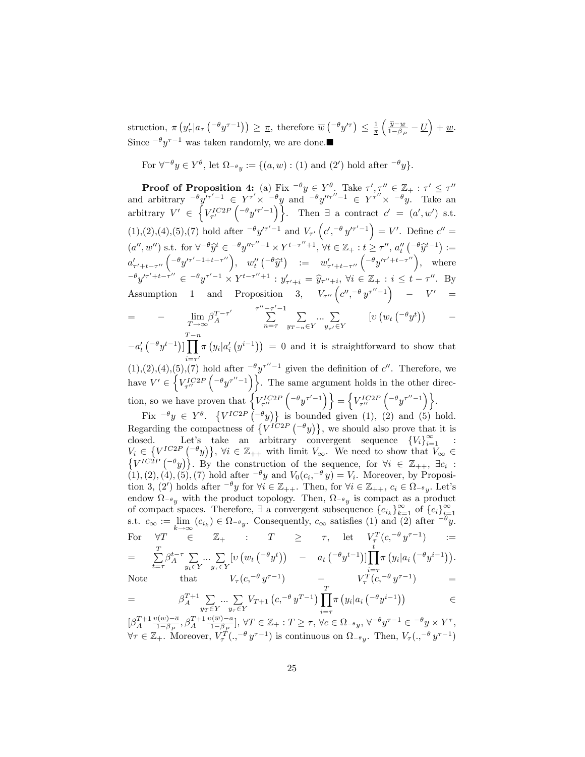struction, $\pi\left(y'_\tau|a_\tau\left({}^{-\theta}y^{\tau-1}\right)\right) \geq \underline{\pi}$, therefore $\overline{w}\left({}^{-\theta}y'^{\tau}\right) \leq \frac{1}{\underline{\pi}}\left(\frac{\overline{y}-\underline{w}}{1-\beta_P} - \underline{U}\right) + \underline{w}$. Since ${}^{-\theta}y^{\tau-1}$ was taken randomly, we are done.■

For $\forall {}^{-\theta}y \in Y^\theta$, let $\Omega_{{}^{-\theta}y} := \{(a,w) : (1) \text{ and } (2') \text{ hold after } {}^{-\theta}y\}$.

**Proof of Proposition 4:** (a) Fix ${}^{-\theta}y \in Y^\theta$. Take $\tau', \tau'' \in \mathbb{Z}_+ : \tau' \leq \tau''$ and arbitrary ${}^{-\theta}y'^{\tau'-1} \in Y^{\tau'} \times {}^{-\theta}y$ and ${}^{-\theta}y''^{\tau''-1} \in Y^{\tau''} \times {}^{-\theta}y$. Take an arbitrary $V' \in \left\{V^{IC2P}_{\tau'}\left({}^{-\theta}y'^{\tau'-1}\right)\right\}$. Then $\exists$ a contract $c' = (a', w')$ s.t. (1),(2),(4),(5),(7) hold after ${}^{-\theta}y'^{\tau'-1}$ and $V_{\tau'}\left(c', {}^{-\theta}y'^{\tau'-1}\right) = V'$. Define $c'' = (a'', w'')$ s.t. for $\forall {}^{-\theta}\widehat{y}^t \in {}^{-\theta}y''^{\tau''-1} \times Y^{t-\tau''+1}$, $\forall t \in \mathbb{Z}_+ : t \geq \tau''$, $a''_t\left({}^{-\theta}\widehat{y}^{t-1}\right) := a'_{\tau'+t-\tau''}\left({}^{-\theta}y'^{\tau'-1+t-\tau''}\right)$, $w''_t\left({}^{-\theta}\widehat{y}^t\right) := w'_{\tau'+t-\tau''}\left({}^{-\theta}y'^{\tau'+t-\tau''}\right)$, where ${}^{-\theta}y'^{\tau'+t-\tau''} \in {}^{-\theta}y^{\tau'-1} \times Y^{t-\tau''+1} : y'_{\tau'+i} = \widehat{y}_{\tau''+i}$, $\forall i \in \mathbb{Z}_+ : i \leq t - \tau''$. By Assumption 1 and Proposition 3, $V_{\tau''}\left(c'', {}^{-\theta}y^{\tau''-1}\right) - V' =$

$$= - \lim_{T\to\infty} \beta_A^{T-\tau'} \sum_{n=\tau}^{\tau''-\tau'-1} \sum_{y_{T-n}\in Y} \ldots \sum_{y_{\tau'}\in Y} \left[\upsilon\left(w_t\left({}^{-\theta}y^t\right)\right) - a'_t\left({}^{-\theta}y^{t-1}\right)\right] \prod_{i=\tau'}^{T-n} \pi\left(y_i|a'_i\left(y^{i-1}\right)\right) = 0$$

and it is straightforward to show that (1),(2),(4),(5),(7) hold after ${}^{-\theta}y^{\tau''-1}$ given the definition of $c''$. Therefore, we have $V' \in \left\{V^{IC2P}_{\tau''}\left({}^{-\theta}y^{\tau''-1}\right)\right\}$. The same argument holds in the other direction, so we have proven that $\left\{V^{IC2P}_{\tau''}\left({}^{-\theta}y^{\tau'-1}\right)\right\} = \left\{V^{IC2P}_{\tau''}\left({}^{-\theta}y^{\tau''-1}\right)\right\}$.

Fix ${}^{-\theta}y \in Y^\theta$. $\left\{V^{IC2P}\left({}^{-\theta}y\right)\right\}$ is bounded given (1), (2) and (5) hold. Regarding the compactness of $\left\{V^{IC2P}\left({}^{-\theta}y\right)\right\}$, we should also prove that it is closed. Let's take an arbitrary convergent sequence $\{V_i\}_{i=1}^\infty$ : $V_i \in \left\{V^{IC2P}\left({}^{-\theta}y\right)\right\}$, $\forall i \in \mathbb{Z}_{++}$ with limit $V_\infty$. We need to show that $V_\infty \in \left\{V^{IC2P}\left({}^{-\theta}y\right)\right\}$. By the construction of the sequence, for $\forall i \in \mathbb{Z}_{++}$, $\exists c_i$ : (1), (2), (4), (5), (7) hold after ${}^{-\theta}y$ and $V_0(c_i, {}^{-\theta}y) = V_i$. Moreover, by Proposition 3, (2′) holds after ${}^{-\theta}y$ for $\forall i \in \mathbb{Z}_{++}$. Then, for $\forall i \in \mathbb{Z}_{++}$, $c_i \in \Omega_{{}^{-\theta}y}$. Let's endow $\Omega_{{}^{-\theta}y}$ with the product topology. Then, $\Omega_{{}^{-\theta}y}$ is compact as a product of compact spaces. Therefore, $\exists$ a convergent subsequence $\{c_{i_k}\}_{k=1}^\infty$ of $\{c_i\}_{i=1}^\infty$ s.t. $c_\infty := \lim_{k\to\infty}(c_{i_k}) \in \Omega_{{}^{-\theta}y}$. Consequently, $c_\infty$ satisfies (1) and (2) after ${}^{-\theta}y$. For $\forall T \in \mathbb{Z}_+ : T \geq \tau$, let $V^T_\tau(c, {}^{-\theta}y^{\tau-1}) :=$

$$= \sum_{t=\tau}^{T} \beta_A^{t-\tau} \sum_{y_t\in Y} \ldots \sum_{y_\tau\in Y} \left[\upsilon\left(w_t\left({}^{-\theta}y^t\right)\right) - a_t\left({}^{-\theta}y^{t-1}\right)\right] \prod_{i=\tau}^{t} \pi\left(y_i|a_i\left({}^{-\theta}y^{i-1}\right)\right).$$

Note that $V_\tau(c, {}^{-\theta}y^{\tau-1}) - V^T_\tau(c, {}^{-\theta}y^{\tau-1}) =$

$$= \beta_A^{T+1} \sum_{y_T\in Y} \ldots \sum_{y_\tau\in Y} V_{T+1}\left(c, {}^{-\theta}y^{T-1}\right) \prod_{i=\tau}^{T} \pi\left(y_i|a_i\left({}^{-\theta}y^{i-1}\right)\right) \in$$

$[\beta_A^{T+1}\frac{\upsilon(\underline{w})-\overline{a}}{1-\beta_P}, \beta_A^{T+1}\frac{\upsilon(\overline{w})-\underline{a}}{1-\beta_P}]$, $\forall T \in \mathbb{Z}_+ : T \geq \tau$, $\forall c \in \Omega_{{}^{-\theta}y}$, $\forall {}^{-\theta}y^{\tau-1} \in {}^{-\theta}y \times Y^\tau$, $\forall \tau \in \mathbb{Z}_+$. Moreover, $V^T_\tau(., {}^{-\theta}y^{\tau-1})$ is continuous on $\Omega_{{}^{-\theta}y}$. Then, $V_\tau(., {}^{-\theta}y^{\tau-1})$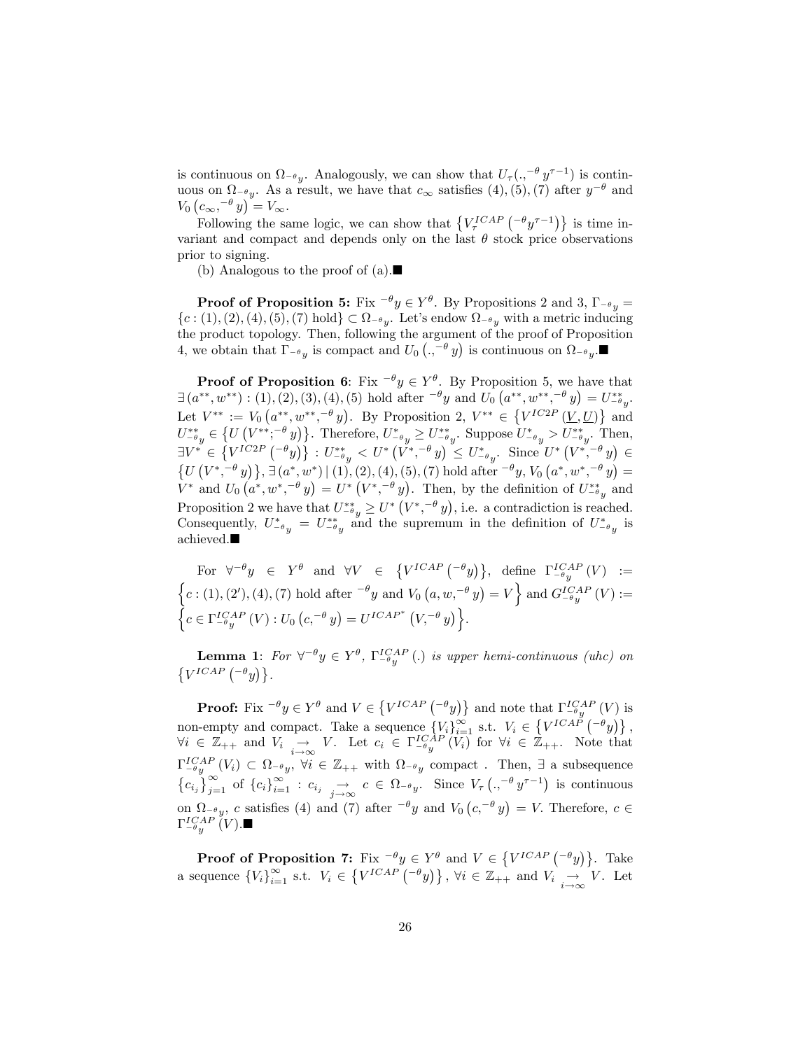is continuous on $\Omega_{^{-\theta}y}$. Analogously, we can show that $U_\tau(.,^{-\theta} y^{\tau-1})$ is continuous on $\Omega_{^{-\theta}y}$. As a result, we have that $c_\infty$ satisfies (4), (5), (7) after $y^{-\theta}$ and $V_0\left(c_\infty,^{-\theta} y\right) = V_\infty$.

Following the same logic, we can show that $\left\{V_\tau^{ICAP}\left(^{-\theta}y^{\tau-1}\right)\right\}$ is time invariant and compact and depends only on the last $\theta$ stock price observations prior to signing.

(b) Analogous to the proof of (a).■

**Proof of Proposition 5:** Fix $^{-\theta}y \in Y^\theta$. By Propositions 2 and 3, $\Gamma_{^{-\theta}y} = \{c : (1), (2), (4), (5), (7) \text{ hold}\} \subset \Omega_{^{-\theta}y}$. Let's endow $\Omega_{^{-\theta}y}$ with a metric inducing the product topology. Then, following the argument of the proof of Proposition 4, we obtain that $\Gamma_{^{-\theta}y}$ is compact and $U_0\left(.,^{-\theta} y\right)$ is continuous on $\Omega_{^{-\theta}y}$.■

**Proof of Proposition 6**: Fix $^{-\theta}y \in Y^\theta$. By Proposition 5, we have that $\exists\left(a^{**}, w^{**}\right) : (1), (2), (3), (4), (5)$ hold after $^{-\theta}y$ and $U_0\left(a^{**}, w^{**},^{-\theta} y\right) = U^{**}_{^{-\theta}y}$. Let $V^{**} := V_0\left(a^{**}, w^{**},^{-\theta} y\right)$. By Proposition 2, $V^{**} \in \left\{V^{IC2P}\left(\underline{V}, \underline{U}\right)\right\}$ and $U^{**}_{^{-\theta}y} \in \left\{U\left(V^{**};^{-\theta} y\right)\right\}$. Therefore, $U^{*}_{^{-\theta}y} \geq U^{**}_{^{-\theta}y}$. Suppose $U^{*}_{^{-\theta}y} > U^{**}_{^{-\theta}y}$. Then, $\exists V^* \in \left\{V^{IC2P}\left(^{-\theta}y\right)\right\} : U^{**}_{^{-\theta}y} < U^*\left(V^*,^{-\theta} y\right) \leq U^{*}_{^{-\theta}y}$. Since $U^*\left(V^*,^{-\theta} y\right) \in \left\{U\left(V^*,^{-\theta} y\right)\right\}$, $\exists\left(a^*, w^*\right) \mid (1), (2), (4), (5), (7)$ hold after $^{-\theta}y$, $V_0\left(a^*, w^*,^{-\theta} y\right) = V^*$ and $U_0\left(a^*, w^*,^{-\theta} y\right) = U^*\left(V^*,^{-\theta} y\right)$. Then, by the definition of $U^{**}_{^{-\theta}y}$ and Proposition 2 we have that $U^{**}_{^{-\theta}y} \geq U^*\left(V^*,^{-\theta} y\right)$, i.e. a contradiction is reached. Consequently, $U^{*}_{^{-\theta}y} = U^{**}_{^{-\theta}y}$ and the supremum in the definition of $U^{*}_{^{-\theta}y}$ is achieved.■

For $\forall^{-\theta}y \in Y^\theta$ and $\forall V \in \left\{V^{ICAP}\left(^{-\theta}y\right)\right\}$, define $\Gamma^{ICAP}_{^{-\theta}y}(V) := \left\{c : (1), (2'), (4), (7) \text{ hold after } ^{-\theta}y \text{ and } V_0\left(a, w,^{-\theta} y\right) = V\right\}$ and $G^{ICAP}_{^{-\theta}y}(V) := \left\{c \in \Gamma^{ICAP}_{^{-\theta}y}(V) : U_0\left(c,^{-\theta} y\right) = U^{ICAP^*}\left(V,^{-\theta} y\right)\right\}$.

**Lemma 1**: *For $\forall^{-\theta}y \in Y^\theta$, $\Gamma^{ICAP}_{^{-\theta}y}(.)$ is upper hemi-continuous (uhc) on $\left\{V^{ICAP}\left(^{-\theta}y\right)\right\}$.*

**Proof:** Fix $^{-\theta}y \in Y^\theta$ and $V \in \left\{V^{ICAP}\left(^{-\theta}y\right)\right\}$ and note that $\Gamma^{ICAP}_{^{-\theta}y}(V)$ is non-empty and compact. Take a sequence $\{V_i\}_{i=1}^\infty$ s.t. $V_i \in \left\{V^{ICAP}\left(^{-\theta}y\right)\right\}$, $\forall i \in \mathbb{Z}_{++}$ and $V_i \underset{i\to\infty}{\to} V$. Let $c_i \in \Gamma^{ICAP}_{^{-\theta}y}(V_i)$ for $\forall i \in \mathbb{Z}_{++}$. Note that $\Gamma^{ICAP}_{^{-\theta}y}(V_i) \subset \Omega_{^{-\theta}y}$, $\forall i \in \mathbb{Z}_{++}$ with $\Omega_{^{-\theta}y}$ compact . Then, $\exists$ a subsequence $\left\{c_{i_j}\right\}_{j=1}^\infty$ of $\{c_i\}_{i=1}^\infty$ : $c_{i_j} \underset{j\to\infty}{\to} c \in \Omega_{^{-\theta}y}$. Since $V_\tau\left(.,^{-\theta} y^{\tau-1}\right)$ is continuous on $\Omega_{^{-\theta}y}$, $c$ satisfies (4) and (7) after $^{-\theta}y$ and $V_0\left(c,^{-\theta} y\right) = V$. Therefore, $c \in \Gamma^{ICAP}_{^{-\theta}y}(V)$.■

**Proof of Proposition 7:** Fix $^{-\theta}y \in Y^\theta$ and $V \in \left\{V^{ICAP}\left(^{-\theta}y\right)\right\}$. Take a sequence $\{V_i\}_{i=1}^\infty$ s.t. $V_i \in \left\{V^{ICAP}\left(^{-\theta}y\right)\right\}$, $\forall i \in \mathbb{Z}_{++}$ and $V_i \underset{i\to\infty}{\to} V$. Let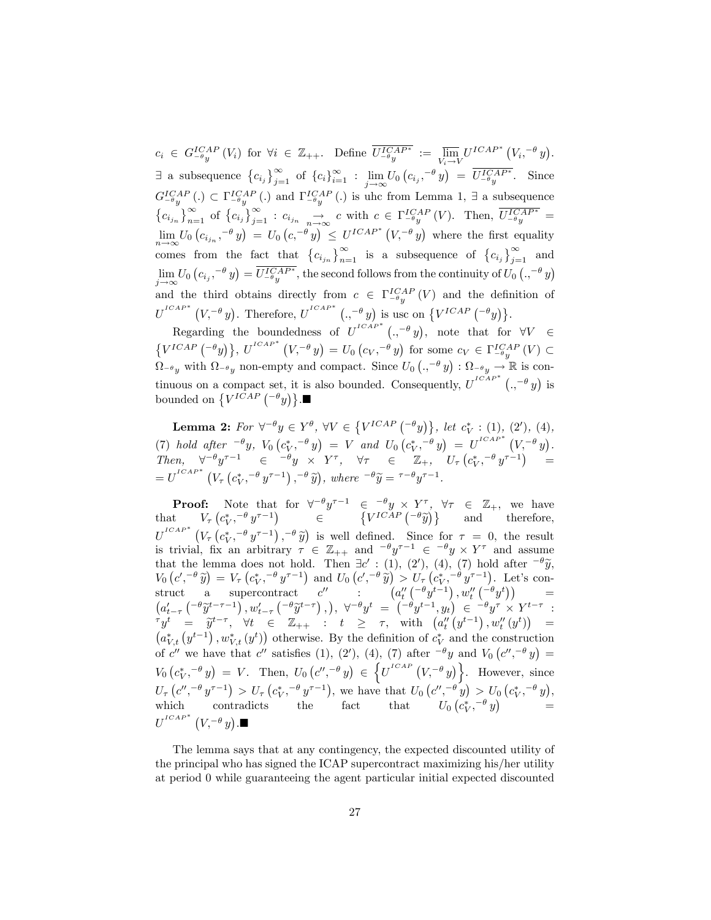$c_i \in G^{ICAP}_{-\theta_y}(V_i)$ for $\forall i \in \mathbb{Z}_{++}$. Define $\overline{U^{ICAP^*}_{-\theta_y}} := \overline{\lim_{V_i \to V}} U^{ICAP^*}\left(V_i, {}^{-\theta}y\right)$. $\exists$ a subsequence $\{c_{i_j}\}_{j=1}^{\infty}$ of $\{c_i\}_{i=1}^{\infty}$ : $\lim_{j\to\infty} U_0\left(c_{i_j}, {}^{-\theta}y\right) = \overline{U^{ICAP^*}_{-\theta_y}}$. Since $G^{ICAP}_{-\theta_y}(.) \subset \Gamma^{ICAP}_{-\theta_y}(.)$ and $\Gamma^{ICAP}_{-\theta_y}(.)$ is uhc from Lemma 1, $\exists$ a subsequence $\{c_{i_{j_n}}\}_{n=1}^{\infty}$ of $\{c_{i_j}\}_{j=1}^{\infty}$ : $c_{i_{j_n}} \underset{n\to\infty}{\to} c$ with $c \in \Gamma^{ICAP}_{-\theta_y}(V)$. Then, $\overline{U^{ICAP^*}_{-\theta_y}} = \lim_{n\to\infty} U_0\left(c_{i_{j_n}}, {}^{-\theta}y\right) = U_0\left(c, {}^{-\theta}y\right) \leq U^{ICAP^*}\left(V, {}^{-\theta}y\right)$ where the first equality comes from the fact that $\{c_{i_{j_n}}\}_{n=1}^{\infty}$ is a subsequence of $\{c_{i_j}\}_{j=1}^{\infty}$ and $\lim_{j\to\infty} U_0\left(c_{i_j}, {}^{-\theta}y\right) = \overline{U^{ICAP^*}_{-\theta_y}}$, the second follows from the continuity of $U_0\left(., {}^{-\theta}y\right)$ and the third obtains directly from $c \in \Gamma^{ICAP}_{-\theta_y}(V)$ and the definition of $U^{ICAP^*}\left(V, {}^{-\theta}y\right)$. Therefore, $U^{ICAP^*}\left(., {}^{-\theta}y\right)$ is usc on $\left\{V^{ICAP}\left({}^{-\theta}y\right)\right\}$.

Regarding the boundedness of $U^{ICAP^*}\left(., {}^{-\theta}y\right)$, note that for $\forall V \in \left\{V^{ICAP}\left({}^{-\theta}y\right)\right\}$, $U^{ICAP^*}\left(V, {}^{-\theta}y\right) = U_0\left(c_V, {}^{-\theta}y\right)$ for some $c_V \in \Gamma^{ICAP}_{-\theta_y}(V) \subset \Omega_{-\theta_y}$ with $\Omega_{-\theta_y}$ non-empty and compact. Since $U_0\left(., {}^{-\theta}y\right) : \Omega_{-\theta_y} \to \mathbb{R}$ is continuous on a compact set, it is also bounded. Consequently, $U^{ICAP^*}\left(., {}^{-\theta}y\right)$ is bounded on $\left\{V^{ICAP}\left({}^{-\theta}y\right)\right\}$.■

**Lemma 2:** *For $\forall {}^{-\theta}y \in Y^{\theta}$, $\forall V \in \left\{V^{ICAP}\left({}^{-\theta}y\right)\right\}$, let $c^*_V$ : (1), (2′), (4), (7) hold after ${}^{-\theta}y$, $V_0\left(c^*_V, {}^{-\theta}y\right) = V$ and $U_0\left(c^*_V, {}^{-\theta}y\right) = U^{ICAP^*}\left(V, {}^{-\theta}y\right)$. Then, $\forall {}^{-\theta}y^{\tau-1} \in {}^{-\theta}y \times Y^{\tau}$, $\forall \tau \in \mathbb{Z}_{+}$, $U_\tau\left(c^*_V, {}^{-\theta}y^{\tau-1}\right) = U^{ICAP^*}\left(V_\tau\left(c^*_V, {}^{-\theta}y^{\tau-1}\right), {}^{-\theta}\widetilde{y}\right)$, where ${}^{-\theta}\widetilde{y} = {}^{\tau-\theta}y^{\tau-1}$.*

**Proof:** Note that for $\forall {}^{-\theta}y^{\tau-1} \in {}^{-\theta}y \times Y^{\tau}$, $\forall \tau \in \mathbb{Z}_{+}$, we have that $V_\tau\left(c^*_V, {}^{-\theta}y^{\tau-1}\right) \in \left\{V^{ICAP}\left({}^{-\theta}\widetilde{y}\right)\right\}$ and therefore, $U^{ICAP^*}\left(V_\tau\left(c^*_V, {}^{-\theta}y^{\tau-1}\right), {}^{-\theta}\widetilde{y}\right)$ is well defined. Since for $\tau = 0$, the result is trivial, fix an arbitrary $\tau \in \mathbb{Z}_{++}$ and ${}^{-\theta}y^{\tau-1} \in {}^{-\theta}y \times Y^{\tau}$ and assume that the lemma does not hold. Then $\exists c'$ : (1), (2′), (4), (7) hold after ${}^{-\theta}\widetilde{y}$, $V_0\left(c', {}^{-\theta}\widetilde{y}\right) = V_\tau\left(c^*_V, {}^{-\theta}y^{\tau-1}\right)$ and $U_0\left(c', {}^{-\theta}\widetilde{y}\right) > U_\tau\left(c^*_V, {}^{-\theta}y^{\tau-1}\right)$. Let's construct a supercontract $c''$ : $\left(a''_t\left({}^{-\theta}y^{t-1}\right), w''_t\left({}^{-\theta}y^{t}\right)\right) = \left(a'_{t-\tau}\left({}^{-\theta}\widetilde{y}^{t-\tau-1}\right), w'_{t-\tau}\left({}^{-\theta}\widetilde{y}^{t-\tau}\right), \right)$, $\forall {}^{-\theta}y^{t} = \left({}^{-\theta}y^{t-1}, y_t\right) \in {}^{-\theta}y^{\tau} \times Y^{t-\tau}$ : ${}^{\tau}y^{t} = \widetilde{y}^{t-\tau}$, $\forall t \in \mathbb{Z}_{++}$ : $t \geq \tau$, with $\left(a''_t\left(y^{t-1}\right), w''_t\left(y^{t}\right)\right) = \left(a^*_{V,t}\left(y^{t-1}\right), w^*_{V,t}\left(y^{t}\right)\right)$ otherwise. By the definition of $c^*_V$ and the construction of $c''$ we have that $c''$ satisfies (1), (2′), (4), (7) after ${}^{-\theta}y$ and $V_0\left(c'', {}^{-\theta}y\right) = V_0\left(c^*_V, {}^{-\theta}y\right) = V$. Then, $U_0\left(c'', {}^{-\theta}y\right) \in \left\{U^{ICAP}\left(V, {}^{-\theta}y\right)\right\}$. However, since $U_\tau\left(c'', {}^{-\theta}y^{\tau-1}\right) > U_\tau\left(c^*_V, {}^{-\theta}y^{\tau-1}\right)$, we have that $U_0\left(c'', {}^{-\theta}y\right) > U_0\left(c^*_V, {}^{-\theta}y\right)$, which contradicts the fact that $U_0\left(c^*_V, {}^{-\theta}y\right) = U^{ICAP^*}\left(V, {}^{-\theta}y\right)$.■

The lemma says that at any contingency, the expected discounted utility of the principal who has signed the ICAP supercontract maximizing his/her utility at period 0 while guaranteeing the agent particular initial expected discounted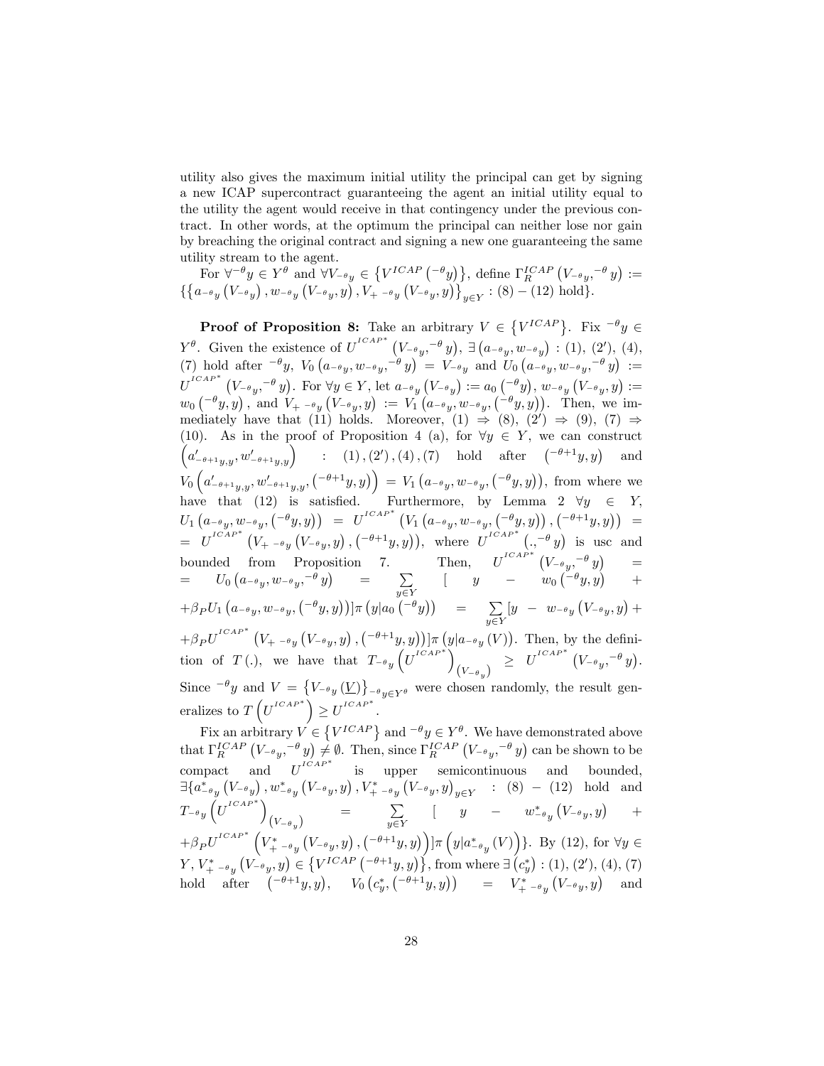utility also gives the maximum initial utility the principal can get by signing a new ICAP supercontract guaranteeing the agent an initial utility equal to the utility the agent would receive in that contingency under the previous contract. In other words, at the optimum the principal can neither lose nor gain by breaching the original contract and signing a new one guaranteeing the same utility stream to the agent.

For $\forall {}^{-\theta}y \in Y^{\theta}$ and $\forall V_{-\theta_y} \in \left\{V^{ICAP}\left({}^{-\theta}y\right)\right\}$, define $\Gamma_R^{ICAP}\left(V_{-\theta_y}, {}^{-\theta}y\right) := \left\{\left\{a_{-\theta_y}\left(V_{-\theta_y}\right), w_{-\theta_y}\left(V_{-\theta_y}, y\right), V_{+\ -\theta_y}\left(V_{-\theta_y}, y\right)\right\}_{y\in Y} : (8) - (12) \text{ hold}\right\}$.

**Proof of Proposition 8:** Take an arbitrary $V \in \left\{V^{ICAP}\right\}$. Fix ${}^{-\theta}y \in Y^{\theta}$. Given the existence of $U^{ICAP^*}\left(V_{-\theta_y}, {}^{-\theta}y\right)$, $\exists\left(a_{-\theta_y}, w_{-\theta_y}\right)$ : (1), (2′), (4), (7) hold after ${}^{-\theta}y$, $V_0\left(a_{-\theta_y}, w_{-\theta_y}, {}^{-\theta}y\right) = V_{-\theta_y}$ and $U_0\left(a_{-\theta_y}, w_{-\theta_y}, {}^{-\theta}y\right) := U^{ICAP^*}\left(V_{-\theta_y}, {}^{-\theta}y\right)$. For $\forall y \in Y$, let $a_{-\theta_y}\left(V_{-\theta_y}\right) := a_0\left({}^{-\theta}y\right)$, $w_{-\theta_y}\left(V_{-\theta_y}, y\right) := w_0\left({}^{-\theta}y, y\right)$, and $V_{+\ -\theta_y}\left(V_{-\theta_y}, y\right) := V_1\left(a_{-\theta_y}, w_{-\theta_y}, \left({}^{-\theta}y, y\right)\right)$. Then, we immediately have that (11) holds. Moreover, (1) $\Rightarrow$ (8), (2′) $\Rightarrow$ (9), (7) $\Rightarrow$ (10). As in the proof of Proposition 4 (a), for $\forall y \in Y$, we can construct $\left(a'_{-\theta+1_{y,y}}, w'_{-\theta+1_{y,y}}\right)$ : (1), (2′), (4), (7) hold after $\left({}^{-\theta+1}y, y\right)$ and $V_0\left(a'_{-\theta+1_{y,y}}, w'_{-\theta+1_{y,y}}, \left({}^{-\theta+1}y, y\right)\right) = V_1\left(a_{-\theta_y}, w_{-\theta_y}, \left({}^{-\theta}y, y\right)\right)$, from where we have that (12) is satisfied. Furthermore, by Lemma 2 $\forall y \in Y$, $U_1\left(a_{-\theta_y}, w_{-\theta_y}, \left({}^{-\theta}y, y\right)\right) = U^{ICAP^*}\left(V_1\left(a_{-\theta_y}, w_{-\theta_y}, \left({}^{-\theta}y, y\right)\right), \left({}^{-\theta+1}y, y\right)\right) = U^{ICAP^*}\left(V_{+\ -\theta_y}\left(V_{-\theta_y}, y\right), \left({}^{-\theta+1}y, y\right)\right)$, where $U^{ICAP^*}\left(., {}^{-\theta}y\right)$ is usc and bounded from Proposition 7. Then, $U^{ICAP^*}\left(V_{-\theta_y}, {}^{-\theta}y\right) = U_0\left(a_{-\theta_y}, w_{-\theta_y}, {}^{-\theta}y\right) = \sum_{y\in Y}\left[y - w_0\left({}^{-\theta}y, y\right) + \beta_P U_1\left(a_{-\theta_y}, w_{-\theta_y}, \left({}^{-\theta}y, y\right)\right)\right]\pi\left(y|a_0\left({}^{-\theta}y\right)\right) = \sum_{y\in Y}\left[y - w_{-\theta_y}\left(V_{-\theta_y}, y\right) + \beta_P U^{ICAP^*}\left(V_{+\ -\theta_y}\left(V_{-\theta_y}, y\right), \left({}^{-\theta+1}y, y\right)\right)\right]\pi\left(y|a_{-\theta_y}\left(V\right)\right)$. Then, by the definition of $T(.)$, we have that $T_{-\theta_y}\left(U^{ICAP^*}\right)_{\left(V_{-\theta_y}\right)} \geq U^{ICAP^*}\left(V_{-\theta_y}, {}^{-\theta}y\right)$. Since ${}^{-\theta}y$ and $V = \left\{V_{-\theta_y}\left(\underline{V}\right)\right\}_{-\theta_y\in Y^{\theta}}$ were chosen randomly, the result generalizes to $T\left(U^{ICAP^*}\right) \geq U^{ICAP^*}$.

Fix an arbitrary $V \in \left\{V^{ICAP}\right\}$ and ${}^{-\theta}y \in Y^{\theta}$. We have demonstrated above that $\Gamma_R^{ICAP}\left(V_{-\theta_y}, {}^{-\theta}y\right) \neq \emptyset$. Then, since $\Gamma_R^{ICAP}\left(V_{-\theta_y}, {}^{-\theta}y\right)$ can be shown to be compact and $U^{ICAP^*}$ is upper semicontinuous and bounded, $\exists\{a^*_{-\theta_y}\left(V_{-\theta_y}\right), w^*_{-\theta_y}\left(V_{-\theta_y}, y\right), V^*_{+\ -\theta_y}\left(V_{-\theta_y}, y\right)_{y\in Y}$ : (8) – (12) hold and $T_{-\theta_y}\left(U^{ICAP^*}\right)_{\left(V_{-\theta_y}\right)} = \sum_{y\in Y}\left[y - w^*_{-\theta_y}\left(V_{-\theta_y}, y\right) + \beta_P U^{ICAP^*}\left(V^*_{+\ -\theta_y}\left(V_{-\theta_y}, y\right), \left({}^{-\theta+1}y, y\right)\right)\right]\pi\left(y|a^*_{-\theta_y}\left(V\right)\right)\}$. By (12), for $\forall y \in Y$, $V^*_{+\ -\theta_y}\left(V_{-\theta_y}, y\right) \in \left\{V^{ICAP}\left({}^{-\theta+1}y, y\right)\right\}$, from where $\exists\left(c^*_y\right)$ : (1), (2′), (4), (7) hold after $\left({}^{-\theta+1}y, y\right)$, $V_0\left(c^*_y, \left({}^{-\theta+1}y, y\right)\right) = V^*_{+\ -\theta_y}\left(V_{-\theta_y}, y\right)$ and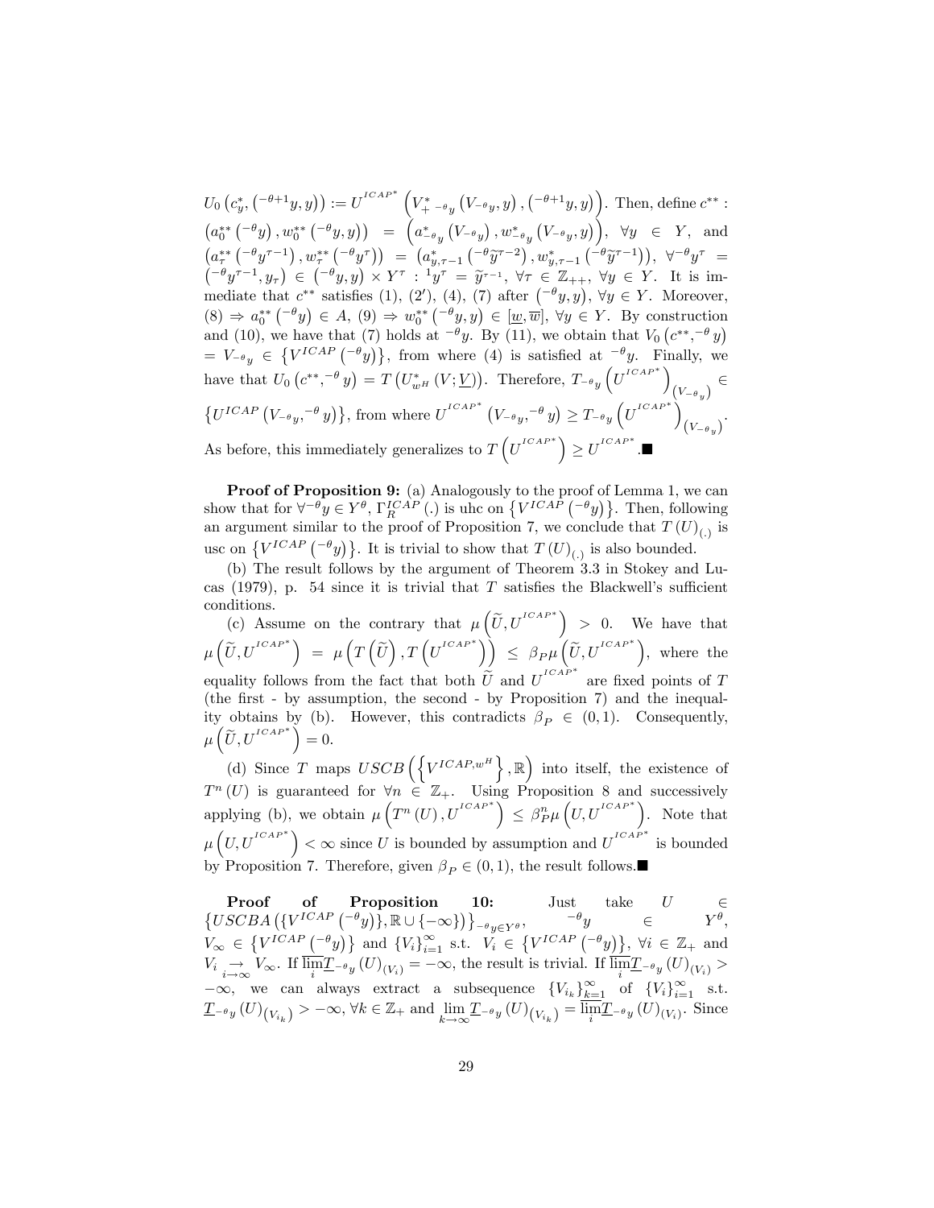$U_0\left(c_y^*, \left({}^{-\theta+1}y, y\right)\right) := U^{ICAP^*}\left(V^*_{+\ {}^{-\theta}y}\left(V_{{}^{-\theta}y}, y\right), \left({}^{-\theta+1}y, y\right)\right)$. Then, define $c^{**}$ : $\left(a_0^{**}\left({}^{-\theta}y\right), w_0^{**}\left({}^{-\theta}y, y\right)\right) = \left(a^*_{{}^{-\theta}y}\left(V_{{}^{-\theta}y}\right), w^*_{{}^{-\theta}y}\left(V_{{}^{-\theta}y}, y\right)\right)$, $\forall y \in Y$, and $\left(a_\tau^{**}\left({}^{-\theta}y^{\tau-1}\right), w_\tau^{**}\left({}^{-\theta}y^\tau\right)\right) = \left(a^*_{y,\tau-1}\left({}^{-\theta}\widetilde{y}^{\tau-2}\right), w^*_{y,\tau-1}\left({}^{-\theta}\widetilde{y}^{\tau-1}\right)\right)$, $\forall {}^{-\theta}y^\tau = \left({}^{-\theta}y^{\tau-1}, y_\tau\right) \in \left({}^{-\theta}y, y\right) \times Y^\tau : {}^1y^\tau = \widetilde{y}^{\tau-1}$, $\forall \tau \in \mathbb{Z}_{++}$, $\forall y \in Y$. It is immediate that $c^{**}$ satisfies (1), (2′), (4), (7) after $\left({}^{-\theta}y, y\right)$, $\forall y \in Y$. Moreover, (8) $\Rightarrow a_0^{**}\left({}^{-\theta}y\right) \in A$, (9) $\Rightarrow w_0^{**}\left({}^{-\theta}y, y\right) \in [\underline{w}, \overline{w}]$, $\forall y \in Y$. By construction and (10), we have that (7) holds at ${}^{-\theta}y$. By (11), we obtain that $V_0\left(c^{**}, {}^{-\theta}y\right) = V_{{}^{-\theta}y} \in \left\{V^{ICAP}\left({}^{-\theta}y\right)\right\}$, from where (4) is satisfied at ${}^{-\theta}y$. Finally, we have that $U_0\left(c^{**}, {}^{-\theta}y\right) = T\left(U^*_{w^H}\left(V;\underline{V}\right)\right)$. Therefore, $T_{{}^{-\theta}y}\left(U^{ICAP^*}\right)_{\left(V_{{}^{-\theta}y}\right)} \in \left\{U^{ICAP}\left(V_{{}^{-\theta}y}, {}^{-\theta}y\right)\right\}$, from where $U^{ICAP^*}\left(V_{{}^{-\theta}y}, {}^{-\theta}y\right) \geq T_{{}^{-\theta}y}\left(U^{ICAP^*}\right)_{\left(V_{{}^{-\theta}y}\right)}$. As before, this immediately generalizes to $T\left(U^{ICAP^*}\right) \geq U^{ICAP^*}$.■

**Proof of Proposition 9:** (a) Analogously to the proof of Lemma 1, we can show that for $\forall {}^{-\theta}y \in Y^\theta$, $\Gamma_R^{ICAP}(.)$ is uhc on $\left\{V^{ICAP}\left({}^{-\theta}y\right)\right\}$. Then, following an argument similar to the proof of Proposition 7, we conclude that $T(U)_{(.)}$ is usc on $\left\{V^{ICAP}\left({}^{-\theta}y\right)\right\}$. It is trivial to show that $T(U)_{(.)}$ is also bounded.

(b) The result follows by the argument of Theorem 3.3 in Stokey and Lucas (1979), p. 54 since it is trivial that $T$ satisfies the Blackwell's sufficient conditions.

(c) Assume on the contrary that $\mu\left(\widetilde{U}, U^{ICAP^*}\right) > 0$. We have that $\mu\left(\widetilde{U}, U^{ICAP^*}\right) = \mu\left(T\left(\widetilde{U}\right), T\left(U^{ICAP^*}\right)\right) \leq \beta_P \mu\left(\widetilde{U}, U^{ICAP^*}\right)$, where the equality follows from the fact that both $\widetilde{U}$ and $U^{ICAP^*}$ are fixed points of $T$ (the first - by assumption, the second - by Proposition 7) and the inequality obtains by (b). However, this contradicts $\beta_P \in (0,1)$. Consequently, $\mu\left(\widetilde{U}, U^{ICAP^*}\right) = 0$.

(d) Since $T$ maps $USCB\left(\left\{V^{ICAP,w^H}\right\}, \mathbb{R}\right)$ into itself, the existence of $T^n(U)$ is guaranteed for $\forall n \in \mathbb{Z}_+$. Using Proposition 8 and successively applying (b), we obtain $\mu\left(T^n(U), U^{ICAP^*}\right) \leq \beta_P^n \mu\left(U, U^{ICAP^*}\right)$. Note that $\mu\left(U, U^{ICAP^*}\right) < \infty$ since $U$ is bounded by assumption and $U^{ICAP^*}$ is bounded by Proposition 7. Therefore, given $\beta_P \in (0,1)$, the result follows.■

**Proof of Proposition 10:** Just take $U \in \left\{USCBA\left(\{V^{ICAP}\left({}^{-\theta}y\right)\}, \mathbb{R} \cup \{-\infty\}\right)\right\}_{{}^{-\theta}y \in Y^\theta}$, ${}^{-\theta}y \in Y^\theta$, $V_\infty \in \left\{V^{ICAP}\left({}^{-\theta}y\right)\right\}$ and $\{V_i\}_{i=1}^\infty$ s.t. $V_i \in \left\{V^{ICAP}\left({}^{-\theta}y\right)\right\}$, $\forall i \in \mathbb{Z}_+$ and $V_i \underset{i\to\infty}{\to} V_\infty$. If $\overline{\lim_i} \underline{T}_{{}^{-\theta}y}(U)_{(V_i)} = -\infty$, the result is trivial. If $\overline{\lim_i} \underline{T}_{{}^{-\theta}y}(U)_{(V_i)} > -\infty$, we can always extract a subsequence $\{V_{i_k}\}_{k=1}^\infty$ of $\{V_i\}_{i=1}^\infty$ s.t. $\underline{T}_{{}^{-\theta}y}(U)_{\left(V_{i_k}\right)} > -\infty$, $\forall k \in \mathbb{Z}_+$ and $\lim_{k\to\infty} \underline{T}_{{}^{-\theta}y}(U)_{\left(V_{i_k}\right)} = \overline{\lim_i} \underline{T}_{{}^{-\theta}y}(U)_{(V_i)}$. Since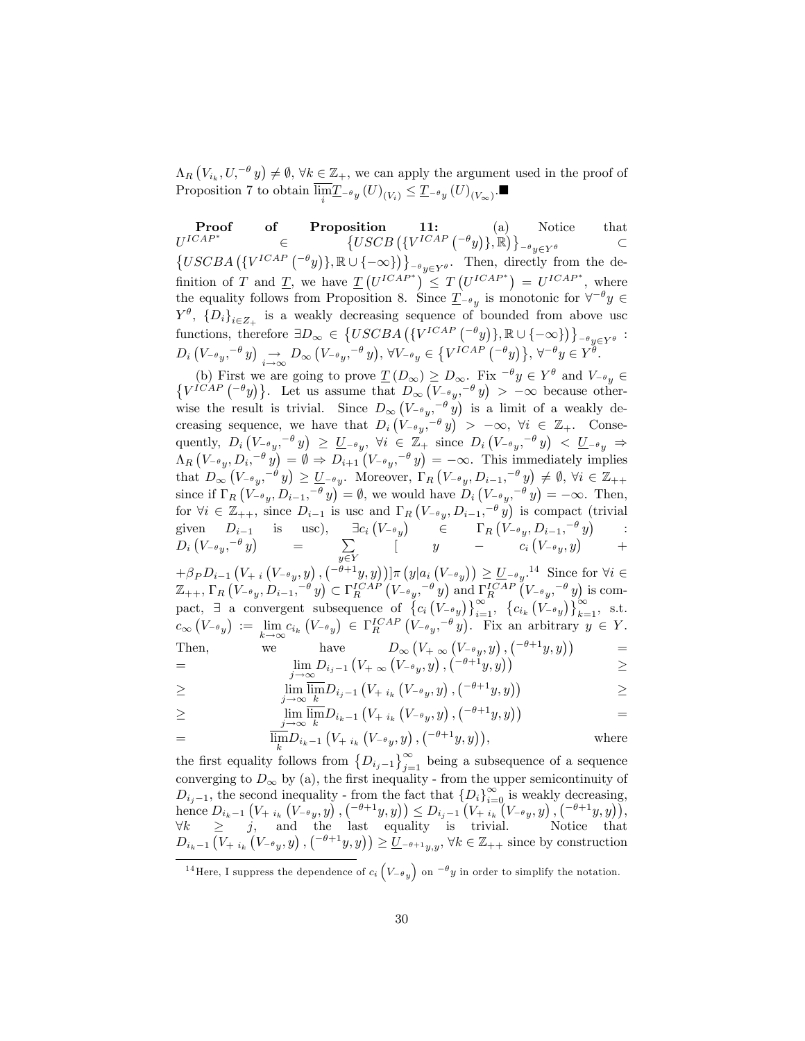$\Lambda_R\left(V_{i_k}, U,^{-\theta} y\right) \neq \emptyset$, $\forall k \in \mathbb{Z}_+$, we can apply the argument used in the proof of Proposition 7 to obtain $\overline{\lim_i} \underline{T}_{^{-\theta}y}\left(U\right)_{\left(V_i\right)} \leq \underline{T}_{^{-\theta}y}\left(U\right)_{\left(V_\infty\right)}$.■

**Proof of Proposition 11:** (a) Notice that $U^{ICAP^*} \in \left\{USCB\left(\{V^{ICAP}\left(^{-\theta}y\right)\}, \mathbb{R}\right)\right\}_{^{-\theta}y \in Y^\theta} \subset \left\{USCBA\left(\{V^{ICAP}\left(^{-\theta}y\right)\}, \mathbb{R} \cup \{-\infty\}\right)\right\}_{^{-\theta}y \in Y^\theta}$. Then, directly from the definition of $T$ and $\underline{T}$, we have $\underline{T}\left(U^{ICAP^*}\right) \leq T\left(U^{ICAP^*}\right) = U^{ICAP^*}$, where the equality follows from Proposition 8. Since $\underline{T}_{^{-\theta}y}$ is monotonic for $\forall^{-\theta}y \in Y^\theta$, $\{D_i\}_{i \in Z_+}$ is a weakly decreasing sequence of bounded from above usc functions, therefore $\exists D_\infty \in \left\{USCBA\left(\{V^{ICAP}\left(^{-\theta}y\right)\}, \mathbb{R} \cup \{-\infty\}\right)\right\}_{^{-\theta}y \in Y^\theta}$ : $D_i\left(V_{^{-\theta}y},^{-\theta} y\right) \underset{i \to \infty}{\to} D_\infty\left(V_{^{-\theta}y},^{-\theta} y\right)$, $\forall V_{^{-\theta}y} \in \left\{V^{ICAP}\left(^{-\theta}y\right)\right\}$, $\forall^{-\theta}y \in Y^\theta$.

(b) First we are going to prove $\underline{T}\left(D_\infty\right) \geq D_\infty$. Fix $^{-\theta}y \in Y^\theta$ and $V_{^{-\theta}y} \in \left\{V^{ICAP}\left(^{-\theta}y\right)\right\}$. Let us assume that $D_\infty\left(V_{^{-\theta}y},^{-\theta} y\right) > -\infty$ because otherwise the result is trivial. Since $D_\infty\left(V_{^{-\theta}y},^{-\theta} y\right)$ is a limit of a weakly decreasing sequence, we have that $D_i\left(V_{^{-\theta}y},^{-\theta} y\right) > -\infty$, $\forall i \in \mathbb{Z}_+$. Consequently, $D_i\left(V_{^{-\theta}y},^{-\theta} y\right) \geq \underline{U}_{^{-\theta}y}$, $\forall i \in \mathbb{Z}_+$ since $D_i\left(V_{^{-\theta}y},^{-\theta} y\right) < \underline{U}_{^{-\theta}y} \Rightarrow \Lambda_R\left(V_{^{-\theta}y}, D_i,^{-\theta} y\right) = \emptyset \Rightarrow D_{i+1}\left(V_{^{-\theta}y},^{-\theta} y\right) = -\infty$. This immediately implies that $D_\infty\left(V_{^{-\theta}y},^{-\theta} y\right) \geq \underline{U}_{^{-\theta}y}$. Moreover, $\Gamma_R\left(V_{^{-\theta}y}, D_{i-1},^{-\theta} y\right) \neq \emptyset$, $\forall i \in \mathbb{Z}_{++}$ since if $\Gamma_R\left(V_{^{-\theta}y}, D_{i-1},^{-\theta} y\right) = \emptyset$, we would have $D_i\left(V_{^{-\theta}y},^{-\theta} y\right) = -\infty$. Then, for $\forall i \in \mathbb{Z}_{++}$, since $D_{i-1}$ is usc and $\Gamma_R\left(V_{^{-\theta}y}, D_{i-1},^{-\theta} y\right)$ is compact (trivial given $D_{i-1}$ is usc), $\exists c_i\left(V_{^{-\theta}y}\right) \in \Gamma_R\left(V_{^{-\theta}y}, D_{i-1},^{-\theta} y\right)$ : $D_i\left(V_{^{-\theta}y},^{-\theta} y\right) = \sum_{y \in Y} \left[ y - c_i\left(V_{^{-\theta}y}, y\right) + \beta_P D_{i-1}\left(V_{+\ i}\left(V_{^{-\theta}y}, y\right), \left(^{-\theta+1}y, y\right)\right)\right]\pi\left(y|a_i\left(V_{^{-\theta}y}\right)\right) \geq \underline{U}_{^{-\theta}y}$.[14] Since for $\forall i \in \mathbb{Z}_{++}$, $\Gamma_R\left(V_{^{-\theta}y}, D_{i-1},^{-\theta} y\right) \subset \Gamma_R^{ICAP}\left(V_{^{-\theta}y},^{-\theta} y\right)$ and $\Gamma_R^{ICAP}\left(V_{^{-\theta}y},^{-\theta} y\right)$ is compact, $\exists$ a convergent subsequence of $\left\{c_i\left(V_{^{-\theta}y}\right)\right\}_{i=1}^\infty$, $\left\{c_{i_k}\left(V_{^{-\theta}y}\right)\right\}_{k=1}^\infty$, s.t. $c_\infty\left(V_{^{-\theta}y}\right) := \lim_{k \to \infty} c_{i_k}\left(V_{^{-\theta}y}\right) \in \Gamma_R^{ICAP}\left(V_{^{-\theta}y},^{-\theta} y\right)$. Fix an arbitrary $y \in Y$. Then, we have

$$
\begin{aligned}
D_\infty\left(V_{+\ \infty}\left(V_{^{-\theta}y}, y\right), \left(^{-\theta+1}y, y\right)\right) &= \\
= \lim_{j \to \infty} D_{i_j-1}\left(V_{+\ \infty}\left(V_{^{-\theta}y}, y\right), \left(^{-\theta+1}y, y\right)\right) &\geq \\
\geq \lim_{j \to \infty} \overline{\lim_k} D_{i_j-1}\left(V_{+\ i_k}\left(V_{^{-\theta}y}, y\right), \left(^{-\theta+1}y, y\right)\right) &\geq \\
\geq \lim_{j \to \infty} \overline{\lim_k} D_{i_k-1}\left(V_{+\ i_k}\left(V_{^{-\theta}y}, y\right), \left(^{-\theta+1}y, y\right)\right) &= \\
= \overline{\lim_k} D_{i_k-1}\left(V_{+\ i_k}\left(V_{^{-\theta}y}, y\right), \left(^{-\theta+1}y, y\right)\right),
\end{aligned}
$$

where the first equality follows from $\left\{D_{i_j-1}\right\}_{j=1}^\infty$ being a subsequence of a sequence converging to $D_\infty$ by (a), the first inequality - from the upper semicontinuity of $D_{i_j-1}$, the second inequality - from the fact that $\{D_i\}_{i=0}^\infty$ is weakly decreasing, hence $D_{i_k-1}\left(V_{+\ i_k}\left(V_{^{-\theta}y}, y\right), \left(^{-\theta+1}y, y\right)\right) \leq D_{i_j-1}\left(V_{+\ i_k}\left(V_{^{-\theta}y}, y\right), \left(^{-\theta+1}y, y\right)\right)$, $\forall k \geq j$, and the last equality is trivial. Notice that $D_{i_k-1}\left(V_{+\ i_k}\left(V_{^{-\theta}y}, y\right), \left(^{-\theta+1}y, y\right)\right) \geq \underline{U}_{^{-\theta+1}y, y}$, $\forall k \in \mathbb{Z}_{++}$ since by construction

[14] Here, I suppress the dependence of $c_i\left(V_{^{-\theta}y}\right)$ on $^{-\theta}y$ in order to simplify the notation.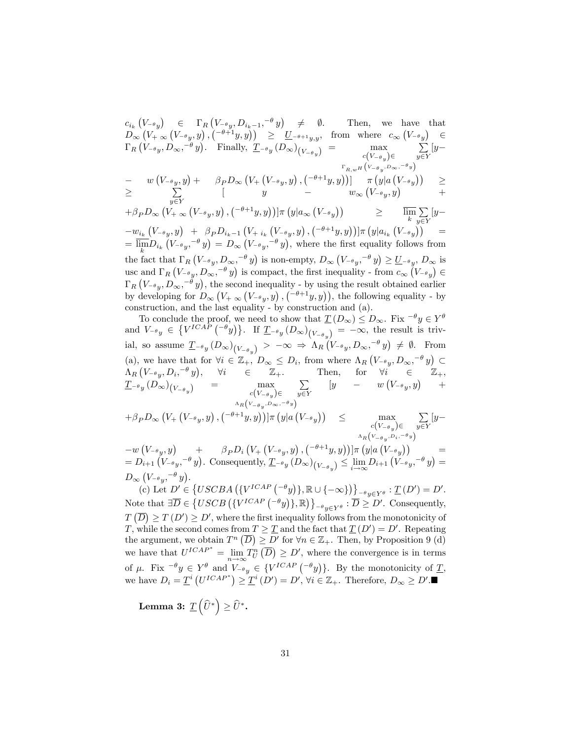$c_{i_k}\left(V_{-\theta_y}\right) \in \Gamma_R\left(V_{-\theta_y}, D_{i_k-1}, {}^{-\theta}y\right) \neq \emptyset$. Then, we have that $D_\infty\left(V_{+\infty}\left(V_{-\theta_y}, y\right), \left({}^{-\theta+1}y, y\right)\right) \geq \underline{U}_{-\theta+1_{y,y}}$, from where $c_\infty\left(V_{-\theta_y}\right) \in \Gamma_R\left(V_{-\theta_y}, D_\infty, {}^{-\theta}y\right)$. Finally, $\underline{T}_{-\theta_y}\left(D_\infty\right)_{\left(V_{-\theta_y}\right)} = \max_{\substack{c\left(V_{-\theta_y}\right)\in \\ \Gamma_{R,wH}\left(V_{-\theta_y}, D_\infty, {}^{-\theta}y\right)}} \sum_{y\in Y}[y - w\left(V_{-\theta_y}, y\right) + \beta_P D_\infty\left(V_+\left(V_{-\theta_y}, y\right), \left({}^{-\theta+1}y, y\right)\right)] \;\; \pi\left(y|a\left(V_{-\theta_y}\right)\right) \geq \sum_{y\in Y}[\;y - w_\infty\left(V_{-\theta_y}, y\right) + \beta_P D_\infty\left(V_{+\infty}\left(V_{-\theta_y}, y\right), \left({}^{-\theta+1}y, y\right)\right)]\pi\left(y|a_\infty\left(V_{-\theta_y}\right)\right) \geq \overline{\lim_k} \sum_{y\in Y}[y - w_{i_k}\left(V_{-\theta_y}, y\right) + \beta_P D_{i_k-1}\left(V_{+\,i_k}\left(V_{-\theta_y}, y\right), \left({}^{-\theta+1}y, y\right)\right)]\pi\left(y|a_{i_k}\left(V_{-\theta_y}\right)\right) = \overline{\lim_k} D_{i_k}\left(V_{-\theta_y}, {}^{-\theta}y\right) = D_\infty\left(V_{-\theta_y}, {}^{-\theta}y\right)$, where the first equality follows from the fact that $\Gamma_R\left(V_{-\theta_y}, D_\infty, {}^{-\theta}y\right)$ is non-empty, $D_\infty\left(V_{-\theta_y}, {}^{-\theta}y\right) \geq \underline{U}_{-\theta_y}$, $D_\infty$ is usc and $\Gamma_R\left(V_{-\theta_y}, D_\infty, {}^{-\theta}y\right)$ is compact, the first inequality - from $c_\infty\left(V_{-\theta_y}\right) \in \Gamma_R\left(V_{-\theta_y}, D_\infty, {}^{-\theta}y\right)$, the second inequality - by using the result obtained earlier by developing for $D_\infty\left(V_{+\infty}\left(V_{-\theta_y}, y\right), \left({}^{-\theta+1}y, y\right)\right)$, the following equality - by construction, and the last equality - by construction and (a).

To conclude the proof, we need to show that $\underline{T}\left(D_\infty\right) \leq D_\infty$. Fix ${}^{-\theta}y \in Y^\theta$ and $V_{-\theta_y} \in \left\{V^{ICAP}\left({}^{-\theta}y\right)\right\}$. If $\underline{T}_{-\theta_y}\left(D_\infty\right)_{\left(V_{-\theta_y}\right)} = -\infty$, the result is trivial, so assume $\underline{T}_{-\theta_y}\left(D_\infty\right)_{\left(V_{-\theta_y}\right)} > -\infty \Rightarrow \Lambda_R\left(V_{-\theta_y}, D_\infty, {}^{-\theta}y\right) \neq \emptyset$. From (a), we have that for $\forall i \in \mathbb{Z}_+$, $D_\infty \leq D_i$, from where $\Lambda_R\left(V_{-\theta_y}, D_\infty, {}^{-\theta}y\right) \subset \Lambda_R\left(V_{-\theta_y}, D_i, {}^{-\theta}y\right)$, $\forall i \in \mathbb{Z}_+$. Then, for $\forall i \in \mathbb{Z}_+$, $\underline{T}_{-\theta_y}\left(D_\infty\right)_{\left(V_{-\theta_y}\right)} = \max_{\substack{c\left(V_{-\theta_y}\right)\in \\ \Lambda_R\left(V_{-\theta_y}, D_\infty, {}^{-\theta}y\right)}} \sum_{y\in Y}[y - w\left(V_{-\theta_y}, y\right) + \beta_P D_\infty\left(V_+\left(V_{-\theta_y}, y\right), \left({}^{-\theta+1}y, y\right)\right)]\pi\left(y|a\left(V_{-\theta_y}\right)\right) \leq \max_{\substack{c\left(V_{-\theta_y}\right)\in \\ \Lambda_R\left(V_{-\theta_y}, D_i, {}^{-\theta}y\right)}} \sum_{y\in Y}[y - w\left(V_{-\theta_y}, y\right) + \beta_P D_i\left(V_+\left(V_{-\theta_y}, y\right), \left({}^{-\theta+1}y, y\right)\right)]\pi\left(y|a\left(V_{-\theta_y}\right)\right) = D_{i+1}\left(V_{-\theta_y}, {}^{-\theta}y\right)$. Consequently, $\underline{T}_{-\theta_y}\left(D_\infty\right)_{\left(V_{-\theta_y}\right)} \leq \lim_{i\to\infty} D_{i+1}\left(V_{-\theta_y}, {}^{-\theta}y\right) = D_\infty\left(V_{-\theta_y}, {}^{-\theta}y\right)$.

(c) Let $D' \in \left\{USCBA\left(\{V^{ICAP}\left({}^{-\theta}y\right)\}, \mathbb{R}\cup\{-\infty\}\right)\right\}_{-\theta_y\in Y^\theta} : \underline{T}\left(D'\right) = D'$. Note that $\exists \overline{D} \in \left\{USCB\left(\{V^{ICAP}\left({}^{-\theta}y\right)\}, \mathbb{R}\right)\right\}_{-\theta_y\in Y^\theta} : \overline{D} \geq D'$. Consequently, $T\left(\overline{D}\right) \geq T\left(D'\right) \geq D'$, where the first inequality follows from the monotonicity of $T$, while the second comes from $T \geq \underline{T}$ and the fact that $\underline{T}\left(D'\right) = D'$. Repeating the argument, we obtain $T^n\left(\overline{D}\right) \geq D'$ for $\forall n \in \mathbb{Z}_+$. Then, by Proposition 9 (d) we have that $U^{ICAP^*} = \lim_{n\to\infty} T_U^n\left(\overline{D}\right) \geq D'$, where the convergence is in terms of $\mu$. Fix ${}^{-\theta}y \in Y^\theta$ and $V_{-\theta_y} \in \{V^{ICAP}\left({}^{-\theta}y\right)\}$. By the monotonicity of $\underline{T}$, we have $D_i = \underline{T}^i\left(U^{ICAP^*}\right) \geq \underline{T}^i\left(D'\right) = D'$, $\forall i \in \mathbb{Z}_+$. Therefore, $D_\infty \geq D'$.■

**Lemma 3:** $\underline{T}\left(\widehat{U}^*\right) \geq \widehat{U}^*$.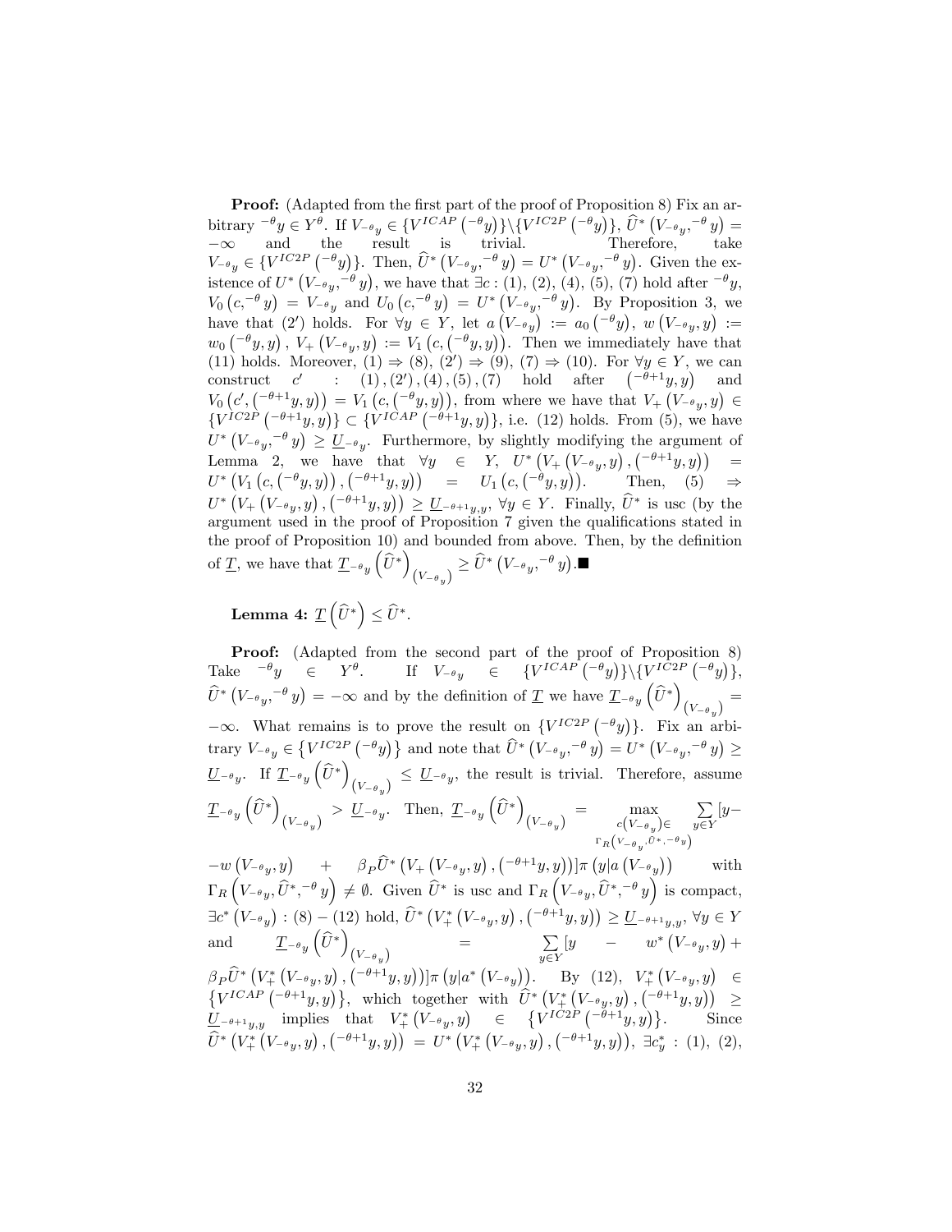**Proof:** (Adapted from the first part of the proof of Proposition 8) Fix an arbitrary ${}^{-\theta}y \in Y^{\theta}$. If $V_{^{-\theta}y} \in \{V^{ICAP}({}^{-\theta}y)\}\backslash\{V^{IC2P}({}^{-\theta}y)\}$, $\widehat{U}^*\left(V_{^{-\theta}y},{}^{-\theta}y\right) = -\infty$ and the result is trivial. Therefore, take $V_{^{-\theta}y} \in \{V^{IC2P}({}^{-\theta}y)\}$. Then, $\widehat{U}^*\left(V_{^{-\theta}y},{}^{-\theta}y\right) = U^*\left(V_{^{-\theta}y},{}^{-\theta}y\right)$. Given the existence of $U^*\left(V_{^{-\theta}y},{}^{-\theta}y\right)$, we have that $\exists c$ : (1), (2), (4), (5), (7) hold after ${}^{-\theta}y$, $V_0\left(c,{}^{-\theta}y\right) = V_{^{-\theta}y}$ and $U_0\left(c,{}^{-\theta}y\right) = U^*\left(V_{^{-\theta}y},{}^{-\theta}y\right)$. By Proposition 3, we have that (2′) holds. For $\forall y \in Y$, let $a\left(V_{^{-\theta}y}\right) := a_0\left({}^{-\theta}y\right)$, $w\left(V_{^{-\theta}y},y\right) := w_0\left({}^{-\theta}y,y\right)$, $V_+\left(V_{^{-\theta}y},y\right) := V_1\left(c,\left({}^{-\theta}y,y\right)\right)$. Then we immediately have that (11) holds. Moreover, (1) ⇒ (8), (2′) ⇒ (9), (7) ⇒ (10). For $\forall y \in Y$, we can construct $c'$ : (1), (2′), (4), (5), (7) hold after $\left({}^{-\theta+1}y,y\right)$ and $V_0\left(c',\left({}^{-\theta+1}y,y\right)\right) = V_1\left(c,\left({}^{-\theta}y,y\right)\right)$, from where we have that $V_+\left(V_{^{-\theta}y},y\right) \in \{V^{IC2P}\left({}^{-\theta+1}y,y\right)\} \subset \{V^{ICAP}\left({}^{-\theta+1}y,y\right)\}$, i.e. (12) holds. From (5), we have $U^*\left(V_{^{-\theta}y},{}^{-\theta}y\right) \geq \underline{U}_{^{-\theta}y}$. Furthermore, by slightly modifying the argument of Lemma 2, we have that $\forall y \in Y$, $U^*\left(V_+\left(V_{^{-\theta}y},y\right),\left({}^{-\theta+1}y,y\right)\right) = U^*\left(V_1\left(c,\left({}^{-\theta}y,y\right)\right),\left({}^{-\theta+1}y,y\right)\right) = U_1\left(c,\left({}^{-\theta}y,y\right)\right)$. Then, (5) ⇒ $U^*\left(V_+\left(V_{^{-\theta}y},y\right),\left({}^{-\theta+1}y,y\right)\right) \geq \underline{U}_{^{-\theta+1}y,y}$, $\forall y \in Y$. Finally, $\widehat{U}^*$ is usc (by the argument used in the proof of Proposition 7 given the qualifications stated in the proof of Proposition 10) and bounded from above. Then, by the definition of $\underline{T}$, we have that $\underline{T}_{^{-\theta}y}\left(\widehat{U}^*\right)_{\left(V_{^{-\theta}y}\right)} \geq \widehat{U}^*\left(V_{^{-\theta}y},{}^{-\theta}y\right)$.■

**Lemma 4:** $\underline{T}\left(\widehat{U}^*\right) \leq \widehat{U}^*$.

**Proof:** (Adapted from the second part of the proof of Proposition 8) Take ${}^{-\theta}y \in Y^{\theta}$. If $V_{^{-\theta}y} \in \{V^{ICAP}({}^{-\theta}y)\}\backslash\{V^{IC2P}({}^{-\theta}y)\}$, $\widehat{U}^*\left(V_{^{-\theta}y},{}^{-\theta}y\right) = -\infty$ and by the definition of $\underline{T}$ we have $\underline{T}_{^{-\theta}y}\left(\widehat{U}^*\right)_{\left(V_{^{-\theta}y}\right)} = -\infty$. What remains is to prove the result on $\{V^{IC2P}({}^{-\theta}y)\}$. Fix an arbitrary $V_{^{-\theta}y} \in \{V^{IC2P}({}^{-\theta}y)\}$ and note that $\widehat{U}^*\left(V_{^{-\theta}y},{}^{-\theta}y\right) = U^*\left(V_{^{-\theta}y},{}^{-\theta}y\right) \geq \underline{U}_{^{-\theta}y}$. If $\underline{T}_{^{-\theta}y}\left(\widehat{U}^*\right)_{\left(V_{^{-\theta}y}\right)} \leq \underline{U}_{^{-\theta}y}$, the result is trivial. Therefore, assume $\underline{T}_{^{-\theta}y}\left(\widehat{U}^*\right)_{\left(V_{^{-\theta}y}\right)} > \underline{U}_{^{-\theta}y}$. Then, $\underline{T}_{^{-\theta}y}\left(\widehat{U}^*\right)_{\left(V_{^{-\theta}y}\right)} = \max\limits_{c\left(V_{^{-\theta}y}\right)\in \Gamma_R\left(V_{^{-\theta}y},\widehat{U}^*,{}^{-\theta}y\right)} \sum\limits_{y\in Y}[y - w\left(V_{^{-\theta}y},y\right) + \beta_P \widehat{U}^*\left(V_+\left(V_{^{-\theta}y},y\right),\left({}^{-\theta+1}y,y\right)\right)]\pi\left(y|a\left(V_{^{-\theta}y}\right)\right)$ with $\Gamma_R\left(V_{^{-\theta}y},\widehat{U}^*,{}^{-\theta}y\right) \neq \emptyset$. Given $\widehat{U}^*$ is usc and $\Gamma_R\left(V_{^{-\theta}y},\widehat{U}^*,{}^{-\theta}y\right)$ is compact, $\exists c^*\left(V_{^{-\theta}y}\right)$ : (8) − (12) hold, $\widehat{U}^*\left(V_+^*\left(V_{^{-\theta}y},y\right),\left({}^{-\theta+1}y,y\right)\right) \geq \underline{U}_{^{-\theta+1}y,y}$, $\forall y \in Y$ and $\underline{T}_{^{-\theta}y}\left(\widehat{U}^*\right)_{\left(V_{^{-\theta}y}\right)} = \sum\limits_{y\in Y}[y - w^*\left(V_{^{-\theta}y},y\right) + \beta_P \widehat{U}^*\left(V_+^*\left(V_{^{-\theta}y},y\right),\left({}^{-\theta+1}y,y\right)\right)]\pi\left(y|a^*\left(V_{^{-\theta}y}\right)\right)$. By (12), $V_+^*\left(V_{^{-\theta}y},y\right) \in \{V^{ICAP}\left({}^{-\theta+1}y,y\right)\}$, which together with $\widehat{U}^*\left(V_+^*\left(V_{^{-\theta}y},y\right),\left({}^{-\theta+1}y,y\right)\right) \geq \underline{U}_{^{-\theta+1}y,y}$ implies that $V_+^*\left(V_{^{-\theta}y},y\right) \in \{V^{IC2P}\left({}^{-\theta+1}y,y\right)\}$. Since $\widehat{U}^*\left(V_+^*\left(V_{^{-\theta}y},y\right),\left({}^{-\theta+1}y,y\right)\right) = U^*\left(V_+^*\left(V_{^{-\theta}y},y\right),\left({}^{-\theta+1}y,y\right)\right)$, $\exists c_y^*$ : (1), (2),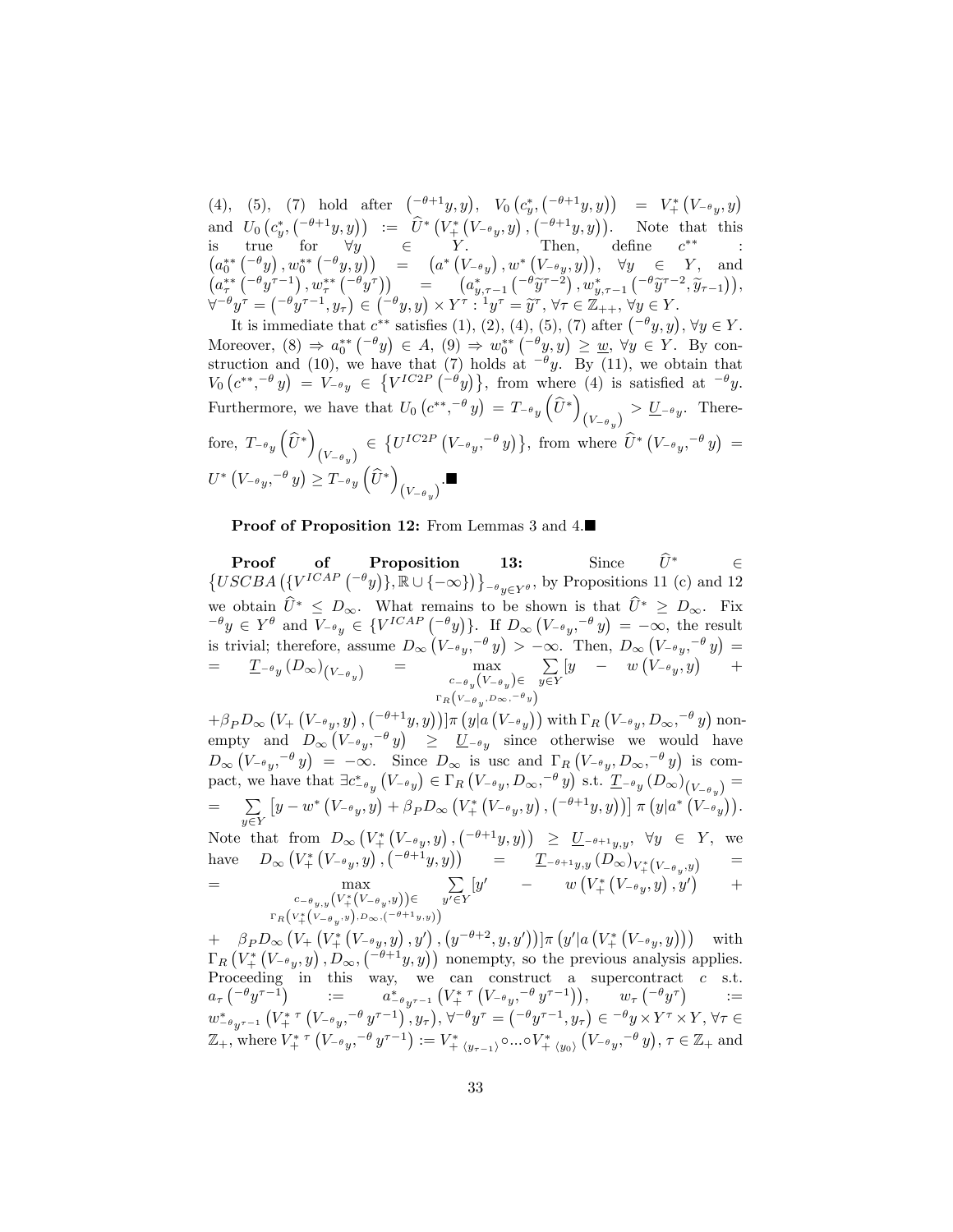(4), (5), (7) hold after $\left(^{-\theta+1}y, y\right)$, $V_0\left(c^*_y, \left(^{-\theta+1}y, y\right)\right) = V^*_+\left(V_{-\theta_y}, y\right)$ and $U_0\left(c^*_y, \left(^{-\theta+1}y, y\right)\right) := \widehat{U}^*\left(V^*_+\left(V_{-\theta_y}, y\right), \left(^{-\theta+1}y, y\right)\right)$. Note that this is true for $\forall y \in Y$. Then, define $c^{**}$ : $\left(a^{**}_0\left(^{-\theta}y\right), w^{**}_0\left(^{-\theta}y, y\right)\right) = \left(a^*\left(V_{-\theta_y}\right), w^*\left(V_{-\theta_y}, y\right)\right)$, $\forall y \in Y$, and $\left(a^{**}_\tau\left(^{-\theta}y^{\tau-1}\right), w^{**}_\tau\left(^{-\theta}y^\tau\right)\right) = \left(a^*_{y,\tau-1}\left(^{-\theta}\widetilde{y}^{\tau-2}\right), w^*_{y,\tau-1}\left(^{-\theta}\widetilde{y}^{\tau-2}, \widetilde{y}_{\tau-1}\right)\right)$, $\forall^{-\theta}y^\tau = \left(^{-\theta}y^{\tau-1}, y_\tau\right) \in \left(^{-\theta}y, y\right) \times Y^\tau : {}^1y^\tau = \widetilde{y}^\tau$, $\forall \tau \in \mathbb{Z}_{++}$, $\forall y \in Y$.

It is immediate that $c^{**}$ satisfies (1), (2), (4), (5), (7) after $\left(^{-\theta}y, y\right)$, $\forall y \in Y$. Moreover, (8) $\Rightarrow a^{**}_0\left(^{-\theta}y\right) \in A$, (9) $\Rightarrow w^{**}_0\left(^{-\theta}y, y\right) \geq \underline{w}$, $\forall y \in Y$. By construction and (10), we have that (7) holds at $^{-\theta}y$. By (11), we obtain that $V_0\left(c^{**}, ^{-\theta}y\right) = V_{-\theta_y} \in \left\{V^{IC2P}\left(^{-\theta}y\right)\right\}$, from where (4) is satisfied at $^{-\theta}y$. Furthermore, we have that $U_0\left(c^{**}, ^{-\theta}y\right) = T_{-\theta_y}\left(\widehat{U}^*\right)_{\left(V_{-\theta_y}\right)} > \underline{U}_{-\theta_y}$. Therefore, $T_{-\theta_y}\left(\widehat{U}^*\right)_{\left(V_{-\theta_y}\right)} \in \left\{U^{IC2P}\left(V_{-\theta_y}, ^{-\theta}y\right)\right\}$, from where $\widehat{U}^*\left(V_{-\theta_y}, ^{-\theta}y\right) = U^*\left(V_{-\theta_y}, ^{-\theta}y\right) \geq T_{-\theta_y}\left(\widehat{U}^*\right)_{\left(V_{-\theta_y}\right)}$.■

**Proof of Proposition 12:** From Lemmas 3 and 4.■

**Proof of Proposition 13:** Since $\widehat{U}^* \in \left\{USCBA\left(\{V^{ICAP}\left(^{-\theta}y\right)\}, \mathbb{R} \cup \{-\infty\}\right)\right\}_{-\theta_y \in Y^\theta}$, by Propositions 11 (c) and 12 we obtain $\widehat{U}^* \leq D_\infty$. What remains to be shown is that $\widehat{U}^* \geq D_\infty$. Fix $^{-\theta}y \in Y^\theta$ and $V_{-\theta_y} \in \{V^{ICAP}\left(^{-\theta}y\right)\}$. If $D_\infty\left(V_{-\theta_y}, ^{-\theta}y\right) = -\infty$, the result is trivial; therefore, assume $D_\infty\left(V_{-\theta_y}, ^{-\theta}y\right) > -\infty$. Then, $D_\infty\left(V_{-\theta_y}, ^{-\theta}y\right) =$

$$= \underline{T}_{-\theta_y}\left(D_\infty\right)_{\left(V_{-\theta_y}\right)} = \max_{\substack{c_{-\theta_y}\left(V_{-\theta_y}\right) \in \\ \Gamma_R\left(V_{-\theta_y}, D_\infty, ^{-\theta}y\right)}} \sum_{y \in Y} [y - w\left(V_{-\theta_y}, y\right) +$$

$+\beta_P D_\infty\left(V_+\left(V_{-\theta_y}, y\right), \left(^{-\theta+1}y, y\right)\right)]\pi\left(y|a\left(V_{-\theta_y}\right)\right)$ with $\Gamma_R\left(V_{-\theta_y}, D_\infty, ^{-\theta}y\right)$ nonempty and $D_\infty\left(V_{-\theta_y}, ^{-\theta}y\right) \geq \underline{U}_{-\theta_y}$ since otherwise we would have $D_\infty\left(V_{-\theta_y}, ^{-\theta}y\right) = -\infty$. Since $D_\infty$ is usc and $\Gamma_R\left(V_{-\theta_y}, D_\infty, ^{-\theta}y\right)$ is compact, we have that $\exists c^*_{-\theta_y}\left(V_{-\theta_y}\right) \in \Gamma_R\left(V_{-\theta_y}, D_\infty, ^{-\theta}y\right)$ s.t. $\underline{T}_{-\theta_y}\left(D_\infty\right)_{\left(V_{-\theta_y}\right)} =$

$$= \sum_{y \in Y}\left[y - w^*\left(V_{-\theta_y}, y\right) + \beta_P D_\infty\left(V^*_+\left(V_{-\theta_y}, y\right), \left(^{-\theta+1}y, y\right)\right)\right]\pi\left(y|a^*\left(V_{-\theta_y}\right)\right).$$

Note that from $D_\infty\left(V^*_+\left(V_{-\theta_y}, y\right), \left(^{-\theta+1}y, y\right)\right) \geq \underline{U}_{-\theta+1_{y,y}}$, $\forall y \in Y$, we have $D_\infty\left(V^*_+\left(V_{-\theta_y}, y\right), \left(^{-\theta+1}y, y\right)\right) = \underline{T}_{-\theta+1_{y,y}}\left(D_\infty\right)_{V^*_+\left(V_{-\theta_y}, y\right)} =$

$$= \max_{\substack{c_{-\theta_{y,y}}\left(V^*_+\left(V_{-\theta_y}, y\right)\right) \in \\ \Gamma_R\left(V^*_+\left(V_{-\theta_y}, y\right), D_\infty, \left(^{-\theta+1}y, y\right)\right)}} \sum_{y' \in Y} [y' - w\left(V^*_+\left(V_{-\theta_y}, y\right), y'\right) +$$

$+ \beta_P D_\infty\left(V_+\left(V^*_+\left(V_{-\theta_y}, y\right), y'\right), \left(y^{-\theta+2}, y, y'\right)\right)]\pi\left(y'|a\left(V^*_+\left(V_{-\theta_y}, y\right)\right)\right)$ with $\Gamma_R\left(V^*_+\left(V_{-\theta_y}, y\right), D_\infty, \left(^{-\theta+1}y, y\right)\right)$ nonempty, so the previous analysis applies. Proceeding in this way, we can construct a supercontract $c$ s.t. $a_\tau\left(^{-\theta}y^{\tau-1}\right) := a^*_{-\theta_{y^{\tau-1}}}\left(V^{*\ \tau}_+\left(V_{-\theta_y}, ^{-\theta}y^{\tau-1}\right)\right)$, $w_\tau\left(^{-\theta}y^\tau\right) := w^*_{-\theta_{y^{\tau-1}}}\left(V^{*\ \tau}_+\left(V_{-\theta_y}, ^{-\theta}y^{\tau-1}\right), y_\tau\right)$, $\forall^{-\theta}y^\tau = \left(^{-\theta}y^{\tau-1}, y_\tau\right) \in {}^{-\theta}y \times Y^\tau \times Y$, $\forall \tau \in \mathbb{Z}_+$, where $V^{*\ \tau}_+\left(V_{-\theta_y}, ^{-\theta}y^{\tau-1}\right) := V^*_{+\ \langle y_{\tau-1}\rangle} \circ \ldots \circ V^*_{+\ \langle y_0\rangle}\left(V_{-\theta_y}, ^{-\theta}y\right)$, $\tau \in \mathbb{Z}_+$ and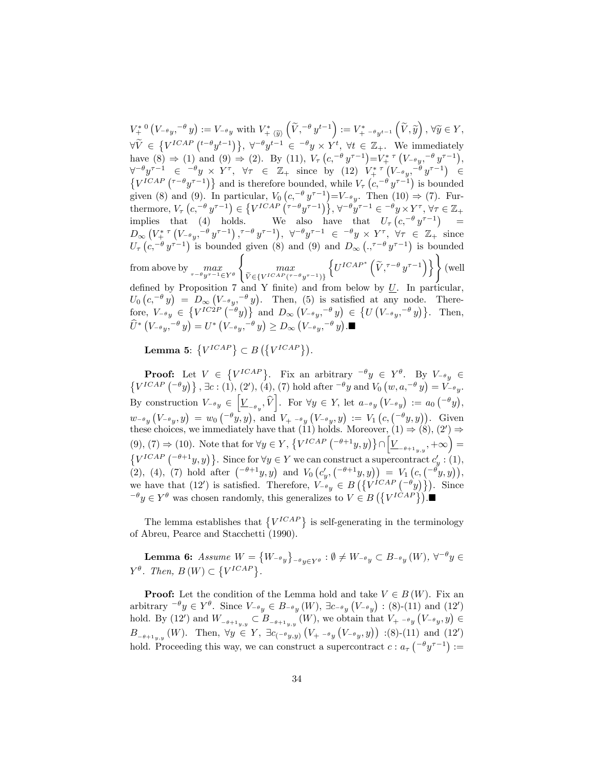$V_{+}^{*\,0}\left(V_{-\theta_y},{}^{-\theta}y\right) := V_{-\theta_y}$ with $V_{+\,\langle\widetilde{y}\rangle}^{*}\left(\widetilde{V},{}^{-\theta}y^{t-1}\right) := V_{+\ -\theta_{y^{t-1}}}^{*}\left(\widetilde{V},\widetilde{y}\right)$, $\forall\widetilde{y}\in Y$, $\forall\widetilde{V}\in\left\{V^{ICAP}\left({}^{t-\theta}y^{t-1}\right)\right\}$, $\forall{}^{-\theta}y^{t-1}\in{}^{-\theta}y\times Y^{t}$, $\forall t\in\mathbb{Z}_{+}$. We immediately have (8) $\Rightarrow$ (1) and (9) $\Rightarrow$ (2). By (11), $V_{\tau}\left(c,{}^{-\theta}y^{\tau-1}\right)=V_{+}^{*\,\tau}\left(V_{-\theta_y},{}^{-\theta}y^{\tau-1}\right)$, $\forall{}^{-\theta}y^{\tau-1}\in{}^{-\theta}y\times Y^{\tau}$, $\forall\tau\in\mathbb{Z}_{+}$ since by (12) $V_{+}^{*\,\tau}\left(V_{-\theta_y},{}^{-\theta}y^{\tau-1}\right)\in\left\{V^{ICAP}\left({}^{\tau-\theta}y^{\tau-1}\right)\right\}$ and is therefore bounded, while $V_{\tau}\left(c,{}^{-\theta}y^{\tau-1}\right)$ is bounded given (8) and (9). In particular, $V_{0}\left(c,{}^{-\theta}y^{\tau-1}\right)=V_{-\theta_y}$. Then (10) $\Rightarrow$ (7). Furthermore, $V_{\tau}\left(c,{}^{-\theta}y^{\tau-1}\right)\in\left\{V^{ICAP}\left({}^{\tau-\theta}y^{\tau-1}\right)\right\}$, $\forall{}^{-\theta}y^{\tau-1}\in{}^{-\theta}y\times Y^{\tau}$, $\forall\tau\in\mathbb{Z}_{+}$ implies that (4) holds. We also have that $U_{\tau}\left(c,{}^{-\theta}y^{\tau-1}\right) = D_{\infty}\left(V_{+}^{*\,\tau}\left(V_{-\theta_y},{}^{-\theta}y^{\tau-1}\right),{}^{\tau-\theta}y^{\tau-1}\right)$, $\forall{}^{-\theta}y^{\tau-1}\in{}^{-\theta}y\times Y^{\tau}$, $\forall\tau\in\mathbb{Z}_{+}$ since $U_{\tau}\left(c,{}^{-\theta}y^{\tau-1}\right)$ is bounded given (8) and (9) and $D_{\infty}\left(.,{}^{\tau-\theta}y^{\tau-1}\right)$ is bounded from above by $\underset{{}^{\tau-\theta}y^{\tau-1}\in Y^{\theta}}{max}\left\{\underset{\widetilde{V}\in\left\{V^{ICAP}\left({}^{\tau-\theta}y^{\tau-1}\right)\right\}}{max}\left\{U^{ICAP^{*}}\left(\widetilde{V},{}^{\tau-\theta}y^{\tau-1}\right)\right\}\right\}$ (well defined by Proposition 7 and Y finite) and from below by $\underline{U}$. In particular, $U_{0}\left(c,{}^{-\theta}y\right) = D_{\infty}\left(V_{-\theta_y},{}^{-\theta}y\right)$. Then, (5) is satisfied at any node. Therefore, $V_{-\theta_y}\in\left\{V^{IC2P}\left({}^{-\theta}y\right)\right\}$ and $D_{\infty}\left(V_{-\theta_y},{}^{-\theta}y\right)\in\left\{U\left(V_{-\theta_y},{}^{-\theta}y\right)\right\}$. Then, $\widehat{U}^{*}\left(V_{-\theta_y},{}^{-\theta}y\right)=U^{*}\left(V_{-\theta_y},{}^{-\theta}y\right)\geq D_{\infty}\left(V_{-\theta_y},{}^{-\theta}y\right)$.■

**Lemma 5**: $\left\{V^{ICAP}\right\}\subset B\left(\left\{V^{ICAP}\right\}\right)$.

**Proof:** Let $V\in\left\{V^{ICAP}\right\}$. Fix an arbitrary ${}^{-\theta}y\in Y^{\theta}$. By $V_{-\theta_y}\in\left\{V^{ICAP}\left({}^{-\theta}y\right)\right\}$, $\exists c:$ (1), (2′), (4), (7) hold after ${}^{-\theta}y$ and $V_{0}\left(w,a,{}^{-\theta}y\right)=V_{-\theta_y}$. By construction $V_{-\theta_y}\in\left[\underline{V}_{-\theta_y},\widehat{V}\right]$. For $\forall y\in Y$, let $a_{-\theta_y}\left(V_{-\theta_y}\right):=a_{0}\left({}^{-\theta}y\right)$, $w_{-\theta_y}\left(V_{-\theta_y},y\right)=w_{0}\left({}^{-\theta}y,y\right)$, and $V_{+\ -\theta_y}\left(V_{-\theta_y},y\right):=V_{1}\left(c,\left({}^{-\theta}y,y\right)\right)$. Given these choices, we immediately have that (11) holds. Moreover, (1) $\Rightarrow$ (8), (2′) $\Rightarrow$ (9), (7) $\Rightarrow$ (10). Note that for $\forall y\in Y$, $\left\{V^{ICAP}\left({}^{-\theta+1}y,y\right)\right\}\cap\left[\underline{V}_{-\theta+1_{y,y}},+\infty\right)=\left\{V^{ICAP}\left({}^{-\theta+1}y,y\right)\right\}$. Since for $\forall y\in Y$ we can construct a supercontract $c'_{y}$ : (1), (2), (4), (7) hold after $\left({}^{-\theta+1}y,y\right)$ and $V_{0}\left(c'_{y},\left({}^{-\theta+1}y,y\right)\right)=V_{1}\left(c,\left({}^{-\theta}y,y\right)\right)$, we have that (12′) is satisfied. Therefore, $V_{-\theta_y}\in B\left(\left\{V^{ICAP}\left({}^{-\theta}y\right)\right\}\right)$. Since ${}^{-\theta}y\in Y^{\theta}$ was chosen randomly, this generalizes to $V\in B\left(\left\{V^{ICAP}\right\}\right)$.■

The lemma establishes that $\left\{V^{ICAP}\right\}$ is self-generating in the terminology of Abreu, Pearce and Stacchetti (1990).

**Lemma 6:** *Assume* $W=\left\{W_{-\theta_y}\right\}_{-\theta_y\in Y^{\theta}}:\emptyset\neq W_{-\theta_y}\subset B_{-\theta_y}\left(W\right)$, $\forall{}^{-\theta}y\in Y^{\theta}$. *Then,* $B\left(W\right)\subset\left\{V^{ICAP}\right\}$.

**Proof:** Let the condition of the Lemma hold and take $V\in B\left(W\right)$. Fix an arbitrary ${}^{-\theta}y\in Y^{\theta}$. Since $V_{-\theta_y}\in B_{-\theta_y}\left(W\right)$, $\exists c_{-\theta_y}\left(V_{-\theta_y}\right)$ : (8)-(11) and (12′) hold. By (12′) and $W_{-\theta+1_{y,y}}\subset B_{-\theta+1_{y,y}}\left(W\right)$, we obtain that $V_{+\ -\theta_y}\left(V_{-\theta_y},y\right)\in B_{-\theta+1_{y,y}}\left(W\right)$. Then, $\forall y\in Y$, $\exists c_{\left({}^{-\theta}y,y\right)}\left(V_{+\ -\theta_y}\left(V_{-\theta_y},y\right)\right)$ :(8)-(11) and (12′) hold. Proceeding this way, we can construct a supercontract $c: a_{\tau}\left({}^{-\theta}y^{\tau-1}\right):=$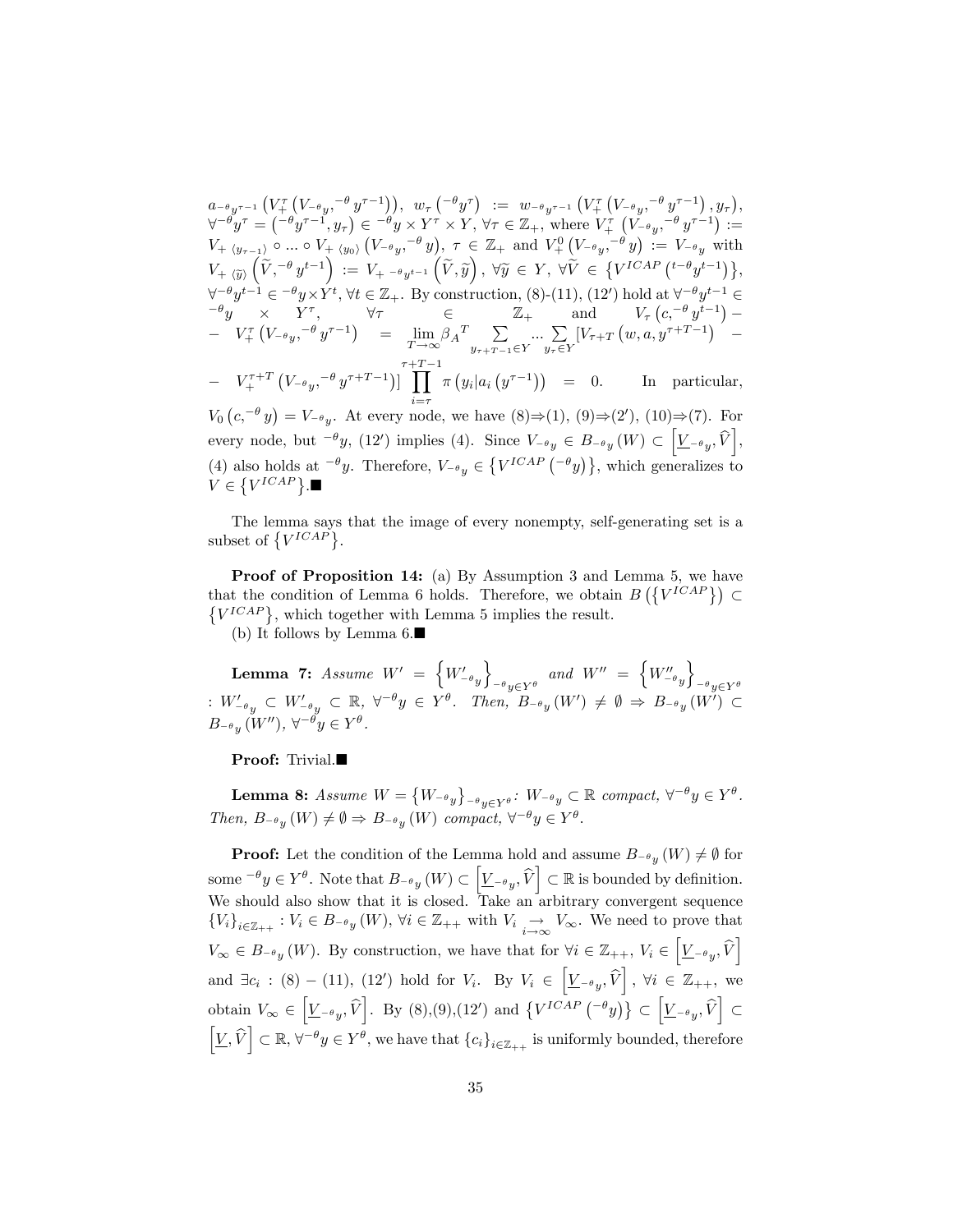$a_{^{-\theta}y^{\tau-1}}\left(V_+^{\tau}\left(V_{^{-\theta}y},^{-\theta}y^{\tau-1}\right)\right)$, $w_\tau\left(^{-\theta}y^{\tau}\right) := w_{^{-\theta}y^{\tau-1}}\left(V_+^{\tau}\left(V_{^{-\theta}y},^{-\theta}y^{\tau-1}\right),y_\tau\right)$, $\forall^{-\theta}y^{\tau}=\left(^{-\theta}y^{\tau-1},y_\tau\right)\in{}^{-\theta}y\times Y^{\tau}\times Y$, $\forall\tau\in\mathbb{Z}_+$, where $V_+^{\tau}\left(V_{^{-\theta}y},^{-\theta}y^{\tau-1}\right) := V_{+\,\langle y_{\tau-1}\rangle}\circ\ldots\circ V_{+\,\langle y_0\rangle}\left(V_{^{-\theta}y},^{-\theta}y\right)$, $\tau\in\mathbb{Z}_+$ and $V_+^{0}\left(V_{^{-\theta}y},^{-\theta}y\right) := V_{^{-\theta}y}$ with $V_{+\,\langle\widetilde{y}\rangle}\left(\widetilde{V},^{-\theta}y^{t-1}\right) := V_{+\,^{-\theta}y^{t-1}}\left(\widetilde{V},\widetilde{y}\right)$, $\forall\widetilde{y}\in Y$, $\forall\widetilde{V}\in\left\{V^{ICAP}\left(^{t-\theta}y^{t-1}\right)\right\}$, $\forall^{-\theta}y^{t-1}\in{}^{-\theta}y\times Y^{t}$, $\forall t\in\mathbb{Z}_+$. By construction, (8)-(11), (12′) hold at $\forall^{-\theta}y^{t-1}\in{}^{-\theta}y\times Y^{\tau}$, $\forall\tau\in\mathbb{Z}_+$ and $V_\tau\left(c,^{-\theta}y^{t-1}\right) - V_+^{\tau}\left(V_{^{-\theta}y},^{-\theta}y^{\tau-1}\right) = \lim_{T\to\infty}\beta_A{}^{T}\sum_{y_{\tau+T-1}\in Y}\ldots\sum_{y_\tau\in Y}\left[V_{\tau+T}\left(w,a,y^{\tau+T-1}\right) - V_+^{\tau+T}\left(V_{^{-\theta}y},^{-\theta}y^{\tau+T-1}\right)\right]\prod_{i=\tau}^{\tau+T-1}\pi\left(y_i|a_i\left(y^{\tau-1}\right)\right) = 0$. In particular, $V_0\left(c,^{-\theta}y\right)=V_{^{-\theta}y}$. At every node, we have (8)⇒(1), (9)⇒(2′), (10)⇒(7). For every node, but $^{-\theta}y$, (12′) implies (4). Since $V_{^{-\theta}y}\in B_{^{-\theta}y}(W)\subset\left[\underline{V}_{^{-\theta}y},\widehat{V}\right]$, (4) also holds at $^{-\theta}y$. Therefore, $V_{^{-\theta}y}\in\left\{V^{ICAP}\left(^{-\theta}y\right)\right\}$, which generalizes to $V\in\left\{V^{ICAP}\right\}$.■

The lemma says that the image of every nonempty, self-generating set is a subset of $\left\{V^{ICAP}\right\}$.

**Proof of Proposition 14:** (a) By Assumption 3 and Lemma 5, we have that the condition of Lemma 6 holds. Therefore, we obtain $B\left(\left\{V^{ICAP}\right\}\right)\subset\left\{V^{ICAP}\right\}$, which together with Lemma 5 implies the result.

(b) It follows by Lemma 6.■

**Lemma 7:** *Assume* $W'=\left\{W'_{^{-\theta}y}\right\}_{^{-\theta}y\in Y^{\theta}}$ *and* $W''=\left\{W''_{^{-\theta}y}\right\}_{^{-\theta}y\in Y^{\theta}}$ : $W'_{^{-\theta}y}\subset W'_{^{-\theta}y}\subset\mathbb{R}$, $\forall^{-\theta}y\in Y^{\theta}$. *Then,* $B_{^{-\theta}y}(W')\neq\emptyset\Rightarrow B_{^{-\theta}y}(W')\subset B_{^{-\theta}y}(W'')$, $\forall^{-\theta}y\in Y^{\theta}$.

**Proof:** Trivial.■

**Lemma 8:** *Assume* $W=\left\{W_{^{-\theta}y}\right\}_{^{-\theta}y\in Y^{\theta}}$: $W_{^{-\theta}y}\subset\mathbb{R}$ *compact,* $\forall^{-\theta}y\in Y^{\theta}$. *Then,* $B_{^{-\theta}y}(W)\neq\emptyset\Rightarrow B_{^{-\theta}y}(W)$ *compact,* $\forall^{-\theta}y\in Y^{\theta}$.

**Proof:** Let the condition of the Lemma hold and assume $B_{^{-\theta}y}(W)\neq\emptyset$ for some $^{-\theta}y\in Y^{\theta}$. Note that $B_{^{-\theta}y}(W)\subset\left[\underline{V}_{^{-\theta}y},\widehat{V}\right]\subset\mathbb{R}$ is bounded by definition. We should also show that it is closed. Take an arbitrary convergent sequence $\{V_i\}_{i\in\mathbb{Z}_{++}}: V_i\in B_{^{-\theta}y}(W)$, $\forall i\in\mathbb{Z}_{++}$ with $V_i\underset{i\to\infty}{\to}V_\infty$. We need to prove that $V_\infty\in B_{^{-\theta}y}(W)$. By construction, we have that for $\forall i\in\mathbb{Z}_{++}$, $V_i\in\left[\underline{V}_{^{-\theta}y},\widehat{V}\right]$ and $\exists c_i$ : (8) – (11), (12′) hold for $V_i$. By $V_i\in\left[\underline{V}_{^{-\theta}y},\widehat{V}\right]$, $\forall i\in\mathbb{Z}_{++}$, we obtain $V_\infty\in\left[\underline{V}_{^{-\theta}y},\widehat{V}\right]$. By (8),(9),(12′) and $\left\{V^{ICAP}\left(^{-\theta}y\right)\right\}\subset\left[\underline{V}_{^{-\theta}y},\widehat{V}\right]\subset\left[\underline{V},\widehat{V}\right]\subset\mathbb{R}$, $\forall^{-\theta}y\in Y^{\theta}$, we have that $\{c_i\}_{i\in\mathbb{Z}_{++}}$ is uniformly bounded, therefore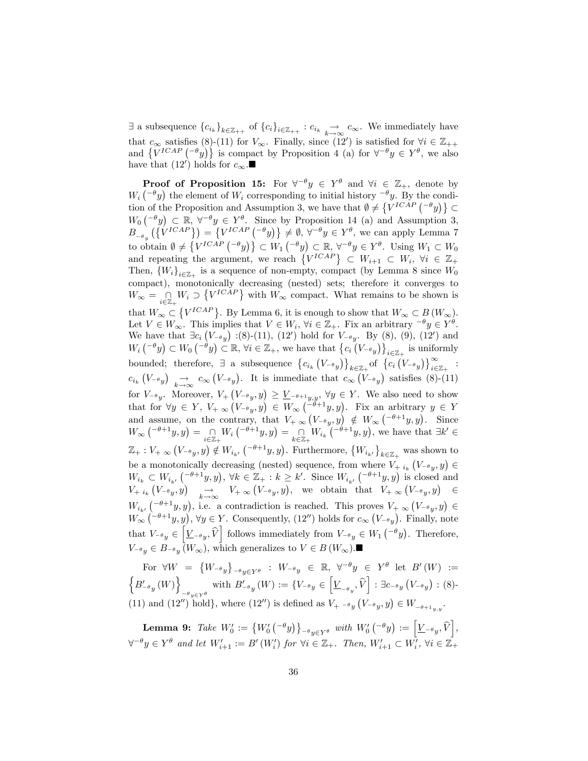$\exists$ a subsequence $\{c_{i_k}\}_{k\in\mathbb{Z}_{++}}$ of $\{c_i\}_{i\in\mathbb{Z}_{++}}$ : $c_{i_k} \underset{k\to\infty}{\to} c_\infty$. We immediately have that $c_\infty$ satisfies (8)-(11) for $V_\infty$. Finally, since (12′) is satisfied for $\forall i \in \mathbb{Z}_{++}$ and $\{V^{ICAP}(^{-\theta}y)\}$ is compact by Proposition 4 (a) for $\forall^{-\theta}y \in Y^\theta$, we also have that (12′) holds for $c_\infty$.■

**Proof of Proposition 15:** For $\forall^{-\theta}y \in Y^\theta$ and $\forall i \in \mathbb{Z}_+$, denote by $W_i(^{-\theta}y)$ the element of $W_i$ corresponding to initial history $^{-\theta}y$. By the condition of the Proposition and Assumption 3, we have that $\emptyset \neq \{V^{ICAP}(^{-\theta}y)\} \subset W_0(^{-\theta}y) \subset \mathbb{R}$, $\forall^{-\theta}y \in Y^\theta$. Since by Proposition 14 (a) and Assumption 3, $B_{^{-\theta}y}(\{V^{ICAP}\}) = \{V^{ICAP}(^{-\theta}y)\} \neq \emptyset$, $\forall^{-\theta}y \in Y^\theta$, we can apply Lemma 7 to obtain $\emptyset \neq \{V^{ICAP}(^{-\theta}y)\} \subset W_1(^{-\theta}y) \subset \mathbb{R}$, $\forall^{-\theta}y \in Y^\theta$. Using $W_1 \subset W_0$ and repeating the argument, we reach $\{V^{ICAP}\} \subset W_{i+1} \subset W_i$, $\forall i \in \mathbb{Z}_+$ Then, $\{W_i\}_{i\in\mathbb{Z}_+}$ is a sequence of non-empty, compact (by Lemma 8 since $W_0$ compact), monotonically decreasing (nested) sets; therefore it converges to $W_\infty = \bigcap_{i\in\mathbb{Z}_+} W_i \supset \{V^{ICAP}\}$ with $W_\infty$ compact. What remains to be shown is that $W_\infty \subset \{V^{ICAP}\}$. By Lemma 6, it is enough to show that $W_\infty \subset B(W_\infty)$. Let $V \in W_\infty$. This implies that $V \in W_i$, $\forall i \in \mathbb{Z}_+$. Fix an arbitrary $^{-\theta}y \in Y^\theta$. We have that $\exists c_i(V_{^{-\theta}y})$ :(8)-(11), (12′) hold for $V_{^{-\theta}y}$. By (8), (9), (12′) and $W_i(^{-\theta}y) \subset W_0(^{-\theta}y) \subset \mathbb{R}$, $\forall i \in \mathbb{Z}_+$, we have that $\{c_i(V_{^{-\theta}y})\}_{i\in\mathbb{Z}_+}$ is uniformly bounded; therefore, $\exists$ a subsequence $\{c_{i_k}(V_{^{-\theta}y})\}_{k\in\mathbb{Z}_+}$of $\{c_i(V_{^{-\theta}y})\}_{i\in\mathbb{Z}_+}^\infty$ : $c_{i_k}(V_{^{-\theta}y}) \underset{k\to\infty}{\to} c_\infty(V_{^{-\theta}y})$. It is immediate that $c_\infty(V_{^{-\theta}y})$ satisfies (8)-(11) for $V_{^{-\theta}y}$. Moreover, $V_+(V_{^{-\theta}y}, y) \geq \underline{V}_{^{-\theta+1}y,y}$, $\forall y \in Y$. We also need to show that for $\forall y \in Y$, $V_{+\,\infty}(V_{^{-\theta}y}, y) \in W_\infty(^{-\theta+1}y, y)$. Fix an arbitrary $y \in Y$ and assume, on the contrary, that $V_{+\,\infty}(V_{^{-\theta}y}, y) \notin W_\infty(^{-\theta+1}y, y)$. Since $W_\infty(^{-\theta+1}y, y) = \bigcap_{i\in\mathbb{Z}_+} W_i(^{-\theta+1}y, y) = \bigcap_{k\in\mathbb{Z}_+} W_{i_k}(^{-\theta+1}y, y)$, we have that $\exists k' \in \mathbb{Z}_+ : V_{+\,\infty}(V_{^{-\theta}y}, y) \notin W_{i_{k'}}(^{-\theta+1}y, y)$. Furthermore, $\{W_{i_{k'}}\}_{k\in\mathbb{Z}_+}$ was shown to be a monotonically decreasing (nested) sequence, from where $V_{+\,i_k}(V_{^{-\theta}y}, y) \in W_{i_k} \subset W_{i_{k'}}(^{-\theta+1}y, y)$, $\forall k \in \mathbb{Z}_+ : k \geq k'$. Since $W_{i_{k'}}(^{-\theta+1}y, y)$ is closed and $V_{+\,i_k}(V_{^{-\theta}y}, y) \underset{k\to\infty}{\to} V_{+\,\infty}(V_{^{-\theta}y}, y)$, we obtain that $V_{+\,\infty}(V_{^{-\theta}y}, y) \in W_{i_{k'}}(^{-\theta+1}y, y)$, i.e. a contradiction is reached. This proves $V_{+\,\infty}(V_{^{-\theta}y}, y) \in W_\infty(^{-\theta+1}y, y)$, $\forall y \in Y$. Consequently, (12″) holds for $c_\infty(V_{^{-\theta}y})$. Finally, note that $V_{^{-\theta}y} \in \left[\underline{V}_{^{-\theta}y}, \widehat{V}\right]$ follows immediately from $V_{^{-\theta}y} \in W_1(^{-\theta}y)$. Therefore, $V_{^{-\theta}y} \in B_{^{-\theta}y}(W_\infty)$, which generalizes to $V \in B(W_\infty)$.■

For $\forall W = \{W_{^{-\theta}y}\}_{^{-\theta}y\in Y^\theta}$ : $W_{^{-\theta}y} \in \mathbb{R}$, $\forall^{-\theta}y \in Y^\theta$ let $B'(W) := \left\{B'_{^{-\theta}y}(W)\right\}_{^{-\theta}y\in Y^\theta}$ with $B'_{^{-\theta}y}(W) := \{V_{^{-\theta}y} \in \left[\underline{V}_{^{-\theta}y}, \widehat{V}\right] : \exists c_{^{-\theta}y}(V_{^{-\theta}y}) :$ (8)-(11) and (12″) hold$\}$, where (12″) is defined as $V_{+\,^{-\theta}y}(V_{^{-\theta}y}, y) \in W_{^{-\theta+1}y,y}$.

**Lemma 9:** *Take* $W_0' := \{W_0'(^{-\theta}y)\}_{^{-\theta}y\in Y^\theta}$ *with* $W_0'(^{-\theta}y) := \left[\underline{V}_{^{-\theta}y}, \widehat{V}\right]$, $\forall^{-\theta}y \in Y^\theta$ *and let* $W_{i+1}' := B'(W_i')$ *for* $\forall i \in \mathbb{Z}_+$. *Then,* $W_{i+1}' \subset W_i'$, $\forall i \in \mathbb{Z}_+$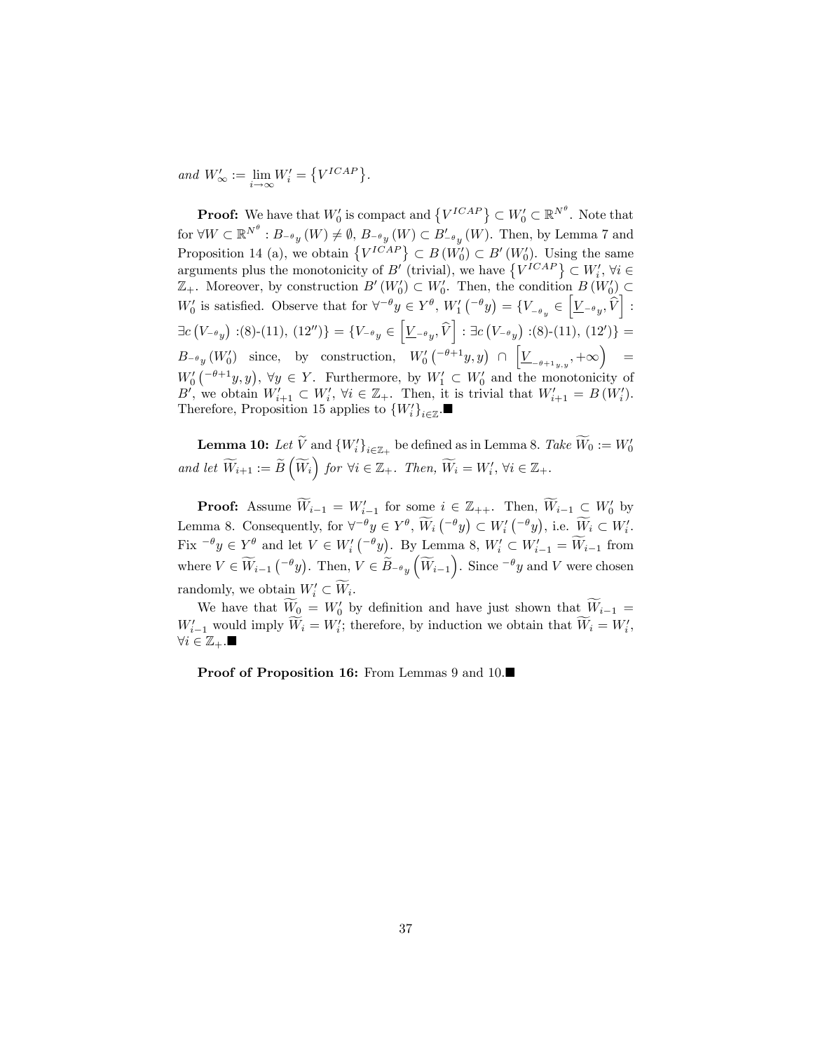*and* $W'_\infty := \lim_{i\to\infty} W'_i = \{V^{ICAP}\}$.

**Proof:** We have that $W'_0$ is compact and $\{V^{ICAP}\} \subset W'_0 \subset \mathbb{R}^{N^\theta}$. Note that for $\forall W \subset \mathbb{R}^{N^\theta}: B_{^{-\theta}y}(W) \neq \emptyset$, $B_{^{-\theta}y}(W) \subset B'_{^{-\theta}y}(W)$. Then, by Lemma 7 and Proposition 14 (a), we obtain $\{V^{ICAP}\} \subset B(W'_0) \subset B'(W'_0)$. Using the same arguments plus the monotonicity of $B'$ (trivial), we have $\{V^{ICAP}\} \subset W'_i$, $\forall i \in \mathbb{Z}_+$. Moreover, by construction $B'(W'_0) \subset W'_0$. Then, the condition $B(W'_0) \subset W'_0$ is satisfied. Observe that for $\forall^{-\theta}y \in Y^\theta$, $W'_1(^{-\theta}y) = \{V_{^{-\theta}y} \in \left[\underline{V}_{^{-\theta}y}, \widehat{V}\right] : \exists c\left(V_{^{-\theta}y}\right)$ :(8)-(11), (12′′)$\} = \{V_{^{-\theta}y} \in \left[\underline{V}_{^{-\theta}y}, \widehat{V}\right] : \exists c\left(V_{^{-\theta}y}\right)$ :(8)-(11), (12′)$\} = B_{^{-\theta}y}(W'_0)$ since, by construction, $W'_0(^{-\theta+1}y, y) \cap \left[\underline{V}_{^{-\theta+1}y,y}, +\infty\right) = W'_0(^{-\theta+1}y, y)$, $\forall y \in Y$. Furthermore, by $W'_1 \subset W'_0$ and the monotonicity of $B'$, we obtain $W'_{i+1} \subset W'_i$, $\forall i \in \mathbb{Z}_+$. Then, it is trivial that $W'_{i+1} = B(W'_i)$. Therefore, Proposition 15 applies to $\{W'_i\}_{i\in\mathbb{Z}}$.■

**Lemma 10:** *Let* $\widetilde{V}$ and $\{W'_i\}_{i\in\mathbb{Z}_+}$ be defined as in Lemma 8. *Take* $\widetilde{W}_0 := W'_0$ *and let* $\widetilde{W}_{i+1} := \widetilde{B}\left(\widetilde{W}_i\right)$ *for* $\forall i \in \mathbb{Z}_+$. *Then,* $\widetilde{W}_i = W'_i$, $\forall i \in \mathbb{Z}_+$.

**Proof:** Assume $\widetilde{W}_{i-1} = W'_{i-1}$ for some $i \in \mathbb{Z}_{++}$. Then, $\widetilde{W}_{i-1} \subset W'_0$ by Lemma 8. Consequently, for $\forall^{-\theta}y \in Y^\theta$, $\widetilde{W}_i(^{-\theta}y) \subset W'_i(^{-\theta}y)$, i.e. $\widetilde{W}_i \subset W'_i$. Fix $^{-\theta}y \in Y^\theta$ and let $V \in W'_i(^{-\theta}y)$. By Lemma 8, $W'_i \subset W'_{i-1} = \widetilde{W}_{i-1}$ from where $V \in \widetilde{W}_{i-1}(^{-\theta}y)$. Then, $V \in \widetilde{B}_{^{-\theta}y}\left(\widetilde{W}_{i-1}\right)$. Since $^{-\theta}y$ and $V$ were chosen randomly, we obtain $W'_i \subset \widetilde{W}_i$.

We have that $\widetilde{W}_0 = W'_0$ by definition and have just shown that $\widetilde{W}_{i-1} = W'_{i-1}$ would imply $\widetilde{W}_i = W'_i$; therefore, by induction we obtain that $\widetilde{W}_i = W'_i$, $\forall i \in \mathbb{Z}_+$.■

**Proof of Proposition 16:** From Lemmas 9 and 10.■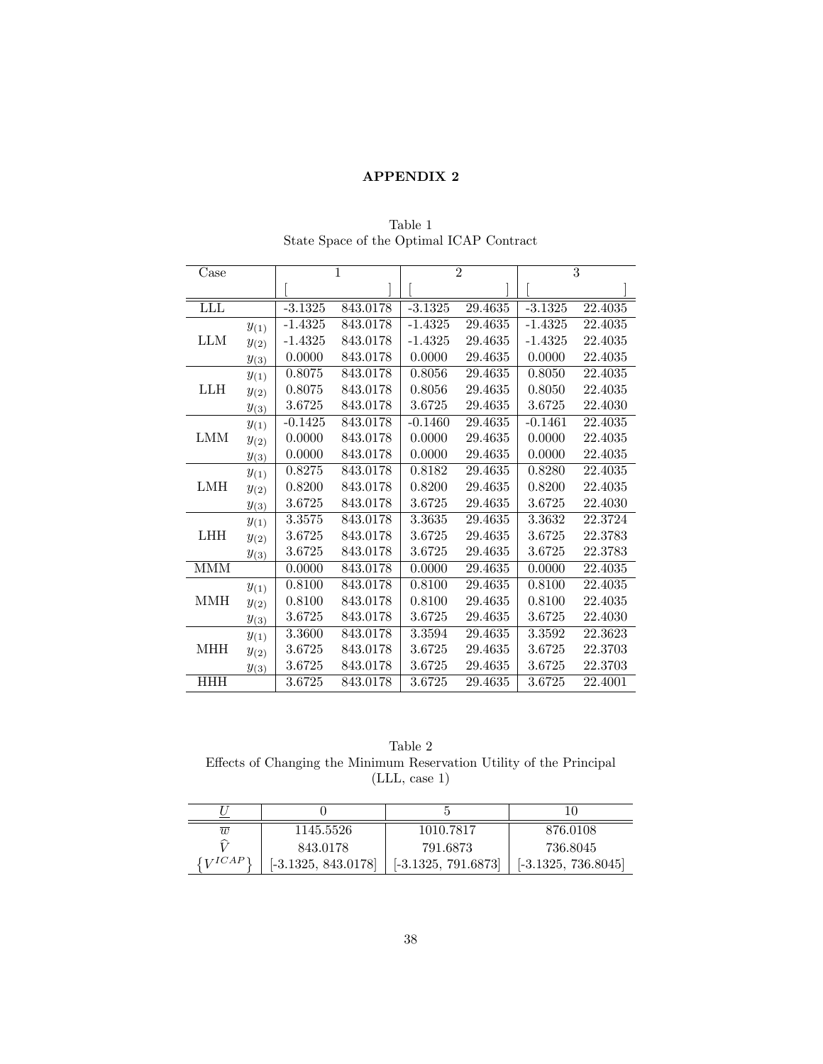# APPENDIX 2

Table 1
State Space of the Optimal ICAP Contract

| Case | | 1 | | 2 | | 3 | |
|---|---|---|---|---|---|---|---|
| | | [ | ] | [ | ] | [ | ] |
| LLL | | -3.1325 | 843.0178 | -3.1325 | 29.4635 | -3.1325 | 22.4035 |
| LLM | $y_{(1)}$ | -1.4325 | 843.0178 | -1.4325 | 29.4635 | -1.4325 | 22.4035 |
| | $y_{(2)}$ | -1.4325 | 843.0178 | -1.4325 | 29.4635 | -1.4325 | 22.4035 |
| | $y_{(3)}$ | 0.0000 | 843.0178 | 0.0000 | 29.4635 | 0.0000 | 22.4035 |
| LLH | $y_{(1)}$ | 0.8075 | 843.0178 | 0.8056 | 29.4635 | 0.8050 | 22.4035 |
| | $y_{(2)}$ | 0.8075 | 843.0178 | 0.8056 | 29.4635 | 0.8050 | 22.4035 |
| | $y_{(3)}$ | 3.6725 | 843.0178 | 3.6725 | 29.4635 | 3.6725 | 22.4030 |
| LMM | $y_{(1)}$ | -0.1425 | 843.0178 | -0.1460 | 29.4635 | -0.1461 | 22.4035 |
| | $y_{(2)}$ | 0.0000 | 843.0178 | 0.0000 | 29.4635 | 0.0000 | 22.4035 |
| | $y_{(3)}$ | 0.0000 | 843.0178 | 0.0000 | 29.4635 | 0.0000 | 22.4035 |
| LMH | $y_{(1)}$ | 0.8275 | 843.0178 | 0.8182 | 29.4635 | 0.8280 | 22.4035 |
| | $y_{(2)}$ | 0.8200 | 843.0178 | 0.8200 | 29.4635 | 0.8200 | 22.4035 |
| | $y_{(3)}$ | 3.6725 | 843.0178 | 3.6725 | 29.4635 | 3.6725 | 22.4030 |
| LHH | $y_{(1)}$ | 3.3575 | 843.0178 | 3.3635 | 29.4635 | 3.3632 | 22.3724 |
| | $y_{(2)}$ | 3.6725 | 843.0178 | 3.6725 | 29.4635 | 3.6725 | 22.3783 |
| | $y_{(3)}$ | 3.6725 | 843.0178 | 3.6725 | 29.4635 | 3.6725 | 22.3783 |
| MMM | | 0.0000 | 843.0178 | 0.0000 | 29.4635 | 0.0000 | 22.4035 |
| MMH | $y_{(1)}$ | 0.8100 | 843.0178 | 0.8100 | 29.4635 | 0.8100 | 22.4035 |
| | $y_{(2)}$ | 0.8100 | 843.0178 | 0.8100 | 29.4635 | 0.8100 | 22.4035 |
| | $y_{(3)}$ | 3.6725 | 843.0178 | 3.6725 | 29.4635 | 3.6725 | 22.4030 |
| MHH | $y_{(1)}$ | 3.3600 | 843.0178 | 3.3594 | 29.4635 | 3.3592 | 22.3623 |
| | $y_{(2)}$ | 3.6725 | 843.0178 | 3.6725 | 29.4635 | 3.6725 | 22.3703 |
| | $y_{(3)}$ | 3.6725 | 843.0178 | 3.6725 | 29.4635 | 3.6725 | 22.3703 |
| HHH | | 3.6725 | 843.0178 | 3.6725 | 29.4635 | 3.6725 | 22.4001 |

Table 2
Effects of Changing the Minimum Reservation Utility of the Principal
(LLL, case 1)

| $\underline{U}$ | 0 | 5 | 10 |
|---|---|---|---|
| $\overline{w}$ | 1145.5526 | 1010.7817 | 876.0108 |
| $\widehat{V}$ | 843.0178 | 791.6873 | 736.8045 |
| $\{V^{ICAP}\}$ | [-3.1325, 843.0178] | [-3.1325, 791.6873] | [-3.1325, 736.8045] |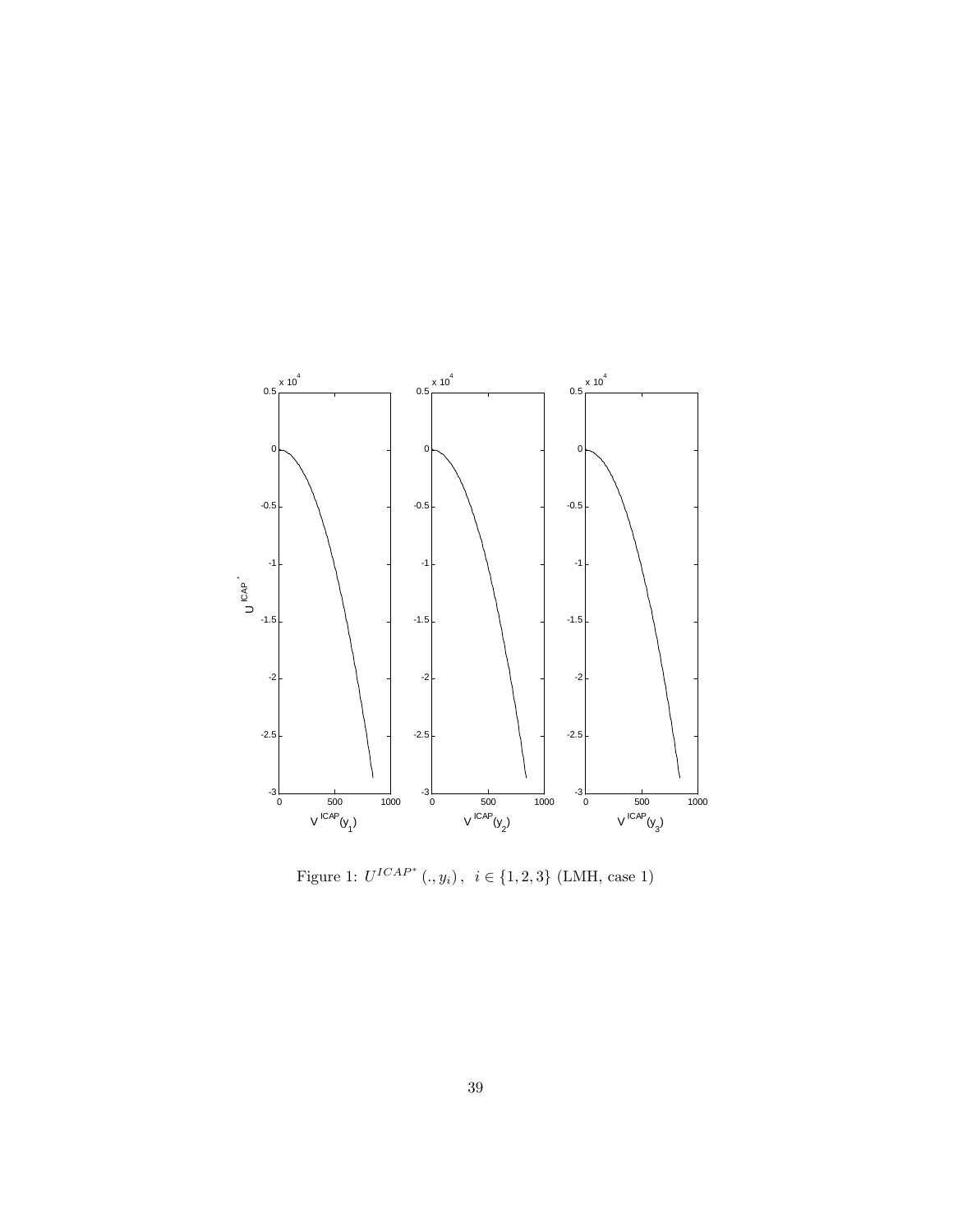Figure 1: $U^{ICAP^*}(., y_i)\,,\ i \in \{1, 2, 3\}$ (LMH, case 1)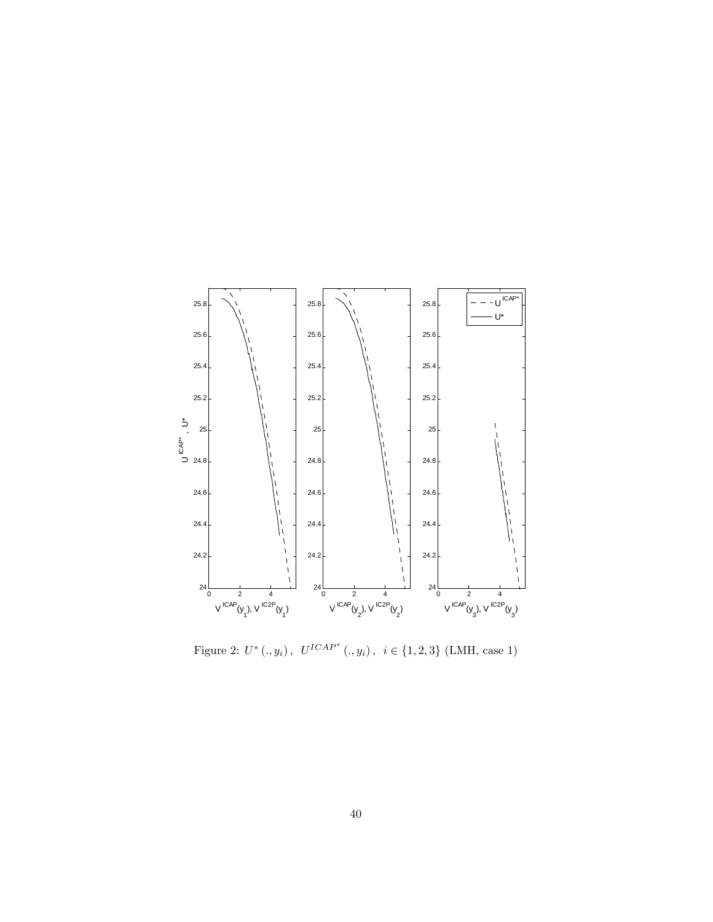Figure 2: $U^*(., y_i)$, $U^{ICAP^*}(., y_i)$, $i \in \{1, 2, 3\}$ (LMH, case 1)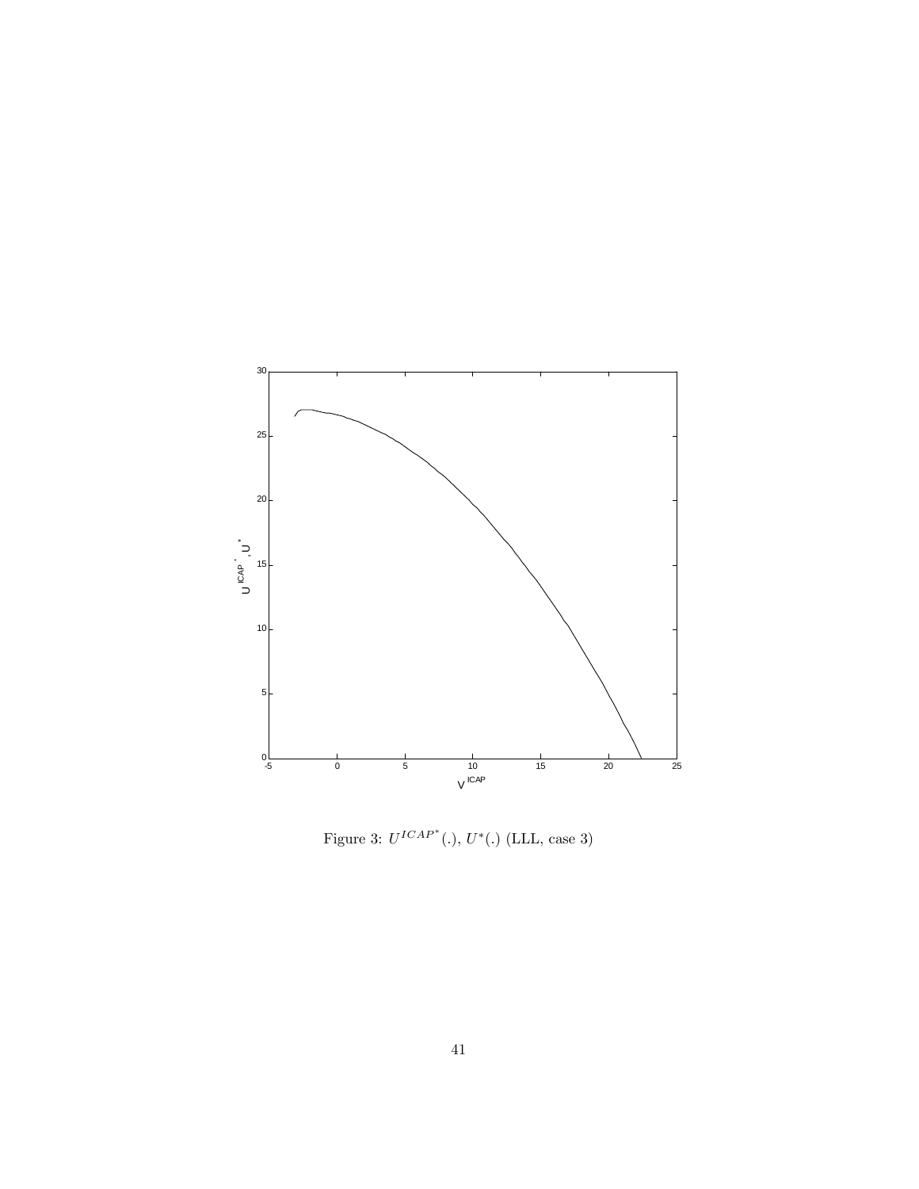Figure 3: $U^{ICAP^*}(.)$, $U^*(.)$ (LLL, case 3)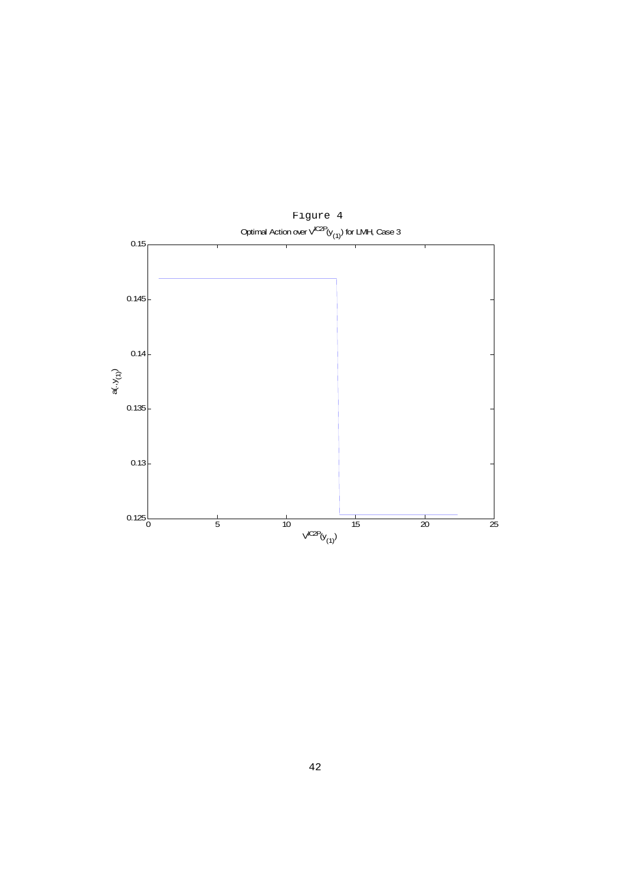Figure 4

Optimal Action over $V^{IC2P}(y_{(1)})$ for LMH, Case 3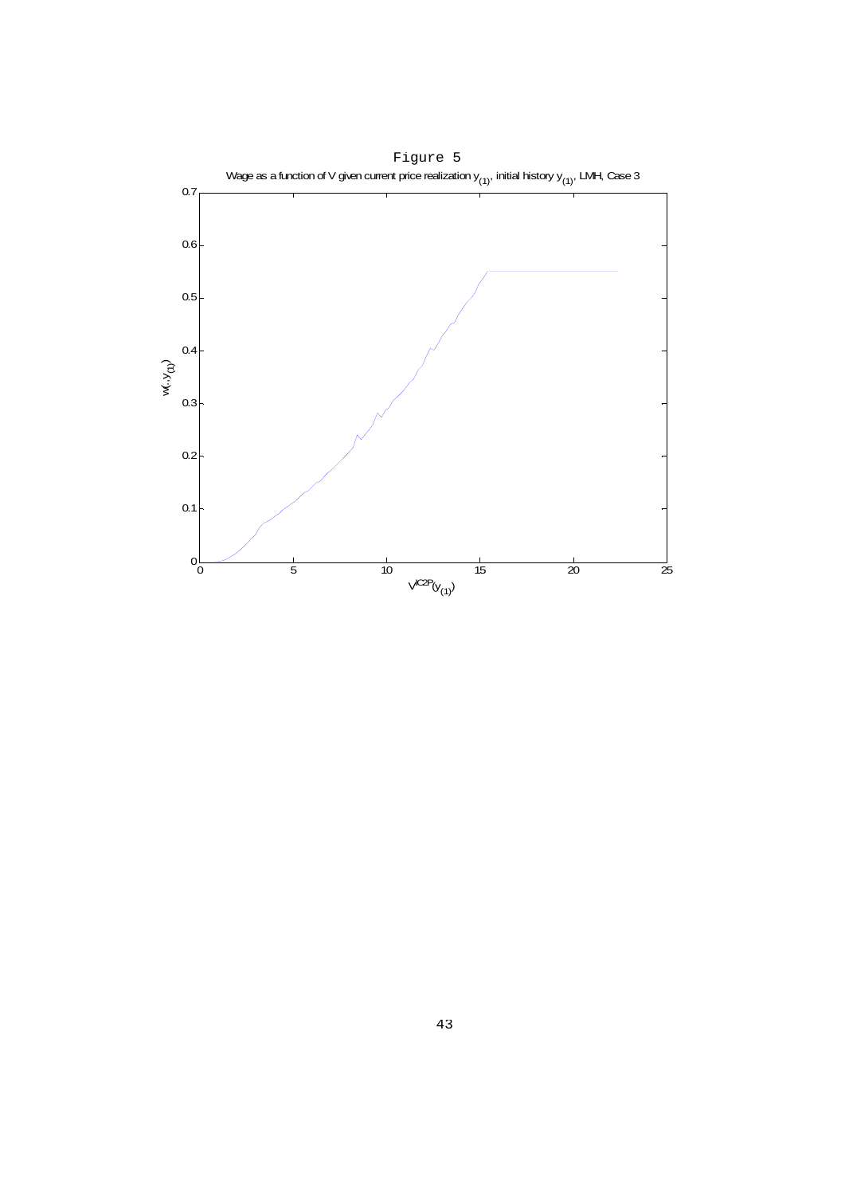Figure 5

Wage as a function of V given current price realization $y_{(1)}$, initial history $y_{(1)}$, LMH, Case 3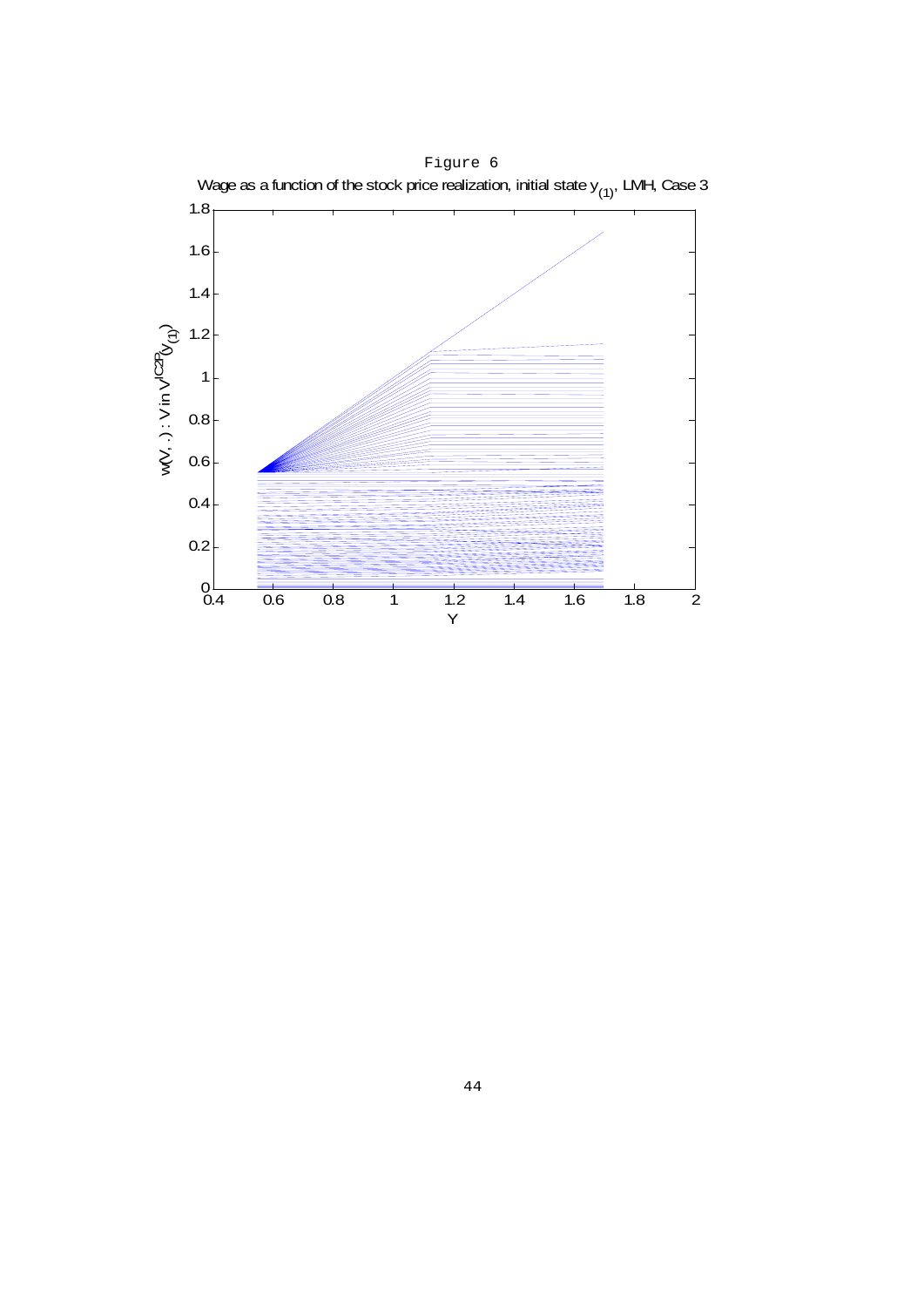Figure 6

Wage as a function of the stock price realization, initial state $y_{(1)}$, LMH, Case 3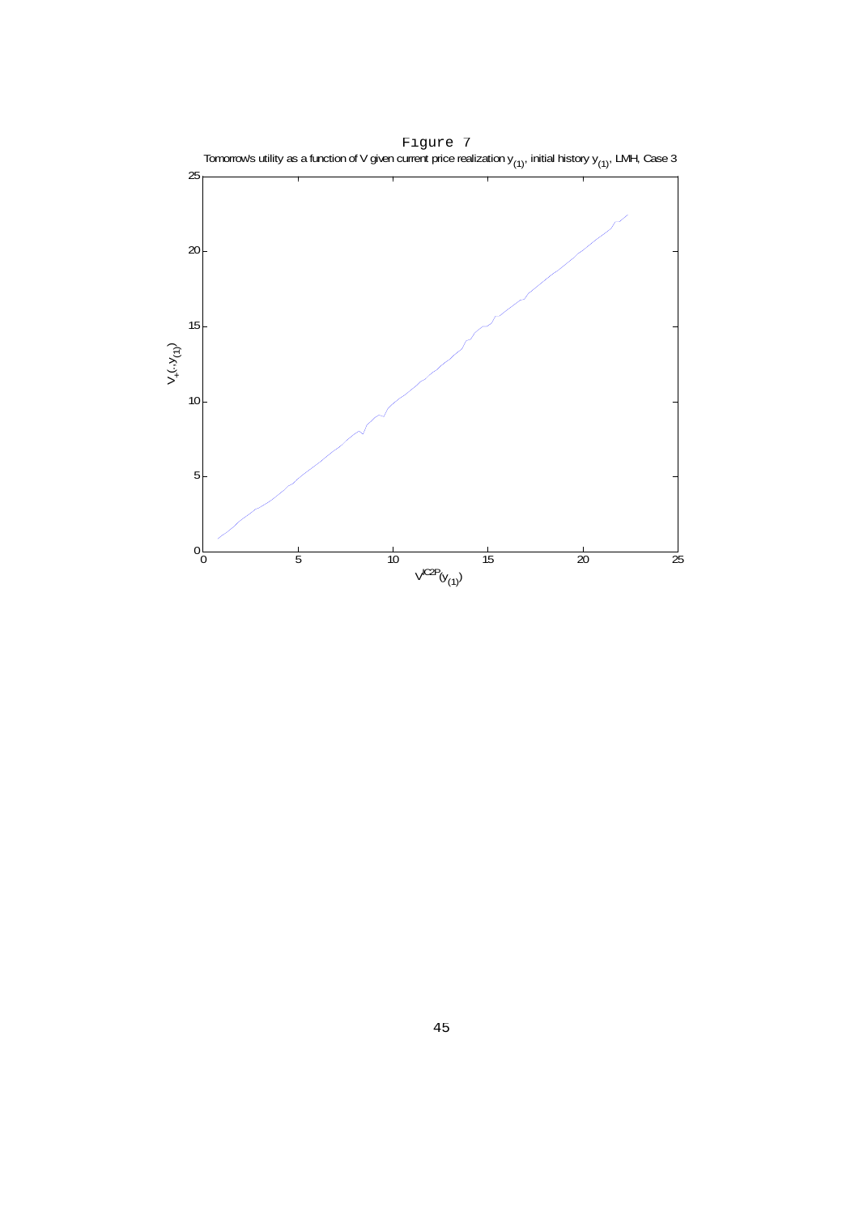Figure 7

Tomorrow's utility as a function of V given current price realization $y_{(1)}$, initial history $y_{(1)}$, LMH, Case 3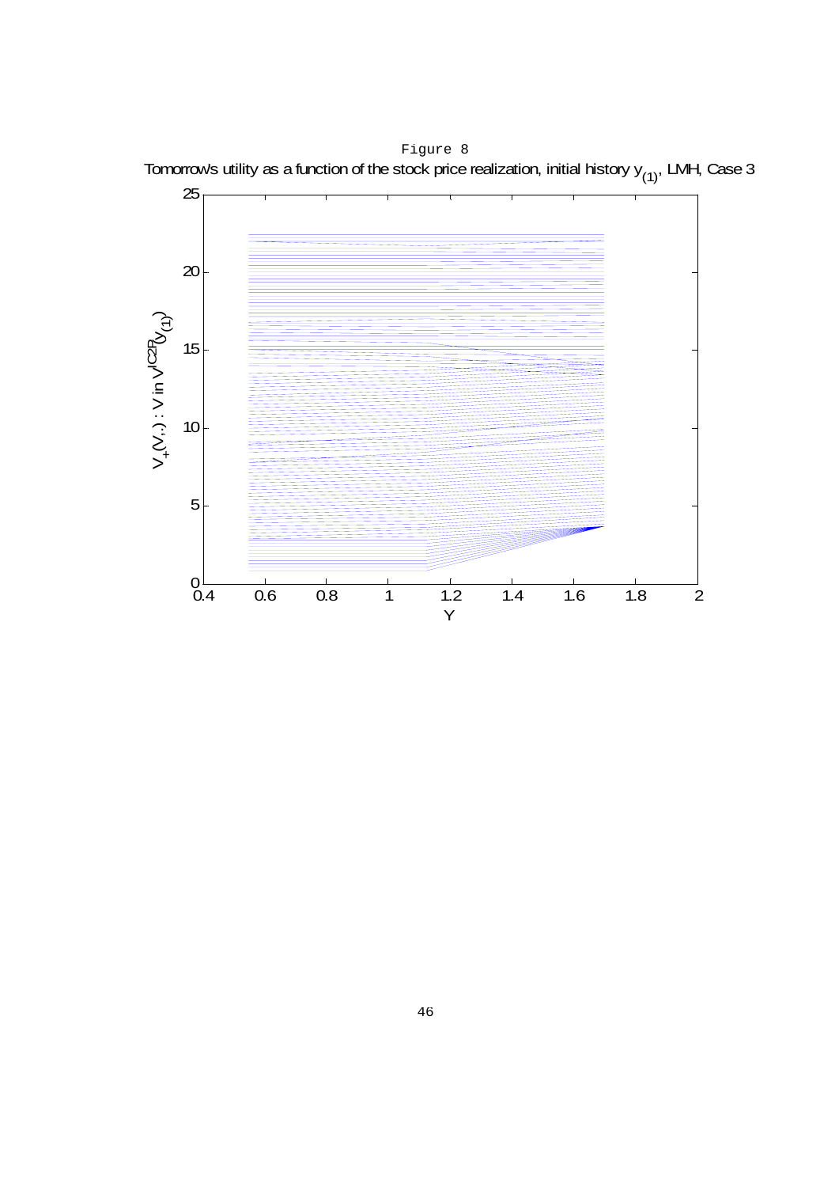Figure 8

Tomorrow's utility as a function of the stock price realization, initial history $y_{(1)}$, LMH, Case 3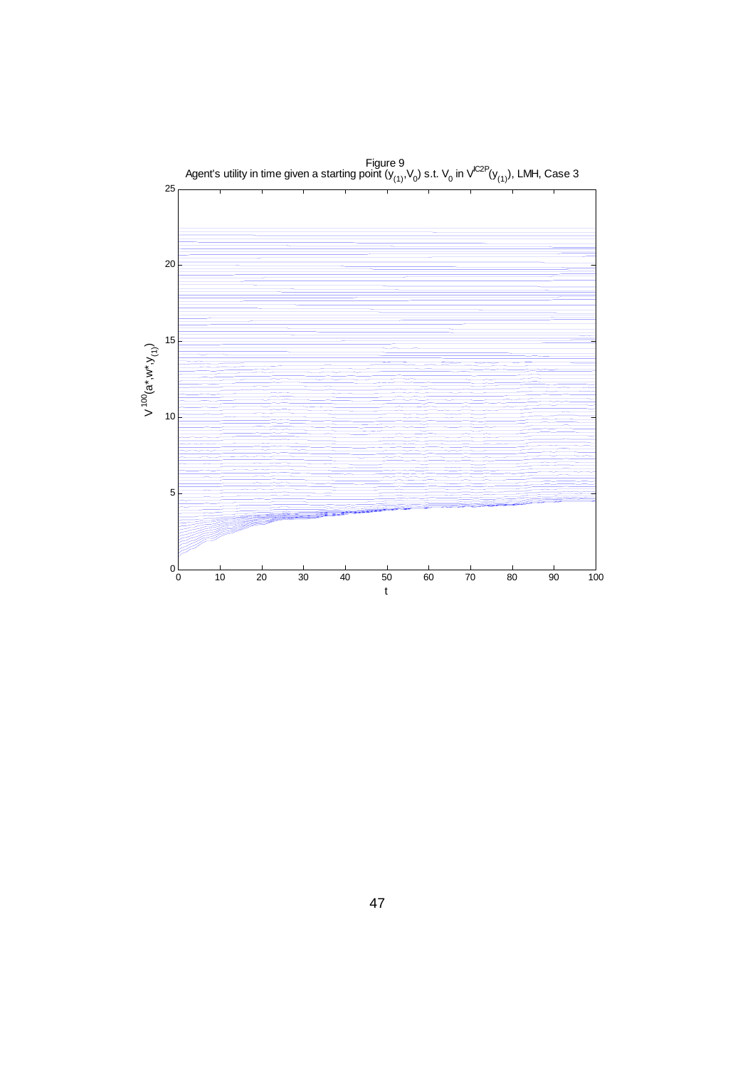Figure 9
Agent's utility in time given a starting point $(y_{(1)},V_0)$ s.t. $V_0$ in $V^{IC2P}(y_{(1)})$, LMH, Case 3

25
20
15
10
5
0

$V^{100}(a^*,w^*,y_{(1)})$

0 10 20 30 40 50 60 70 80 90 100

t